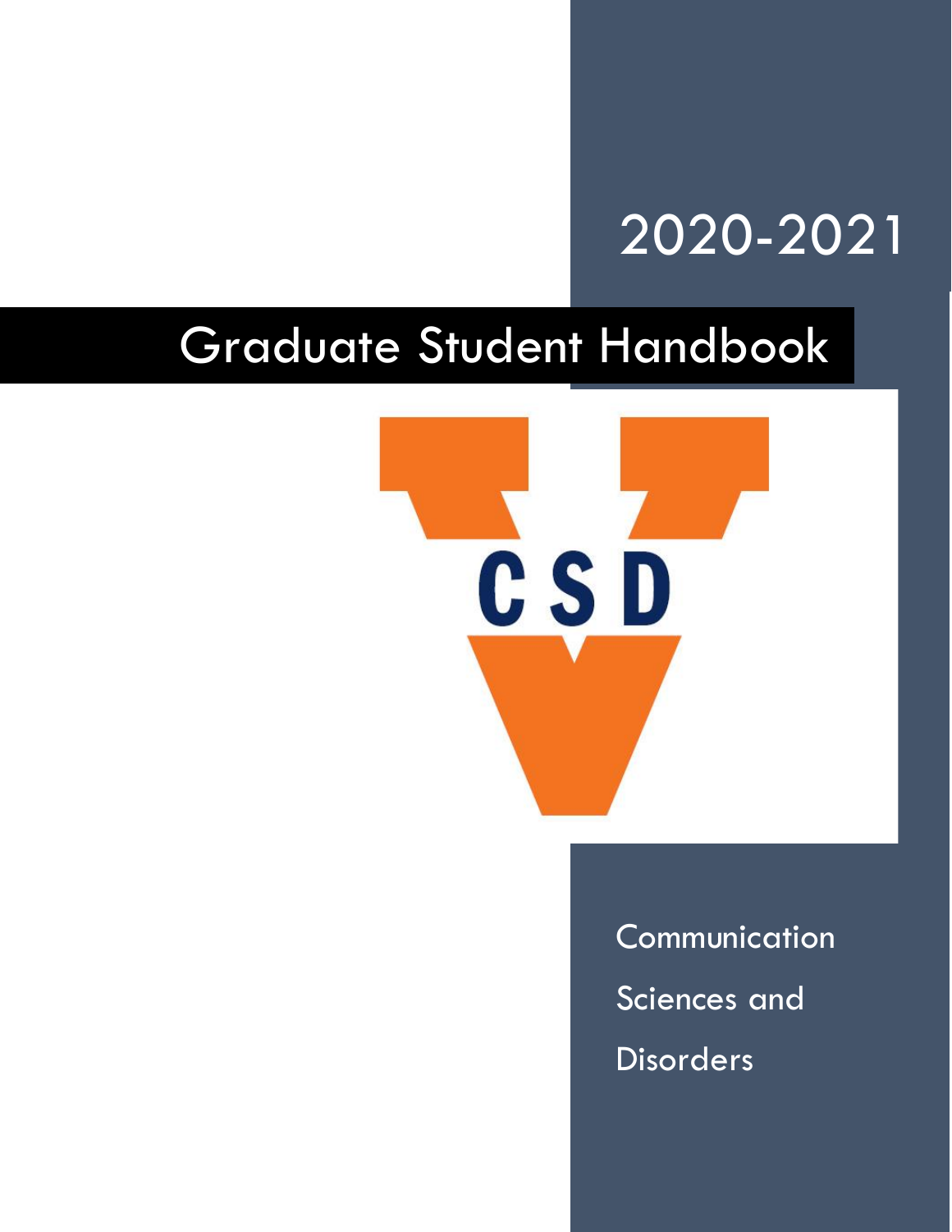2020-2021

# Graduate Student Handbook

CSD

Communication Sciences and Disorders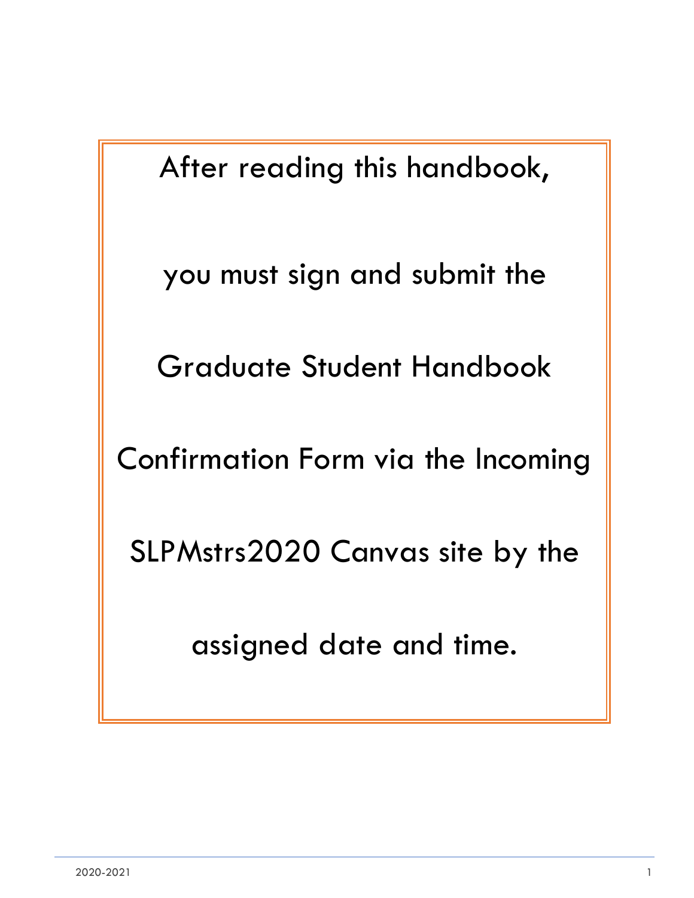After reading this handbook,

you must sign and submit the

Graduate Student Handbook

Confirmation Form via the Incoming

SLPMstrs2020 Canvas site by the

assigned date and time.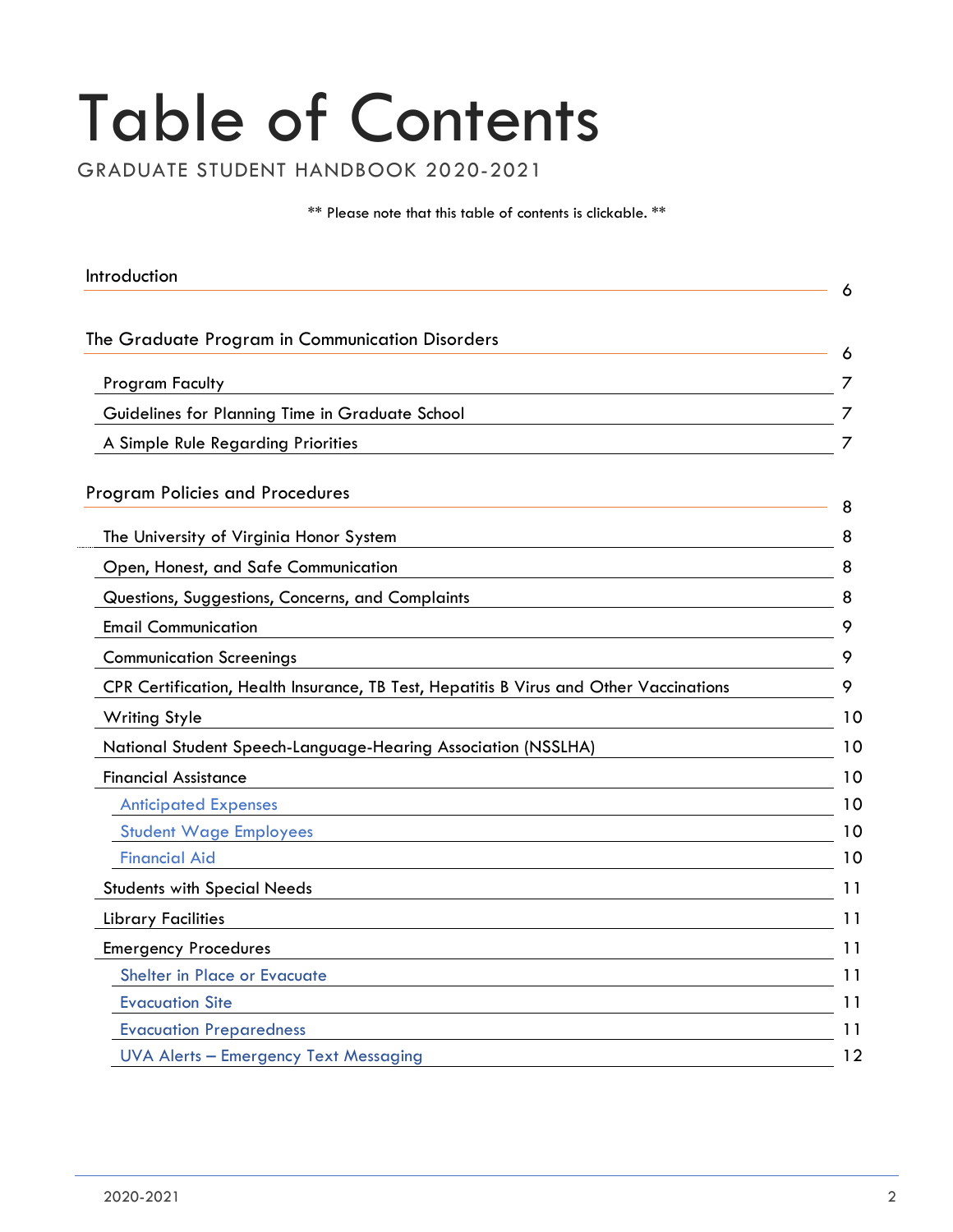# Table of Contents

GRADUATE STUDENT HANDBOOK 2020-2021

** Please note that this table of contents is clickable. **

- Introduction — 6
- The Graduate Program in Communication Disorders — 6
  - Program Faculty — 7
  - Guidelines for Planning Time in Graduate School — 7
  - A Simple Rule Regarding Priorities — 7
- Program Policies and Procedures — 8
  - The University of Virginia Honor System — 8
  - Open, Honest, and Safe Communication — 8
  - Questions, Suggestions, Concerns, and Complaints — 8
  - Email Communication — 9
  - Communication Screenings — 9
  - CPR Certification, Health Insurance, TB Test, Hepatitis B Virus and Other Vaccinations — 9
  - Writing Style — 10
  - National Student Speech-Language-Hearing Association (NSSLHA) — 10
  - Financial Assistance — 10
    - Anticipated Expenses — 10
    - Student Wage Employees — 10
    - Financial Aid — 10
  - Students with Special Needs — 11
  - Library Facilities — 11
  - Emergency Procedures — 11
    - Shelter in Place or Evacuate — 11
    - Evacuation Site — 11
    - Evacuation Preparedness — 11
    - UVA Alerts – Emergency Text Messaging — 12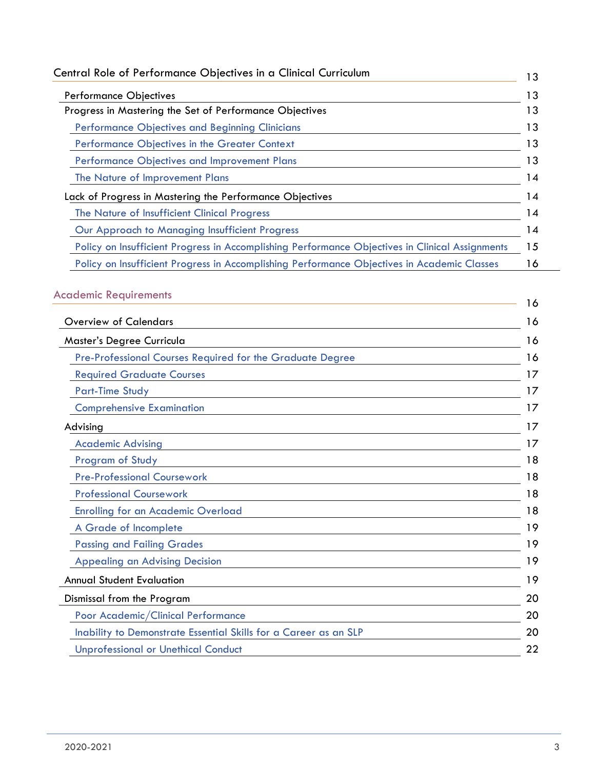| | |
|---|---|
| Central Role of Performance Objectives in a Clinical Curriculum | 13 |
| Performance Objectives | 13 |
| Progress in Mastering the Set of Performance Objectives | 13 |
| Performance Objectives and Beginning Clinicians | 13 |
| Performance Objectives in the Greater Context | 13 |
| Performance Objectives and Improvement Plans | 13 |
| The Nature of Improvement Plans | 14 |
| Lack of Progress in Mastering the Performance Objectives | 14 |
| The Nature of Insufficient Clinical Progress | 14 |
| Our Approach to Managing Insufficient Progress | 14 |
| Policy on Insufficient Progress in Accomplishing Performance Objectives in Clinical Assignments | 15 |
| Policy on Insufficient Progress in Accomplishing Performance Objectives in Academic Classes | 16 |
| Academic Requirements | 16 |
| Overview of Calendars | 16 |
| Master's Degree Curricula | 16 |
| Pre-Professional Courses Required for the Graduate Degree | 16 |
| Required Graduate Courses | 17 |
| Part-Time Study | 17 |
| Comprehensive Examination | 17 |
| Advising | 17 |
| Academic Advising | 17 |
| Program of Study | 18 |
| Pre-Professional Coursework | 18 |
| Professional Coursework | 18 |
| Enrolling for an Academic Overload | 18 |
| A Grade of Incomplete | 19 |
| Passing and Failing Grades | 19 |
| Appealing an Advising Decision | 19 |
| Annual Student Evaluation | 19 |
| Dismissal from the Program | 20 |
| Poor Academic/Clinical Performance | 20 |
| Inability to Demonstrate Essential Skills for a Career as an SLP | 20 |
| Unprofessional or Unethical Conduct | 22 |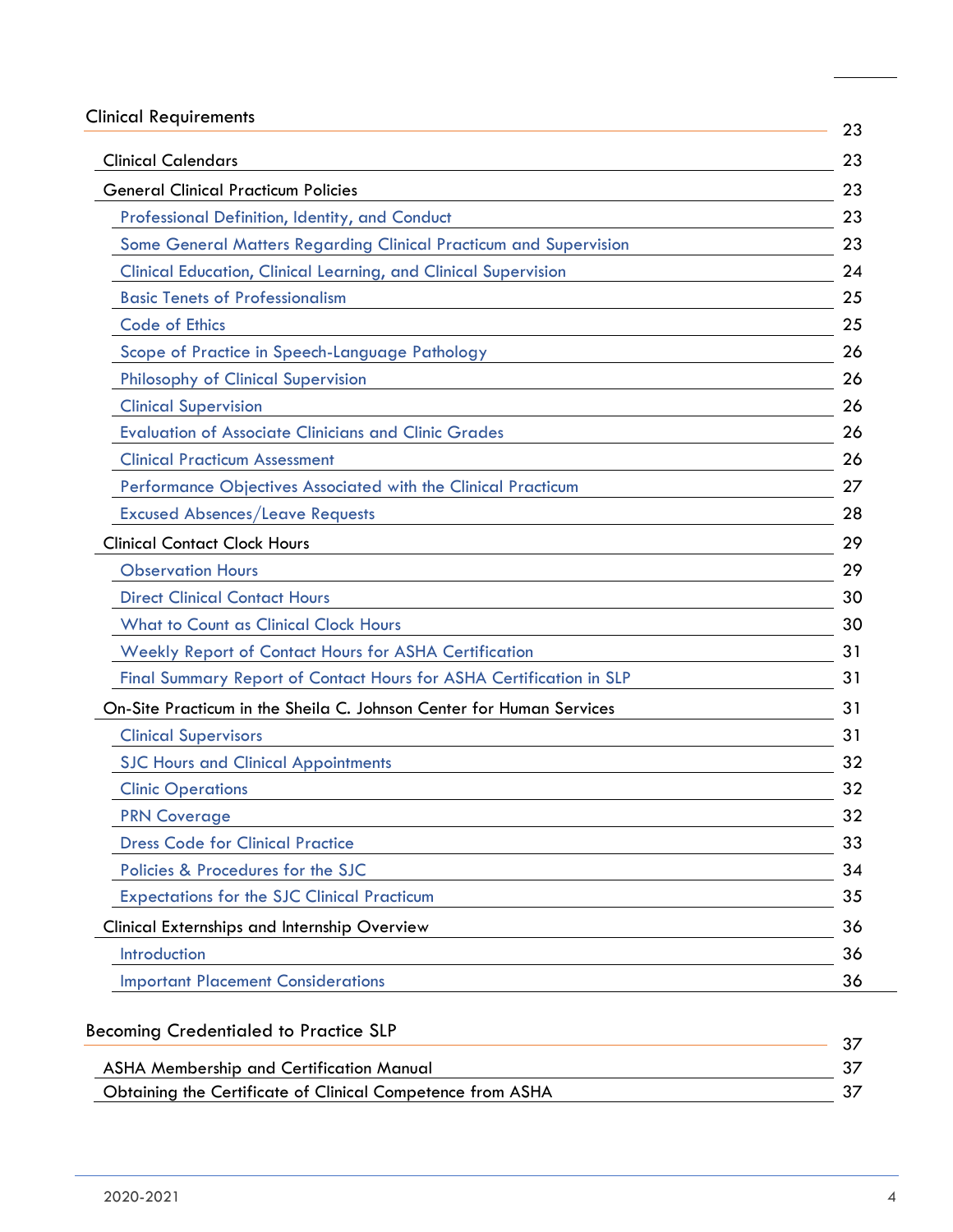| Clinical Requirements | 23 |
|---|---|
| Clinical Calendars | 23 |
| General Clinical Practicum Policies | 23 |
| Professional Definition, Identity, and Conduct | 23 |
| Some General Matters Regarding Clinical Practicum and Supervision | 23 |
| Clinical Education, Clinical Learning, and Clinical Supervision | 24 |
| Basic Tenets of Professionalism | 25 |
| Code of Ethics | 25 |
| Scope of Practice in Speech-Language Pathology | 26 |
| Philosophy of Clinical Supervision | 26 |
| Clinical Supervision | 26 |
| Evaluation of Associate Clinicians and Clinic Grades | 26 |
| Clinical Practicum Assessment | 26 |
| Performance Objectives Associated with the Clinical Practicum | 27 |
| Excused Absences/Leave Requests | 28 |
| Clinical Contact Clock Hours | 29 |
| Observation Hours | 29 |
| Direct Clinical Contact Hours | 30 |
| What to Count as Clinical Clock Hours | 30 |
| Weekly Report of Contact Hours for ASHA Certification | 31 |
| Final Summary Report of Contact Hours for ASHA Certification in SLP | 31 |
| On-Site Practicum in the Sheila C. Johnson Center for Human Services | 31 |
| Clinical Supervisors | 31 |
| SJC Hours and Clinical Appointments | 32 |
| Clinic Operations | 32 |
| PRN Coverage | 32 |
| Dress Code for Clinical Practice | 33 |
| Policies & Procedures for the SJC | 34 |
| Expectations for the SJC Clinical Practicum | 35 |
| Clinical Externships and Internship Overview | 36 |
| Introduction | 36 |
| Important Placement Considerations | 36 |
| Becoming Credentialed to Practice SLP | 37 |
| ASHA Membership and Certification Manual | 37 |
| Obtaining the Certificate of Clinical Competence from ASHA | 37 |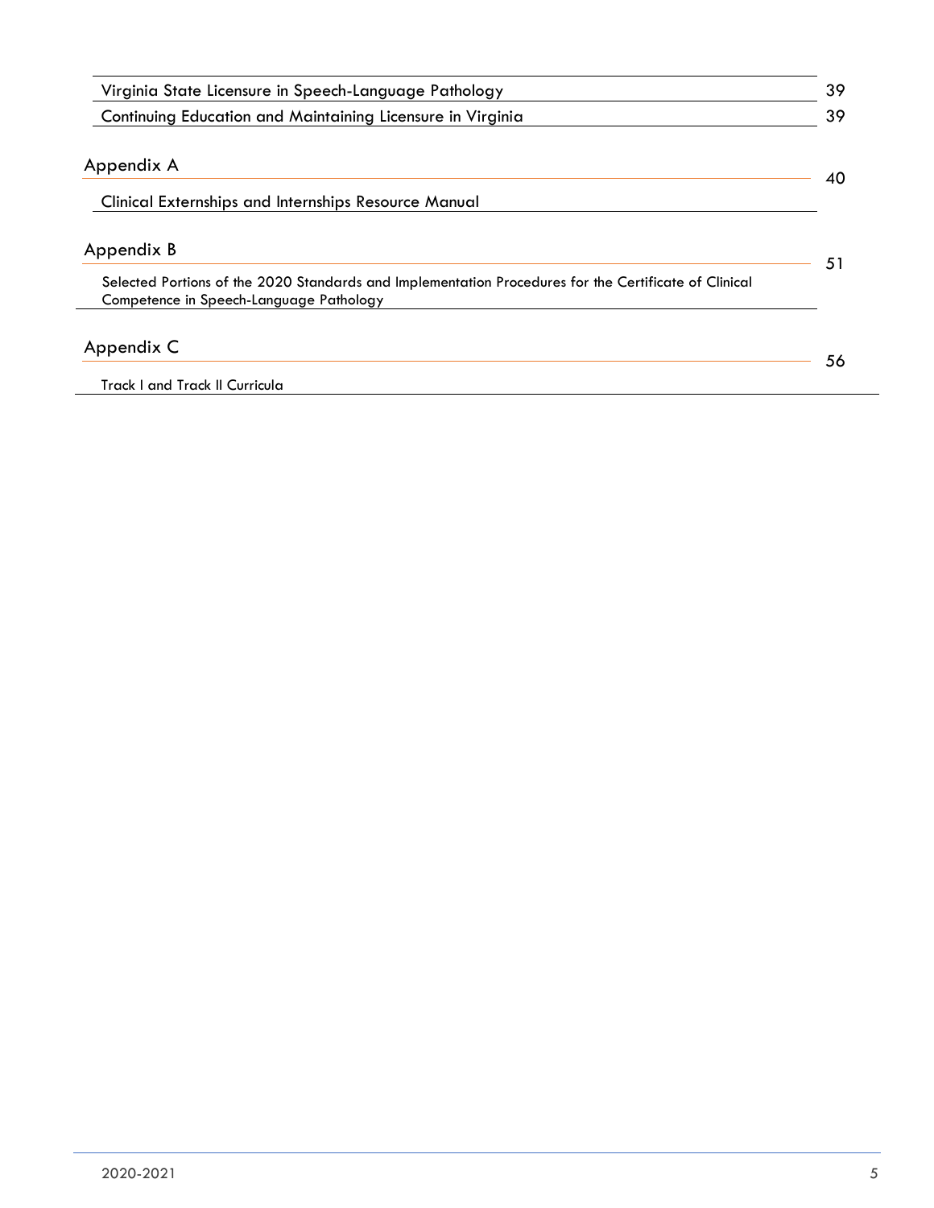Virginia State Licensure in Speech-Language Pathology 39

Continuing Education and Maintaining Licensure in Virginia 39

Appendix A 40

Clinical Externships and Internships Resource Manual

Appendix B 51

Selected Portions of the 2020 Standards and Implementation Procedures for the Certificate of Clinical Competence in Speech-Language Pathology

Appendix C 56

Track I and Track II Curricula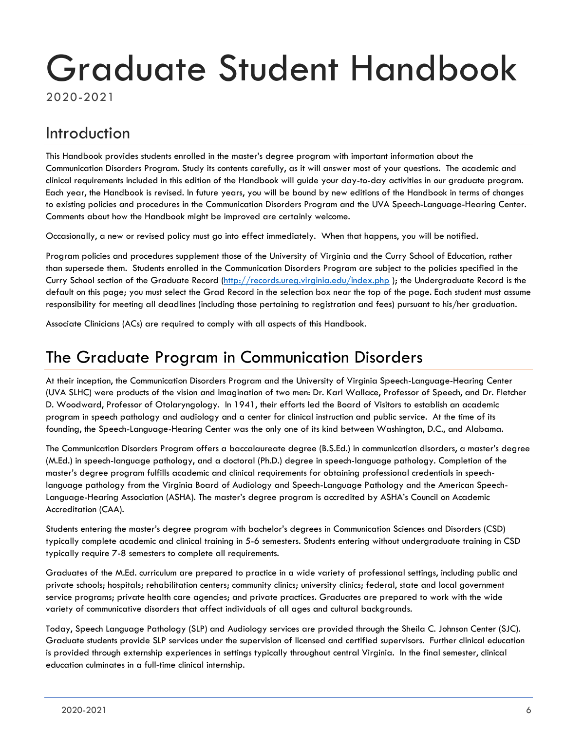# Graduate Student Handbook

2020-2021

## Introduction

This Handbook provides students enrolled in the master's degree program with important information about the Communication Disorders Program. Study its contents carefully, as it will answer most of your questions. The academic and clinical requirements included in this edition of the Handbook will guide your day-to-day activities in our graduate program. Each year, the Handbook is revised. In future years, you will be bound by new editions of the Handbook in terms of changes to existing policies and procedures in the Communication Disorders Program and the UVA Speech-Language-Hearing Center. Comments about how the Handbook might be improved are certainly welcome.

Occasionally, a new or revised policy must go into effect immediately. When that happens, you will be notified.

Program policies and procedures supplement those of the University of Virginia and the Curry School of Education, rather than supersede them. Students enrolled in the Communication Disorders Program are subject to the policies specified in the Curry School section of the Graduate Record (http://records.ureg.virginia.edu/index.php ); the Undergraduate Record is the default on this page; you must select the Grad Record in the selection box near the top of the page. Each student must assume responsibility for meeting all deadlines (including those pertaining to registration and fees) pursuant to his/her graduation.

Associate Clinicians (ACs) are required to comply with all aspects of this Handbook.

## The Graduate Program in Communication Disorders

At their inception, the Communication Disorders Program and the University of Virginia Speech-Language-Hearing Center (UVA SLHC) were products of the vision and imagination of two men: Dr. Karl Wallace, Professor of Speech, and Dr. Fletcher D. Woodward, Professor of Otolaryngology. In 1941, their efforts led the Board of Visitors to establish an academic program in speech pathology and audiology and a center for clinical instruction and public service. At the time of its founding, the Speech-Language-Hearing Center was the only one of its kind between Washington, D.C., and Alabama.

The Communication Disorders Program offers a baccalaureate degree (B.S.Ed.) in communication disorders, a master's degree (M.Ed.) in speech-language pathology, and a doctoral (Ph.D.) degree in speech-language pathology. Completion of the master's degree program fulfills academic and clinical requirements for obtaining professional credentials in speech-language pathology from the Virginia Board of Audiology and Speech-Language Pathology and the American Speech-Language-Hearing Association (ASHA). The master's degree program is accredited by ASHA's Council on Academic Accreditation (CAA).

Students entering the master's degree program with bachelor's degrees in Communication Sciences and Disorders (CSD) typically complete academic and clinical training in 5-6 semesters. Students entering without undergraduate training in CSD typically require 7-8 semesters to complete all requirements.

Graduates of the M.Ed. curriculum are prepared to practice in a wide variety of professional settings, including public and private schools; hospitals; rehabilitation centers; community clinics; university clinics; federal, state and local government service programs; private health care agencies; and private practices. Graduates are prepared to work with the wide variety of communicative disorders that affect individuals of all ages and cultural backgrounds.

Today, Speech Language Pathology (SLP) and Audiology services are provided through the Sheila C. Johnson Center (SJC). Graduate students provide SLP services under the supervision of licensed and certified supervisors. Further clinical education is provided through externship experiences in settings typically throughout central Virginia. In the final semester, clinical education culminates in a full-time clinical internship.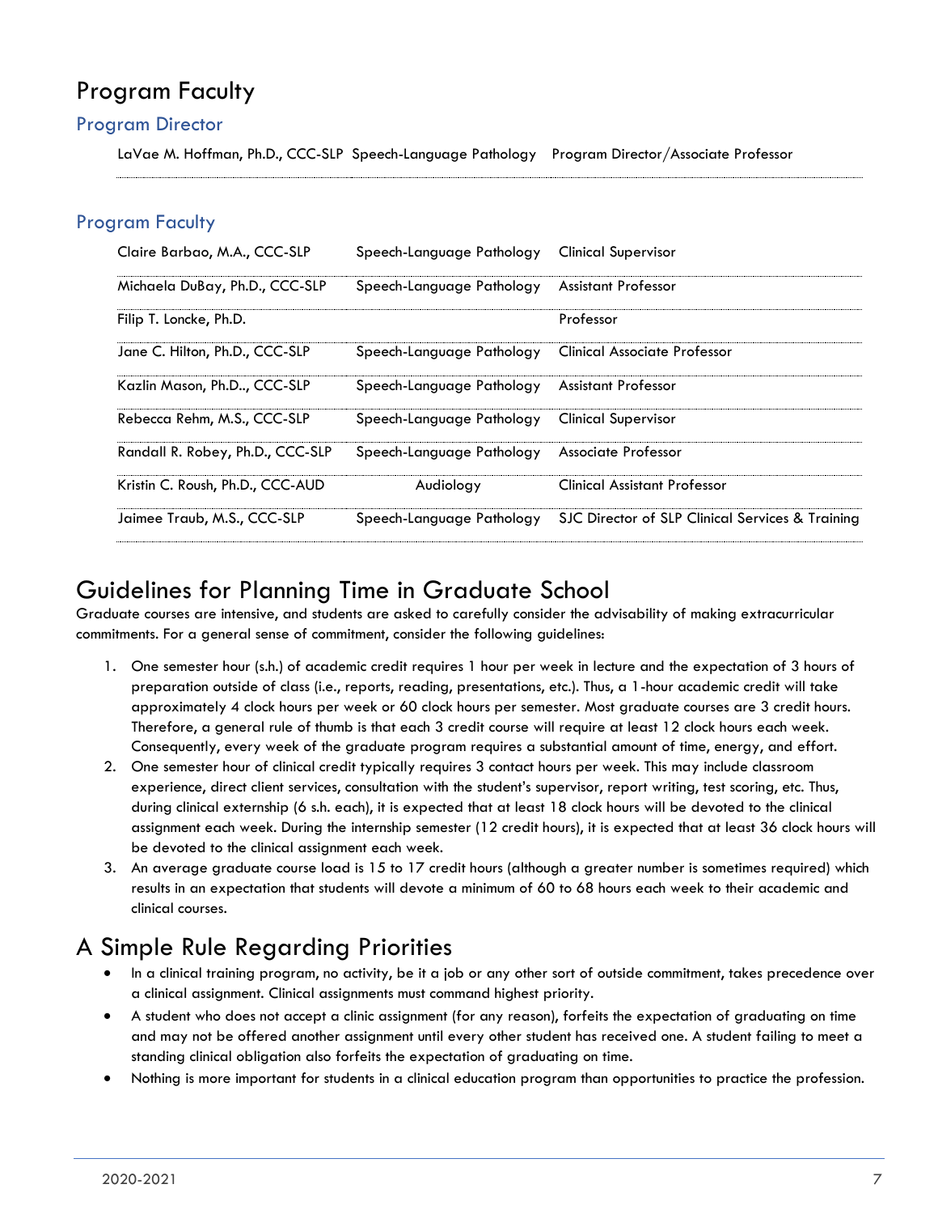# Program Faculty

## Program Director

| | | |
|---|---|---|
| LaVae M. Hoffman, Ph.D., CCC-SLP | Speech-Language Pathology | Program Director/Associate Professor |

## Program Faculty

| | | |
|---|---|---|
| Claire Barbao, M.A., CCC-SLP | Speech-Language Pathology | Clinical Supervisor |
| Michaela DuBay, Ph.D., CCC-SLP | Speech-Language Pathology | Assistant Professor |
| Filip T. Loncke, Ph.D. | | Professor |
| Jane C. Hilton, Ph.D., CCC-SLP | Speech-Language Pathology | Clinical Associate Professor |
| Kazlin Mason, Ph.D.., CCC-SLP | Speech-Language Pathology | Assistant Professor |
| Rebecca Rehm, M.S., CCC-SLP | Speech-Language Pathology | Clinical Supervisor |
| Randall R. Robey, Ph.D., CCC-SLP | Speech-Language Pathology | Associate Professor |
| Kristin C. Roush, Ph.D., CCC-AUD | Audiology | Clinical Assistant Professor |
| Jaimee Traub, M.S., CCC-SLP | Speech-Language Pathology | SJC Director of SLP Clinical Services & Training |

# Guidelines for Planning Time in Graduate School

Graduate courses are intensive, and students are asked to carefully consider the advisability of making extracurricular commitments. For a general sense of commitment, consider the following guidelines:

1. One semester hour (s.h.) of academic credit requires 1 hour per week in lecture and the expectation of 3 hours of preparation outside of class (i.e., reports, reading, presentations, etc.). Thus, a 1-hour academic credit will take approximately 4 clock hours per week or 60 clock hours per semester. Most graduate courses are 3 credit hours. Therefore, a general rule of thumb is that each 3 credit course will require at least 12 clock hours each week. Consequently, every week of the graduate program requires a substantial amount of time, energy, and effort.
2. One semester hour of clinical credit typically requires 3 contact hours per week. This may include classroom experience, direct client services, consultation with the student's supervisor, report writing, test scoring, etc. Thus, during clinical externship (6 s.h. each), it is expected that at least 18 clock hours will be devoted to the clinical assignment each week. During the internship semester (12 credit hours), it is expected that at least 36 clock hours will be devoted to the clinical assignment each week.
3. An average graduate course load is 15 to 17 credit hours (although a greater number is sometimes required) which results in an expectation that students will devote a minimum of 60 to 68 hours each week to their academic and clinical courses.

# A Simple Rule Regarding Priorities

- In a clinical training program, no activity, be it a job or any other sort of outside commitment, takes precedence over a clinical assignment. Clinical assignments must command highest priority.
- A student who does not accept a clinic assignment (for any reason), forfeits the expectation of graduating on time and may not be offered another assignment until every other student has received one. A student failing to meet a standing clinical obligation also forfeits the expectation of graduating on time.
- Nothing is more important for students in a clinical education program than opportunities to practice the profession.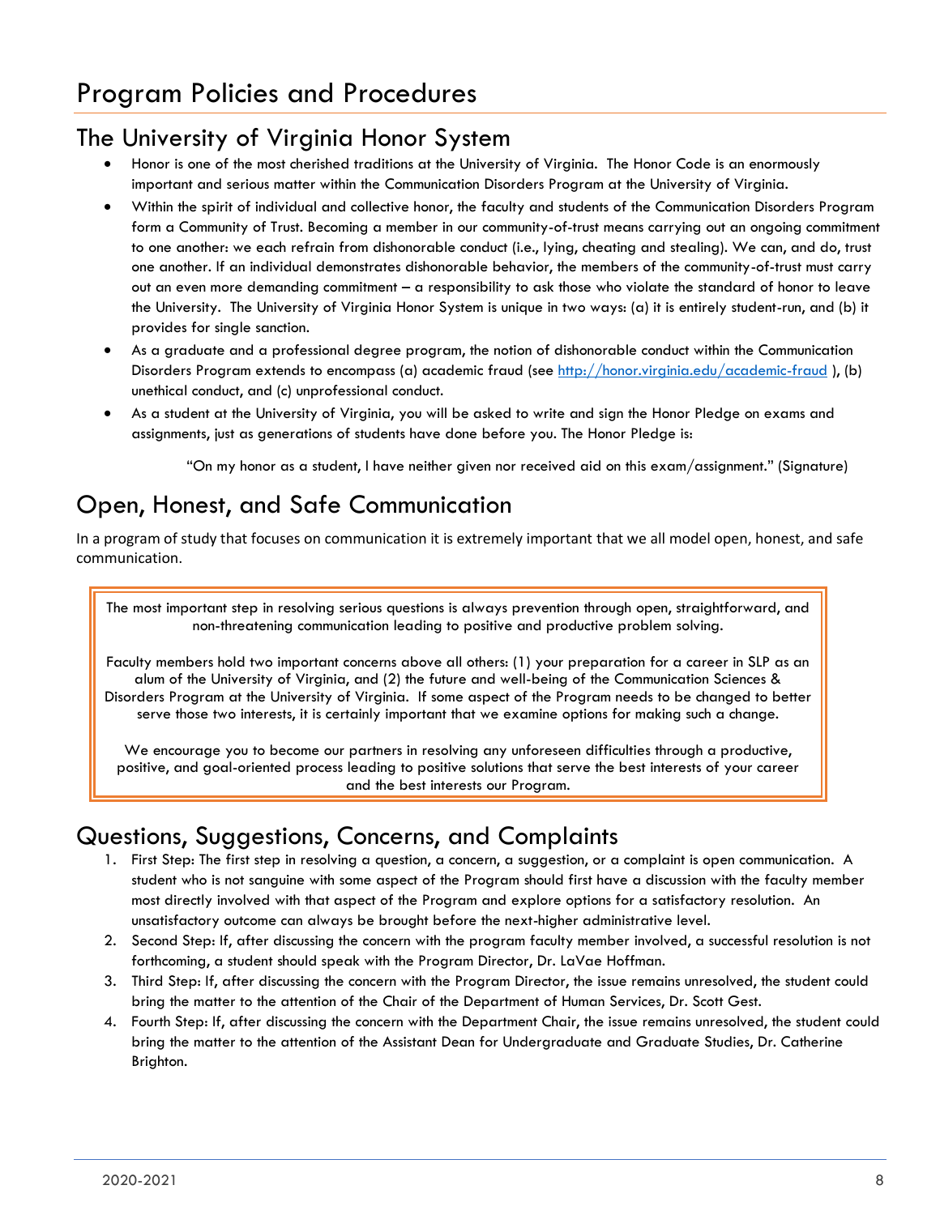# Program Policies and Procedures

## The University of Virginia Honor System

- Honor is one of the most cherished traditions at the University of Virginia. The Honor Code is an enormously important and serious matter within the Communication Disorders Program at the University of Virginia.
- Within the spirit of individual and collective honor, the faculty and students of the Communication Disorders Program form a Community of Trust. Becoming a member in our community-of-trust means carrying out an ongoing commitment to one another: we each refrain from dishonorable conduct (i.e., lying, cheating and stealing). We can, and do, trust one another. If an individual demonstrates dishonorable behavior, the members of the community-of-trust must carry out an even more demanding commitment – a responsibility to ask those who violate the standard of honor to leave the University. The University of Virginia Honor System is unique in two ways: (a) it is entirely student-run, and (b) it provides for single sanction.
- As a graduate and a professional degree program, the notion of dishonorable conduct within the Communication Disorders Program extends to encompass (a) academic fraud (see http://honor.virginia.edu/academic-fraud ), (b) unethical conduct, and (c) unprofessional conduct.
- As a student at the University of Virginia, you will be asked to write and sign the Honor Pledge on exams and assignments, just as generations of students have done before you. The Honor Pledge is:

  "On my honor as a student, I have neither given nor received aid on this exam/assignment." (Signature)

## Open, Honest, and Safe Communication

In a program of study that focuses on communication it is extremely important that we all model open, honest, and safe communication.

> The most important step in resolving serious questions is always prevention through open, straightforward, and non-threatening communication leading to positive and productive problem solving.
>
> Faculty members hold two important concerns above all others: (1) your preparation for a career in SLP as an alum of the University of Virginia, and (2) the future and well-being of the Communication Sciences & Disorders Program at the University of Virginia. If some aspect of the Program needs to be changed to better serve those two interests, it is certainly important that we examine options for making such a change.
>
> We encourage you to become our partners in resolving any unforeseen difficulties through a productive, positive, and goal-oriented process leading to positive solutions that serve the best interests of your career and the best interests our Program.

## Questions, Suggestions, Concerns, and Complaints

1. First Step: The first step in resolving a question, a concern, a suggestion, or a complaint is open communication. A student who is not sanguine with some aspect of the Program should first have a discussion with the faculty member most directly involved with that aspect of the Program and explore options for a satisfactory resolution. An unsatisfactory outcome can always be brought before the next-higher administrative level.
2. Second Step: If, after discussing the concern with the program faculty member involved, a successful resolution is not forthcoming, a student should speak with the Program Director, Dr. LaVae Hoffman.
3. Third Step: If, after discussing the concern with the Program Director, the issue remains unresolved, the student could bring the matter to the attention of the Chair of the Department of Human Services, Dr. Scott Gest.
4. Fourth Step: If, after discussing the concern with the Department Chair, the issue remains unresolved, the student could bring the matter to the attention of the Assistant Dean for Undergraduate and Graduate Studies, Dr. Catherine Brighton.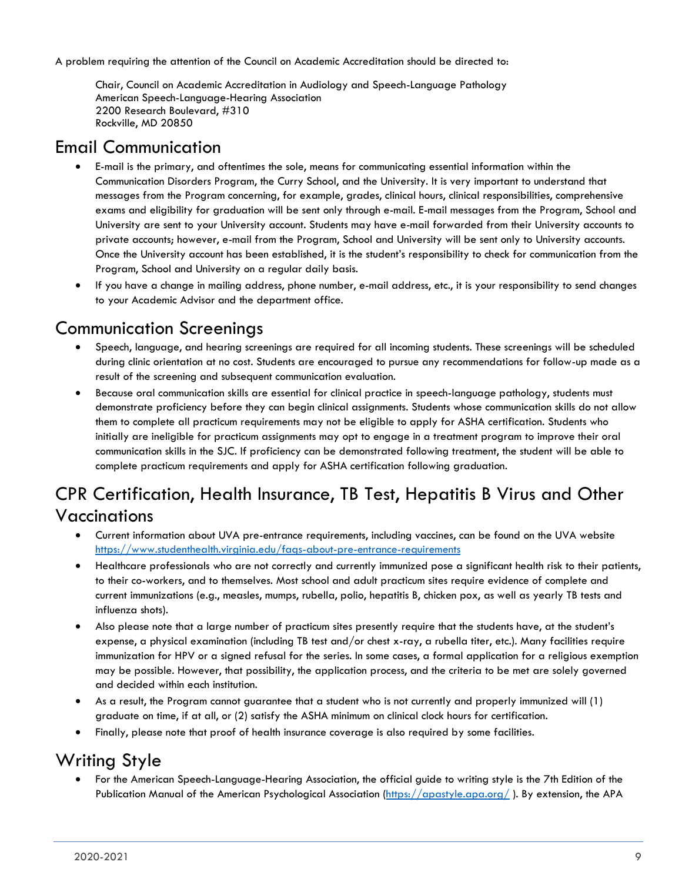A problem requiring the attention of the Council on Academic Accreditation should be directed to:

Chair, Council on Academic Accreditation in Audiology and Speech-Language Pathology
American Speech-Language-Hearing Association
2200 Research Boulevard, #310
Rockville, MD 20850

## Email Communication

- E-mail is the primary, and oftentimes the sole, means for communicating essential information within the Communication Disorders Program, the Curry School, and the University. It is very important to understand that messages from the Program concerning, for example, grades, clinical hours, clinical responsibilities, comprehensive exams and eligibility for graduation will be sent only through e-mail. E-mail messages from the Program, School and University are sent to your University account. Students may have e-mail forwarded from their University accounts to private accounts; however, e-mail from the Program, School and University will be sent only to University accounts. Once the University account has been established, it is the student's responsibility to check for communication from the Program, School and University on a regular daily basis.
- If you have a change in mailing address, phone number, e-mail address, etc., it is your responsibility to send changes to your Academic Advisor and the department office.

## Communication Screenings

- Speech, language, and hearing screenings are required for all incoming students. These screenings will be scheduled during clinic orientation at no cost. Students are encouraged to pursue any recommendations for follow-up made as a result of the screening and subsequent communication evaluation.
- Because oral communication skills are essential for clinical practice in speech-language pathology, students must demonstrate proficiency before they can begin clinical assignments. Students whose communication skills do not allow them to complete all practicum requirements may not be eligible to apply for ASHA certification. Students who initially are ineligible for practicum assignments may opt to engage in a treatment program to improve their oral communication skills in the SJC. If proficiency can be demonstrated following treatment, the student will be able to complete practicum requirements and apply for ASHA certification following graduation.

## CPR Certification, Health Insurance, TB Test, Hepatitis B Virus and Other Vaccinations

- Current information about UVA pre-entrance requirements, including vaccines, can be found on the UVA website [https://www.studenthealth.virginia.edu/faqs-about-pre-entrance-requirements](https://www.studenthealth.virginia.edu/faqs-about-pre-entrance-requirements)
- Healthcare professionals who are not correctly and currently immunized pose a significant health risk to their patients, to their co-workers, and to themselves. Most school and adult practicum sites require evidence of complete and current immunizations (e.g., measles, mumps, rubella, polio, hepatitis B, chicken pox, as well as yearly TB tests and influenza shots).
- Also please note that a large number of practicum sites presently require that the students have, at the student's expense, a physical examination (including TB test and/or chest x-ray, a rubella titer, etc.). Many facilities require immunization for HPV or a signed refusal for the series. In some cases, a formal application for a religious exemption may be possible. However, that possibility, the application process, and the criteria to be met are solely governed and decided within each institution.
- As a result, the Program cannot guarantee that a student who is not currently and properly immunized will (1) graduate on time, if at all, or (2) satisfy the ASHA minimum on clinical clock hours for certification.
- Finally, please note that proof of health insurance coverage is also required by some facilities.

## Writing Style

- For the American Speech-Language-Hearing Association, the official guide to writing style is the 7th Edition of the Publication Manual of the American Psychological Association ([https://apastyle.apa.org/](https://apastyle.apa.org/) ). By extension, the APA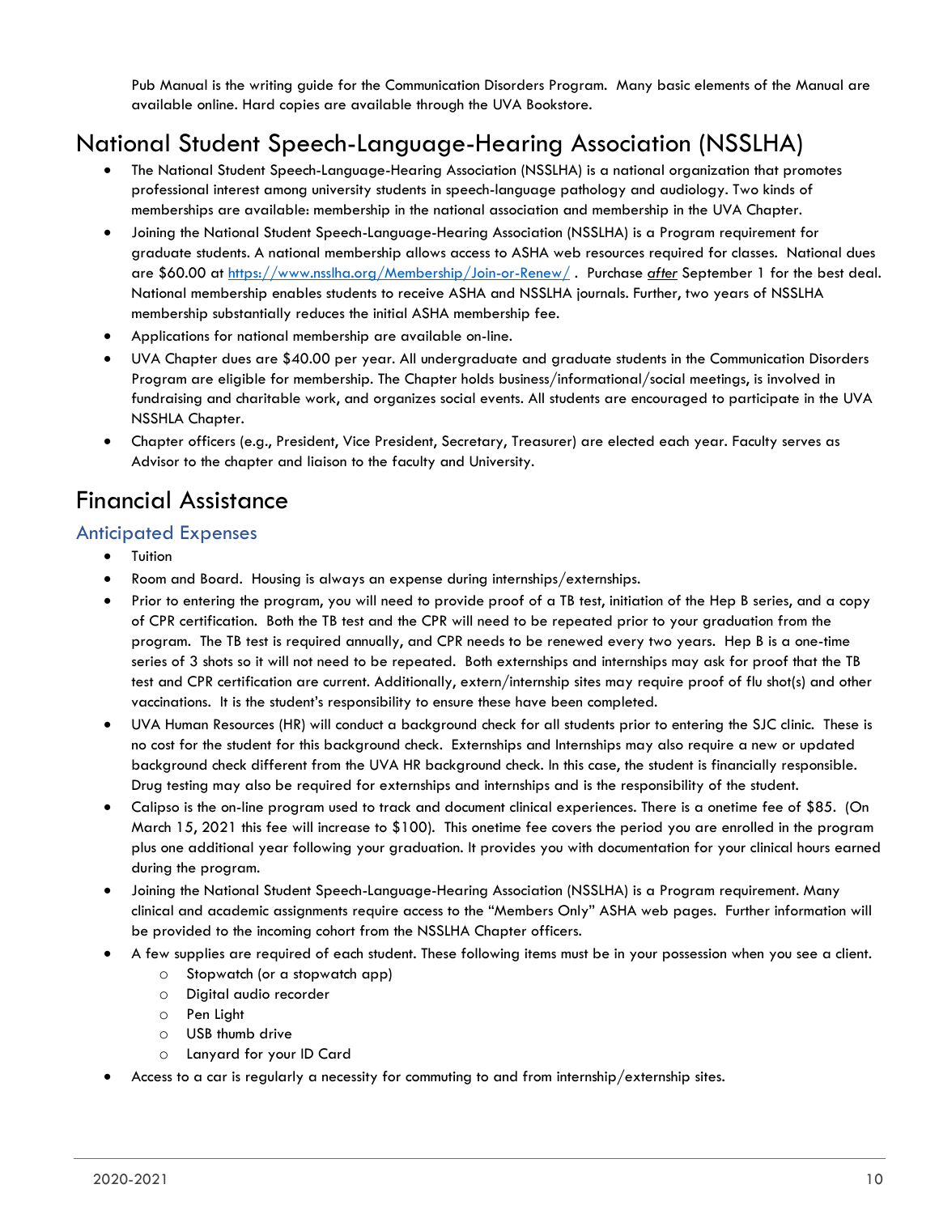Pub Manual is the writing guide for the Communication Disorders Program. Many basic elements of the Manual are available online. Hard copies are available through the UVA Bookstore.

# National Student Speech-Language-Hearing Association (NSSLHA)

- The National Student Speech-Language-Hearing Association (NSSLHA) is a national organization that promotes professional interest among university students in speech-language pathology and audiology. Two kinds of memberships are available: membership in the national association and membership in the UVA Chapter.
- Joining the National Student Speech-Language-Hearing Association (NSSLHA) is a Program requirement for graduate students. A national membership allows access to ASHA web resources required for classes. National dues are $60.00 at https://www.nsslha.org/Membership/Join-or-Renew/ . Purchase *after* September 1 for the best deal. National membership enables students to receive ASHA and NSSLHA journals. Further, two years of NSSLHA membership substantially reduces the initial ASHA membership fee.
- Applications for national membership are available on-line.
- UVA Chapter dues are $40.00 per year. All undergraduate and graduate students in the Communication Disorders Program are eligible for membership. The Chapter holds business/informational/social meetings, is involved in fundraising and charitable work, and organizes social events. All students are encouraged to participate in the UVA NSSHLA Chapter.
- Chapter officers (e.g., President, Vice President, Secretary, Treasurer) are elected each year. Faculty serves as Advisor to the chapter and liaison to the faculty and University.

# Financial Assistance

## Anticipated Expenses

- Tuition
- Room and Board. Housing is always an expense during internships/externships.
- Prior to entering the program, you will need to provide proof of a TB test, initiation of the Hep B series, and a copy of CPR certification. Both the TB test and the CPR will need to be repeated prior to your graduation from the program. The TB test is required annually, and CPR needs to be renewed every two years. Hep B is a one-time series of 3 shots so it will not need to be repeated. Both externships and internships may ask for proof that the TB test and CPR certification are current. Additionally, extern/internship sites may require proof of flu shot(s) and other vaccinations. It is the student's responsibility to ensure these have been completed.
- UVA Human Resources (HR) will conduct a background check for all students prior to entering the SJC clinic. These is no cost for the student for this background check. Externships and Internships may also require a new or updated background check different from the UVA HR background check. In this case, the student is financially responsible. Drug testing may also be required for externships and internships and is the responsibility of the student.
- Calipso is the on-line program used to track and document clinical experiences. There is a onetime fee of $85. (On March 15, 2021 this fee will increase to $100). This onetime fee covers the period you are enrolled in the program plus one additional year following your graduation. It provides you with documentation for your clinical hours earned during the program.
- Joining the National Student Speech-Language-Hearing Association (NSSLHA) is a Program requirement. Many clinical and academic assignments require access to the "Members Only" ASHA web pages. Further information will be provided to the incoming cohort from the NSSLHA Chapter officers.
- A few supplies are required of each student. These following items must be in your possession when you see a client.
  - Stopwatch (or a stopwatch app)
  - Digital audio recorder
  - Pen Light
  - USB thumb drive
  - Lanyard for your ID Card
- Access to a car is regularly a necessity for commuting to and from internship/externship sites.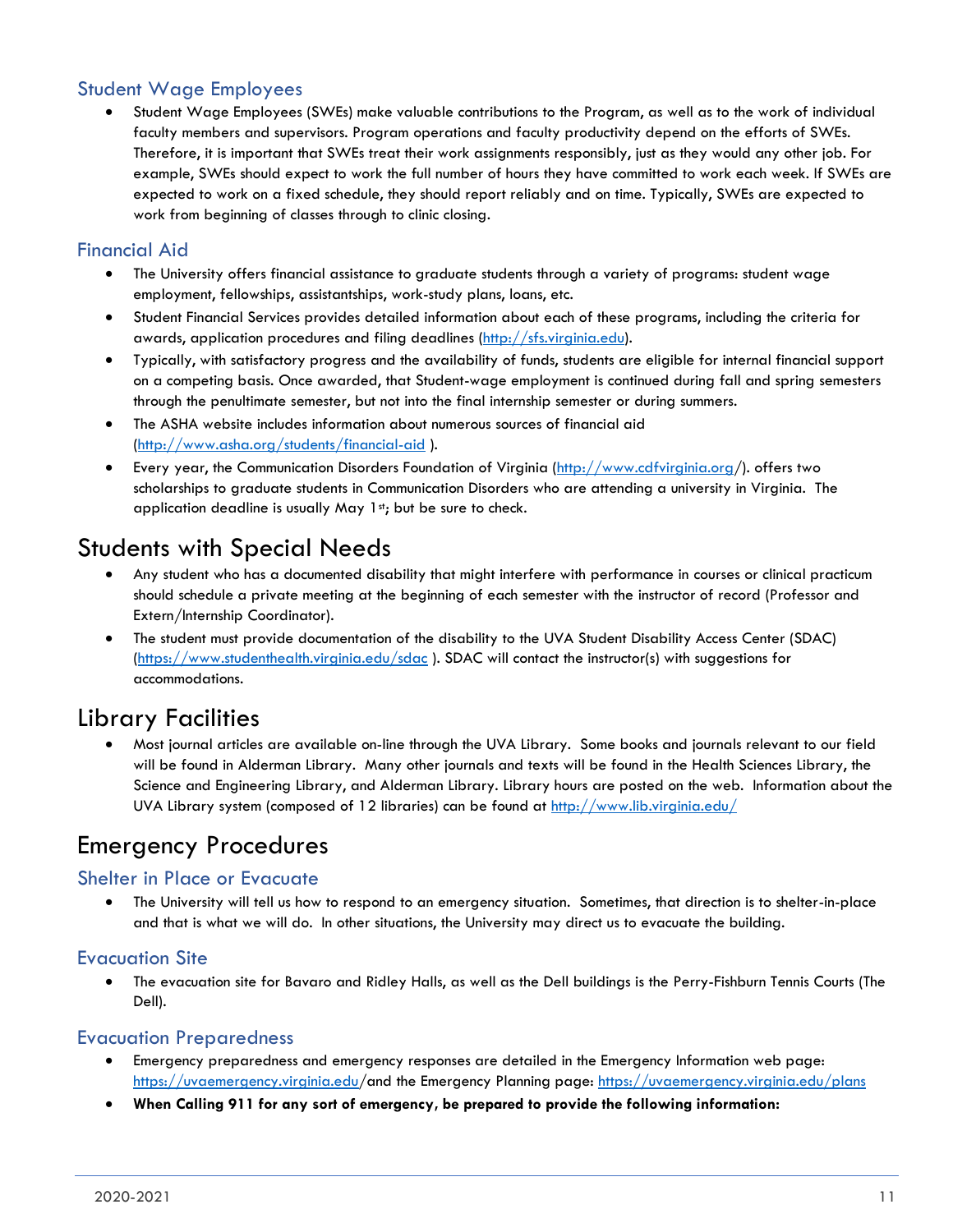### Student Wage Employees

- Student Wage Employees (SWEs) make valuable contributions to the Program, as well as to the work of individual faculty members and supervisors. Program operations and faculty productivity depend on the efforts of SWEs. Therefore, it is important that SWEs treat their work assignments responsibly, just as they would any other job. For example, SWEs should expect to work the full number of hours they have committed to work each week. If SWEs are expected to work on a fixed schedule, they should report reliably and on time. Typically, SWEs are expected to work from beginning of classes through to clinic closing.

### Financial Aid

- The University offers financial assistance to graduate students through a variety of programs: student wage employment, fellowships, assistantships, work-study plans, loans, etc.
- Student Financial Services provides detailed information about each of these programs, including the criteria for awards, application procedures and filing deadlines (http://sfs.virginia.edu).
- Typically, with satisfactory progress and the availability of funds, students are eligible for internal financial support on a competing basis. Once awarded, that Student-wage employment is continued during fall and spring semesters through the penultimate semester, but not into the final internship semester or during summers.
- The ASHA website includes information about numerous sources of financial aid (http://www.asha.org/students/financial-aid ).
- Every year, the Communication Disorders Foundation of Virginia (http://www.cdfvirginia.org/). offers two scholarships to graduate students in Communication Disorders who are attending a university in Virginia. The application deadline is usually May 1st; but be sure to check.

## Students with Special Needs

- Any student who has a documented disability that might interfere with performance in courses or clinical practicum should schedule a private meeting at the beginning of each semester with the instructor of record (Professor and Extern/Internship Coordinator).
- The student must provide documentation of the disability to the UVA Student Disability Access Center (SDAC) (https://www.studenthealth.virginia.edu/sdac ). SDAC will contact the instructor(s) with suggestions for accommodations.

## Library Facilities

- Most journal articles are available on-line through the UVA Library. Some books and journals relevant to our field will be found in Alderman Library. Many other journals and texts will be found in the Health Sciences Library, the Science and Engineering Library, and Alderman Library. Library hours are posted on the web. Information about the UVA Library system (composed of 12 libraries) can be found at http://www.lib.virginia.edu/

## Emergency Procedures

### Shelter in Place or Evacuate

- The University will tell us how to respond to an emergency situation. Sometimes, that direction is to shelter-in-place and that is what we will do. In other situations, the University may direct us to evacuate the building.

### Evacuation Site

- The evacuation site for Bavaro and Ridley Halls, as well as the Dell buildings is the Perry-Fishburn Tennis Courts (The Dell).

### Evacuation Preparedness

- Emergency preparedness and emergency responses are detailed in the Emergency Information web page: https://uvaemergency.virginia.edu/and the Emergency Planning page: https://uvaemergency.virginia.edu/plans
- **When Calling 911 for any sort of emergency, be prepared to provide the following information:**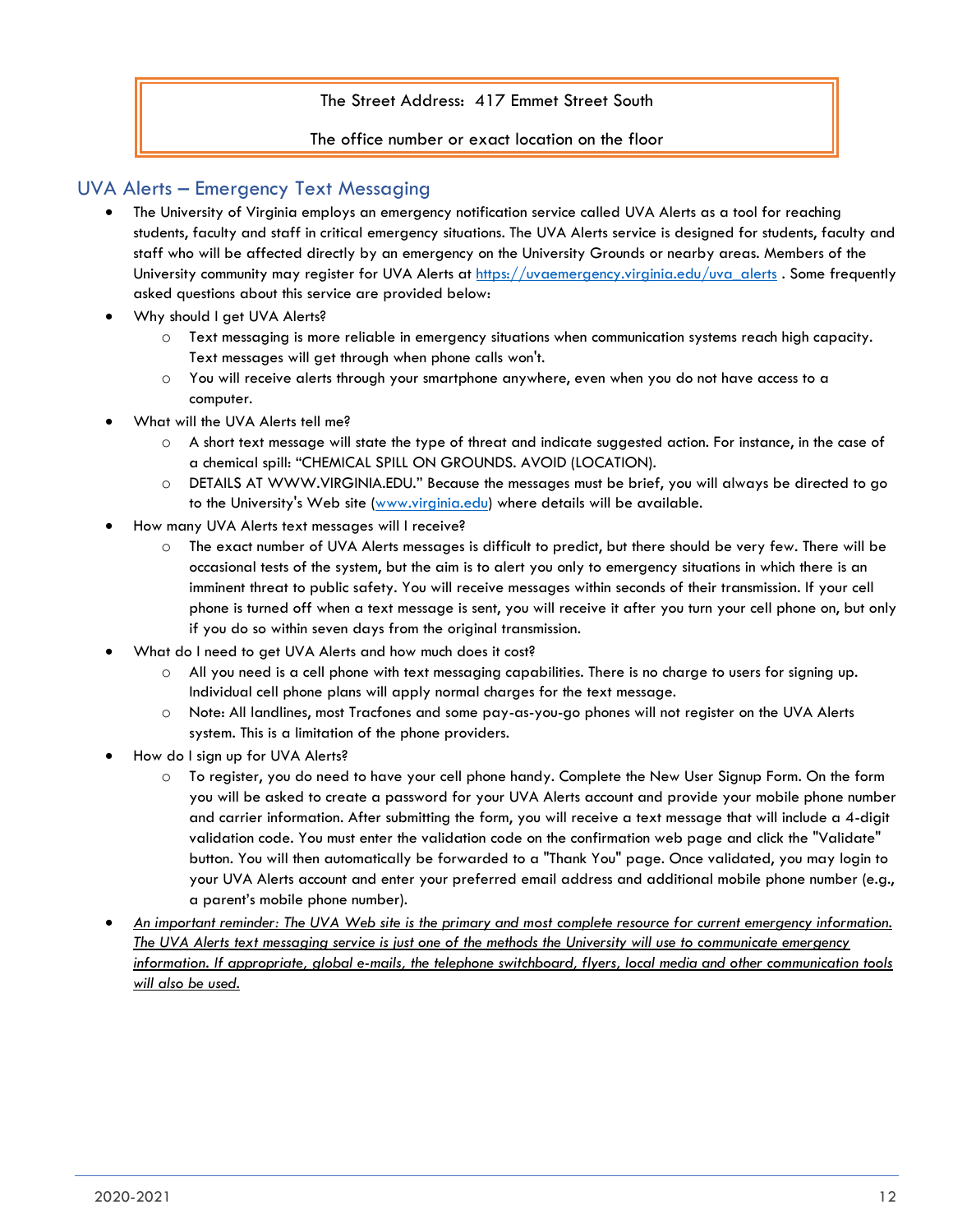The Street Address: 417 Emmet Street South

The office number or exact location on the floor

## UVA Alerts – Emergency Text Messaging

- The University of Virginia employs an emergency notification service called UVA Alerts as a tool for reaching students, faculty and staff in critical emergency situations. The UVA Alerts service is designed for students, faculty and staff who will be affected directly by an emergency on the University Grounds or nearby areas. Members of the University community may register for UVA Alerts at [https://uvaemergency.virginia.edu/uva_alerts](https://uvaemergency.virginia.edu/uva_alerts) . Some frequently asked questions about this service are provided below:
- Why should I get UVA Alerts?
    - Text messaging is more reliable in emergency situations when communication systems reach high capacity. Text messages will get through when phone calls won't.
    - You will receive alerts through your smartphone anywhere, even when you do not have access to a computer.
- What will the UVA Alerts tell me?
    - A short text message will state the type of threat and indicate suggested action. For instance, in the case of a chemical spill: "CHEMICAL SPILL ON GROUNDS. AVOID (LOCATION).
    - DETAILS AT WWW.VIRGINIA.EDU." Because the messages must be brief, you will always be directed to go to the University's Web site ([www.virginia.edu](www.virginia.edu)) where details will be available.
- How many UVA Alerts text messages will I receive?
    - The exact number of UVA Alerts messages is difficult to predict, but there should be very few. There will be occasional tests of the system, but the aim is to alert you only to emergency situations in which there is an imminent threat to public safety. You will receive messages within seconds of their transmission. If your cell phone is turned off when a text message is sent, you will receive it after you turn your cell phone on, but only if you do so within seven days from the original transmission.
- What do I need to get UVA Alerts and how much does it cost?
    - All you need is a cell phone with text messaging capabilities. There is no charge to users for signing up. Individual cell phone plans will apply normal charges for the text message.
    - Note: All landlines, most Tracfones and some pay-as-you-go phones will not register on the UVA Alerts system. This is a limitation of the phone providers.
- How do I sign up for UVA Alerts?
    - To register, you do need to have your cell phone handy. Complete the New User Signup Form. On the form you will be asked to create a password for your UVA Alerts account and provide your mobile phone number and carrier information. After submitting the form, you will receive a text message that will include a 4-digit validation code. You must enter the validation code on the confirmation web page and click the "Validate" button. You will then automatically be forwarded to a "Thank You" page. Once validated, you may login to your UVA Alerts account and enter your preferred email address and additional mobile phone number (e.g., a parent's mobile phone number).
- *An important reminder: The UVA Web site is the primary and most complete resource for current emergency information. The UVA Alerts text messaging service is just one of the methods the University will use to communicate emergency information. If appropriate, global e-mails, the telephone switchboard, flyers, local media and other communication tools will also be used.*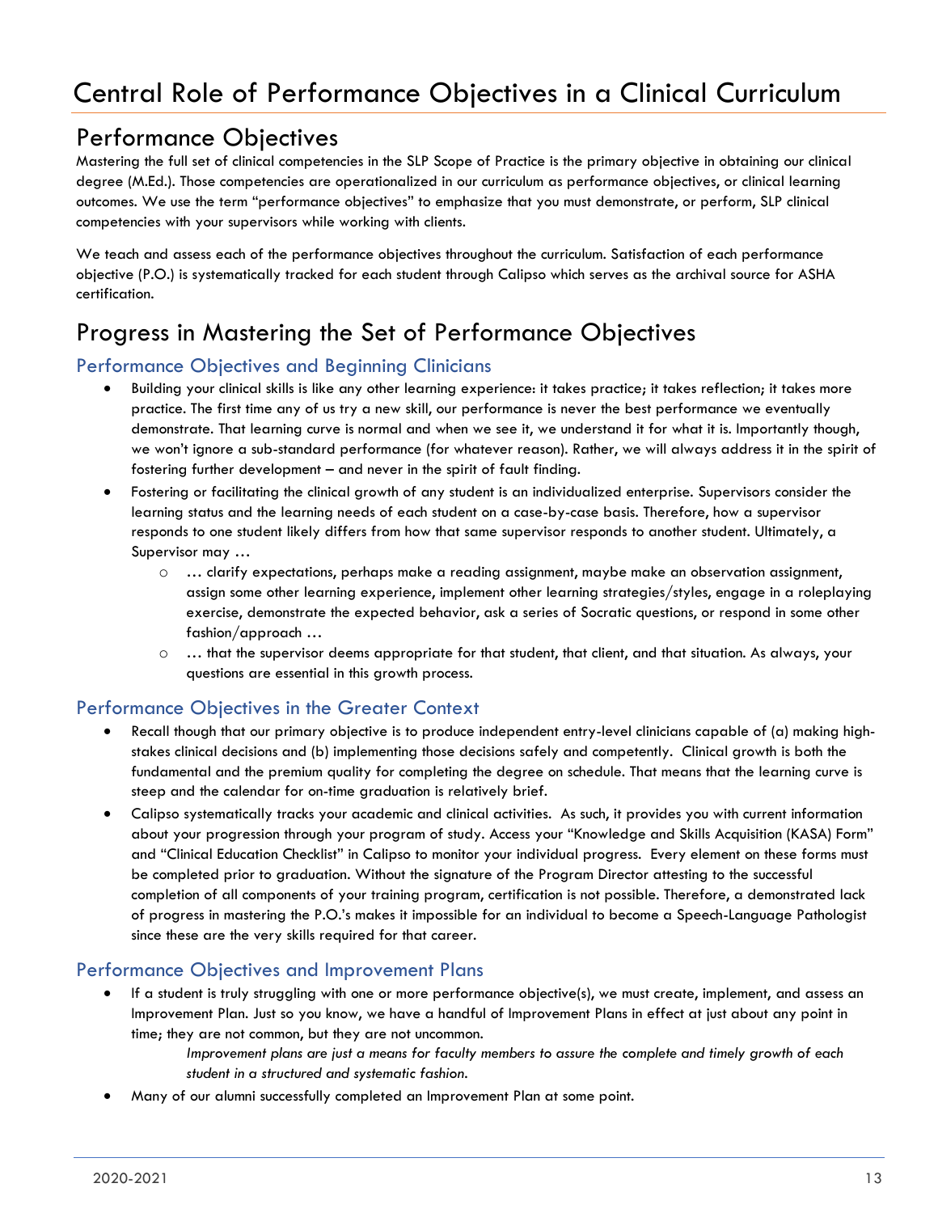# Central Role of Performance Objectives in a Clinical Curriculum

## Performance Objectives

Mastering the full set of clinical competencies in the SLP Scope of Practice is the primary objective in obtaining our clinical degree (M.Ed.). Those competencies are operationalized in our curriculum as performance objectives, or clinical learning outcomes. We use the term "performance objectives" to emphasize that you must demonstrate, or perform, SLP clinical competencies with your supervisors while working with clients.

We teach and assess each of the performance objectives throughout the curriculum. Satisfaction of each performance objective (P.O.) is systematically tracked for each student through Calipso which serves as the archival source for ASHA certification.

## Progress in Mastering the Set of Performance Objectives

### Performance Objectives and Beginning Clinicians

- Building your clinical skills is like any other learning experience: it takes practice; it takes reflection; it takes more practice. The first time any of us try a new skill, our performance is never the best performance we eventually demonstrate. That learning curve is normal and when we see it, we understand it for what it is. Importantly though, we won't ignore a sub-standard performance (for whatever reason). Rather, we will always address it in the spirit of fostering further development – and never in the spirit of fault finding.
- Fostering or facilitating the clinical growth of any student is an individualized enterprise. Supervisors consider the learning status and the learning needs of each student on a case-by-case basis. Therefore, how a supervisor responds to one student likely differs from how that same supervisor responds to another student. Ultimately, a Supervisor may …
  - … clarify expectations, perhaps make a reading assignment, maybe make an observation assignment, assign some other learning experience, implement other learning strategies/styles, engage in a roleplaying exercise, demonstrate the expected behavior, ask a series of Socratic questions, or respond in some other fashion/approach …
  - … that the supervisor deems appropriate for that student, that client, and that situation. As always, your questions are essential in this growth process.

### Performance Objectives in the Greater Context

- Recall though that our primary objective is to produce independent entry-level clinicians capable of (a) making high-stakes clinical decisions and (b) implementing those decisions safely and competently. Clinical growth is both the fundamental and the premium quality for completing the degree on schedule. That means that the learning curve is steep and the calendar for on-time graduation is relatively brief.
- Calipso systematically tracks your academic and clinical activities. As such, it provides you with current information about your progression through your program of study. Access your "Knowledge and Skills Acquisition (KASA) Form" and "Clinical Education Checklist" in Calipso to monitor your individual progress. Every element on these forms must be completed prior to graduation. Without the signature of the Program Director attesting to the successful completion of all components of your training program, certification is not possible. Therefore, a demonstrated lack of progress in mastering the P.O.'s makes it impossible for an individual to become a Speech-Language Pathologist since these are the very skills required for that career.

### Performance Objectives and Improvement Plans

- If a student is truly struggling with one or more performance objective(s), we must create, implement, and assess an Improvement Plan. Just so you know, we have a handful of Improvement Plans in effect at just about any point in time; they are not common, but they are not uncommon.

  *Improvement plans are just a means for faculty members to assure the complete and timely growth of each student in a structured and systematic fashion.*
- Many of our alumni successfully completed an Improvement Plan at some point.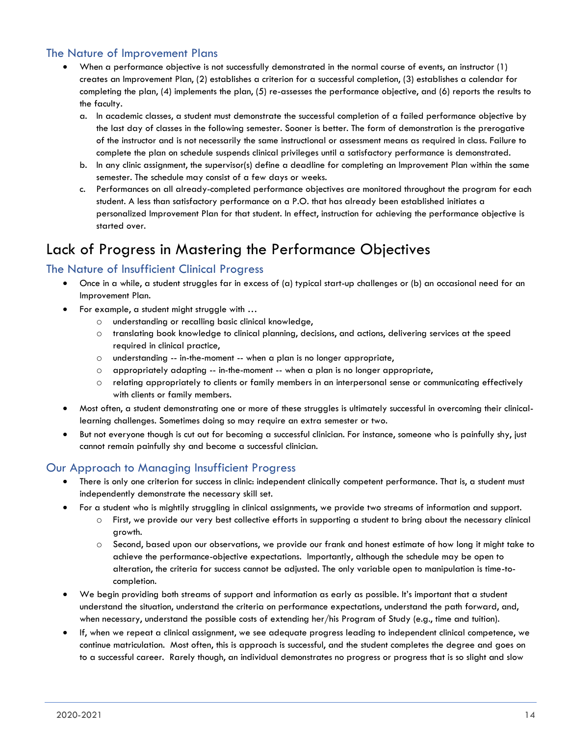### The Nature of Improvement Plans

- When a performance objective is not successfully demonstrated in the normal course of events, an instructor (1) creates an Improvement Plan, (2) establishes a criterion for a successful completion, (3) establishes a calendar for completing the plan, (4) implements the plan, (5) re-assesses the performance objective, and (6) reports the results to the faculty.
  a. In academic classes, a student must demonstrate the successful completion of a failed performance objective by the last day of classes in the following semester. Sooner is better. The form of demonstration is the prerogative of the instructor and is not necessarily the same instructional or assessment means as required in class. Failure to complete the plan on schedule suspends clinical privileges until a satisfactory performance is demonstrated.
  b. In any clinic assignment, the supervisor(s) define a deadline for completing an Improvement Plan within the same semester. The schedule may consist of a few days or weeks.
  c. Performances on all already-completed performance objectives are monitored throughout the program for each student. A less than satisfactory performance on a P.O. that has already been established initiates a personalized Improvement Plan for that student. In effect, instruction for achieving the performance objective is started over.

## Lack of Progress in Mastering the Performance Objectives

### The Nature of Insufficient Clinical Progress

- Once in a while, a student struggles far in excess of (a) typical start-up challenges or (b) an occasional need for an Improvement Plan.
- For example, a student might struggle with …
  - understanding or recalling basic clinical knowledge,
  - translating book knowledge to clinical planning, decisions, and actions, delivering services at the speed required in clinical practice,
  - understanding -- in-the-moment -- when a plan is no longer appropriate,
  - appropriately adapting -- in-the-moment -- when a plan is no longer appropriate,
  - relating appropriately to clients or family members in an interpersonal sense or communicating effectively with clients or family members.
- Most often, a student demonstrating one or more of these struggles is ultimately successful in overcoming their clinical-learning challenges. Sometimes doing so may require an extra semester or two.
- But not everyone though is cut out for becoming a successful clinician. For instance, someone who is painfully shy, just cannot remain painfully shy and become a successful clinician.

### Our Approach to Managing Insufficient Progress

- There is only one criterion for success in clinic: independent clinically competent performance. That is, a student must independently demonstrate the necessary skill set.
- For a student who is mightily struggling in clinical assignments, we provide two streams of information and support.
  - First, we provide our very best collective efforts in supporting a student to bring about the necessary clinical growth.
  - Second, based upon our observations, we provide our frank and honest estimate of how long it might take to achieve the performance-objective expectations. Importantly, although the schedule may be open to alteration, the criteria for success cannot be adjusted. The only variable open to manipulation is time-to-completion.
- We begin providing both streams of support and information as early as possible. It's important that a student understand the situation, understand the criteria on performance expectations, understand the path forward, and, when necessary, understand the possible costs of extending her/his Program of Study (e.g., time and tuition).
- If, when we repeat a clinical assignment, we see adequate progress leading to independent clinical competence, we continue matriculation. Most often, this is approach is successful, and the student completes the degree and goes on to a successful career. Rarely though, an individual demonstrates no progress or progress that is so slight and slow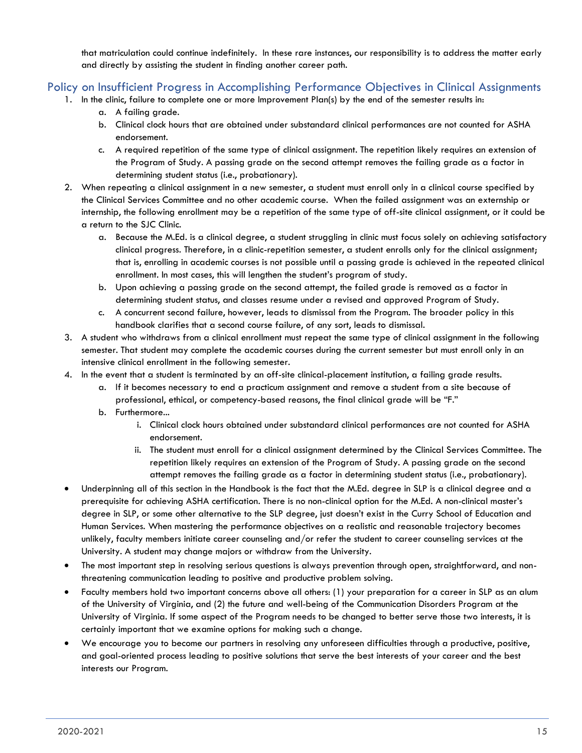that matriculation could continue indefinitely. In these rare instances, our responsibility is to address the matter early and directly by assisting the student in finding another career path.

## Policy on Insufficient Progress in Accomplishing Performance Objectives in Clinical Assignments

1. In the clinic, failure to complete one or more Improvement Plan(s) by the end of the semester results in:
   a. A failing grade.
   b. Clinical clock hours that are obtained under substandard clinical performances are not counted for ASHA endorsement.
   c. A required repetition of the same type of clinical assignment. The repetition likely requires an extension of the Program of Study. A passing grade on the second attempt removes the failing grade as a factor in determining student status (i.e., probationary).
2. When repeating a clinical assignment in a new semester, a student must enroll only in a clinical course specified by the Clinical Services Committee and no other academic course. When the failed assignment was an externship or internship, the following enrollment may be a repetition of the same type of off-site clinical assignment, or it could be a return to the SJC Clinic.
   a. Because the M.Ed. is a clinical degree, a student struggling in clinic must focus solely on achieving satisfactory clinical progress. Therefore, in a clinic-repetition semester, a student enrolls only for the clinical assignment; that is, enrolling in academic courses is not possible until a passing grade is achieved in the repeated clinical enrollment. In most cases, this will lengthen the student's program of study.
   b. Upon achieving a passing grade on the second attempt, the failed grade is removed as a factor in determining student status, and classes resume under a revised and approved Program of Study.
   c. A concurrent second failure, however, leads to dismissal from the Program. The broader policy in this handbook clarifies that a second course failure, of any sort, leads to dismissal.
3. A student who withdraws from a clinical enrollment must repeat the same type of clinical assignment in the following semester. That student may complete the academic courses during the current semester but must enroll only in an intensive clinical enrollment in the following semester.
4. In the event that a student is terminated by an off-site clinical-placement institution, a failing grade results.
   a. If it becomes necessary to end a practicum assignment and remove a student from a site because of professional, ethical, or competency-based reasons, the final clinical grade will be "F."
   b. Furthermore...
      i. Clinical clock hours obtained under substandard clinical performances are not counted for ASHA endorsement.
      ii. The student must enroll for a clinical assignment determined by the Clinical Services Committee. The repetition likely requires an extension of the Program of Study. A passing grade on the second attempt removes the failing grade as a factor in determining student status (i.e., probationary).

- Underpinning all of this section in the Handbook is the fact that the M.Ed. degree in SLP is a clinical degree and a prerequisite for achieving ASHA certification. There is no non-clinical option for the M.Ed. A non-clinical master's degree in SLP, or some other alternative to the SLP degree, just doesn't exist in the Curry School of Education and Human Services. When mastering the performance objectives on a realistic and reasonable trajectory becomes unlikely, faculty members initiate career counseling and/or refer the student to career counseling services at the University. A student may change majors or withdraw from the University.
- The most important step in resolving serious questions is always prevention through open, straightforward, and non-threatening communication leading to positive and productive problem solving.
- Faculty members hold two important concerns above all others: (1) your preparation for a career in SLP as an alum of the University of Virginia, and (2) the future and well-being of the Communication Disorders Program at the University of Virginia. If some aspect of the Program needs to be changed to better serve those two interests, it is certainly important that we examine options for making such a change.
- We encourage you to become our partners in resolving any unforeseen difficulties through a productive, positive, and goal-oriented process leading to positive solutions that serve the best interests of your career and the best interests our Program.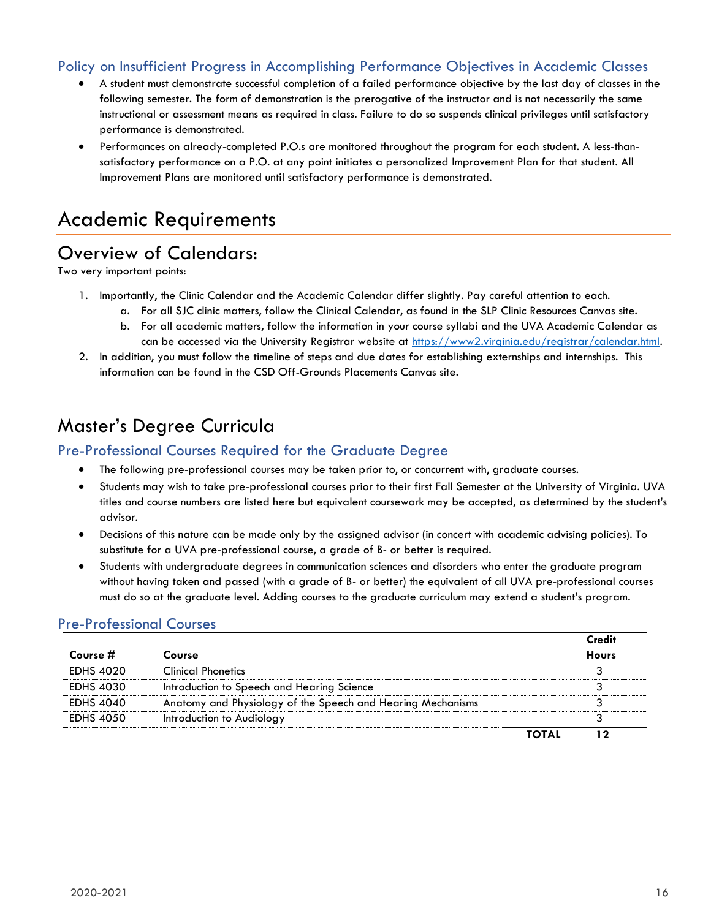### Policy on Insufficient Progress in Accomplishing Performance Objectives in Academic Classes

- A student must demonstrate successful completion of a failed performance objective by the last day of classes in the following semester. The form of demonstration is the prerogative of the instructor and is not necessarily the same instructional or assessment means as required in class. Failure to do so suspends clinical privileges until satisfactory performance is demonstrated.
- Performances on already-completed P.O.s are monitored throughout the program for each student. A less-than-satisfactory performance on a P.O. at any point initiates a personalized Improvement Plan for that student. All Improvement Plans are monitored until satisfactory performance is demonstrated.

# Academic Requirements

## Overview of Calendars:

Two very important points:

1. Importantly, the Clinic Calendar and the Academic Calendar differ slightly. Pay careful attention to each.
   a. For all SJC clinic matters, follow the Clinical Calendar, as found in the SLP Clinic Resources Canvas site.
   b. For all academic matters, follow the information in your course syllabi and the UVA Academic Calendar as can be accessed via the University Registrar website at https://www2.virginia.edu/registrar/calendar.html.
2. In addition, you must follow the timeline of steps and due dates for establishing externships and internships. This information can be found in the CSD Off-Grounds Placements Canvas site.

## Master's Degree Curricula

### Pre-Professional Courses Required for the Graduate Degree

- The following pre-professional courses may be taken prior to, or concurrent with, graduate courses.
- Students may wish to take pre-professional courses prior to their first Fall Semester at the University of Virginia. UVA titles and course numbers are listed here but equivalent coursework may be accepted, as determined by the student's advisor.
- Decisions of this nature can be made only by the assigned advisor (in concert with academic advising policies). To substitute for a UVA pre-professional course, a grade of B- or better is required.
- Students with undergraduate degrees in communication sciences and disorders who enter the graduate program without having taken and passed (with a grade of B- or better) the equivalent of all UVA pre-professional courses must do so at the graduate level. Adding courses to the graduate curriculum may extend a student's program.

### Pre-Professional Courses

| Course # | Course | Credit Hours |
|---|---|---|
| EDHS 4020 | Clinical Phonetics | 3 |
| EDHS 4030 | Introduction to Speech and Hearing Science | 3 |
| EDHS 4040 | Anatomy and Physiology of the Speech and Hearing Mechanisms | 3 |
| EDHS 4050 | Introduction to Audiology | 3 |
| | **TOTAL** | **12** |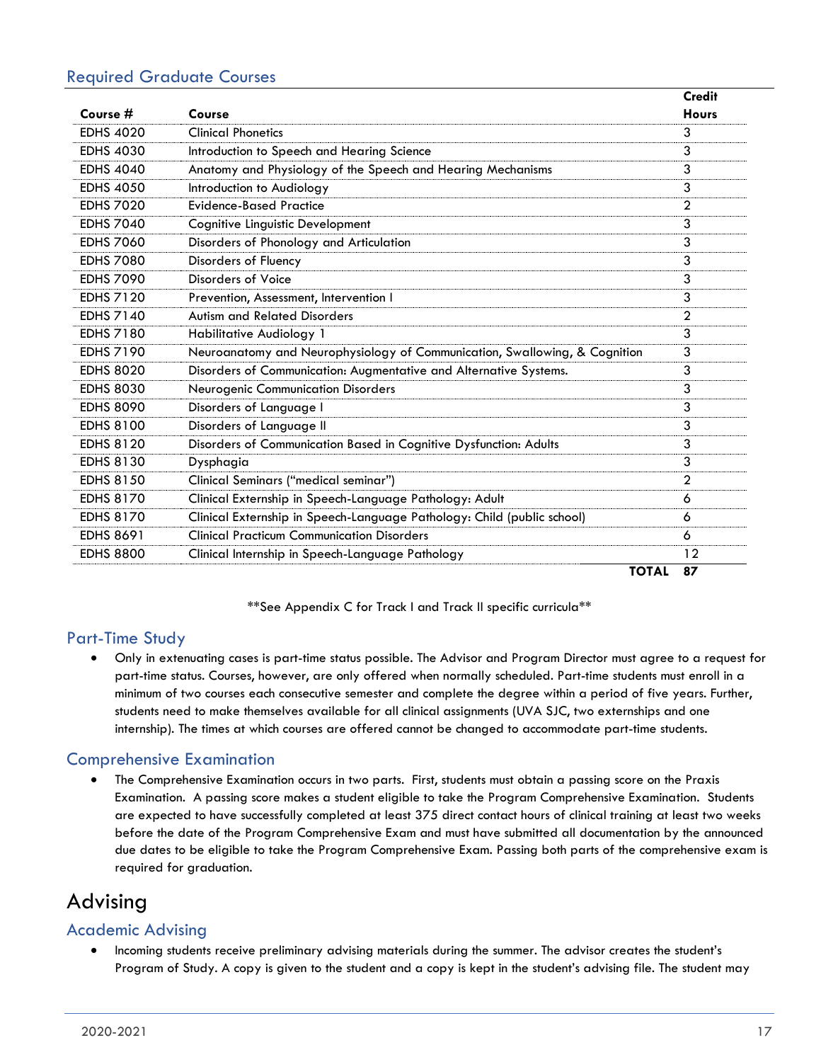## Required Graduate Courses

| Course # | Course | Credit Hours |
|---|---|---|
| EDHS 4020 | Clinical Phonetics | 3 |
| EDHS 4030 | Introduction to Speech and Hearing Science | 3 |
| EDHS 4040 | Anatomy and Physiology of the Speech and Hearing Mechanisms | 3 |
| EDHS 4050 | Introduction to Audiology | 3 |
| EDHS 7020 | Evidence-Based Practice | 2 |
| EDHS 7040 | Cognitive Linguistic Development | 3 |
| EDHS 7060 | Disorders of Phonology and Articulation | 3 |
| EDHS 7080 | Disorders of Fluency | 3 |
| EDHS 7090 | Disorders of Voice | 3 |
| EDHS 7120 | Prevention, Assessment, Intervention I | 3 |
| EDHS 7140 | Autism and Related Disorders | 2 |
| EDHS 7180 | Habilitative Audiology 1 | 3 |
| EDHS 7190 | Neuroanatomy and Neurophysiology of Communication, Swallowing, & Cognition | 3 |
| EDHS 8020 | Disorders of Communication: Augmentative and Alternative Systems. | 3 |
| EDHS 8030 | Neurogenic Communication Disorders | 3 |
| EDHS 8090 | Disorders of Language I | 3 |
| EDHS 8100 | Disorders of Language II | 3 |
| EDHS 8120 | Disorders of Communication Based in Cognitive Dysfunction: Adults | 3 |
| EDHS 8130 | Dysphagia | 3 |
| EDHS 8150 | Clinical Seminars ("medical seminar") | 2 |
| EDHS 8170 | Clinical Externship in Speech-Language Pathology: Adult | 6 |
| EDHS 8170 | Clinical Externship in Speech-Language Pathology: Child (public school) | 6 |
| EDHS 8691 | Clinical Practicum Communication Disorders | 6 |
| EDHS 8800 | Clinical Internship in Speech-Language Pathology | 12 |
| | **TOTAL** | **87** |

**See Appendix C for Track I and Track II specific curricula**

## Part-Time Study

- Only in extenuating cases is part-time status possible. The Advisor and Program Director must agree to a request for part-time status. Courses, however, are only offered when normally scheduled. Part-time students must enroll in a minimum of two courses each consecutive semester and complete the degree within a period of five years. Further, students need to make themselves available for all clinical assignments (UVA SJC, two externships and one internship). The times at which courses are offered cannot be changed to accommodate part-time students.

## Comprehensive Examination

- The Comprehensive Examination occurs in two parts. First, students must obtain a passing score on the Praxis Examination. A passing score makes a student eligible to take the Program Comprehensive Examination. Students are expected to have successfully completed at least 375 direct contact hours of clinical training at least two weeks before the date of the Program Comprehensive Exam and must have submitted all documentation by the announced due dates to be eligible to take the Program Comprehensive Exam. Passing both parts of the comprehensive exam is required for graduation.

# Advising

## Academic Advising

- Incoming students receive preliminary advising materials during the summer. The advisor creates the student's Program of Study. A copy is given to the student and a copy is kept in the student's advising file. The student may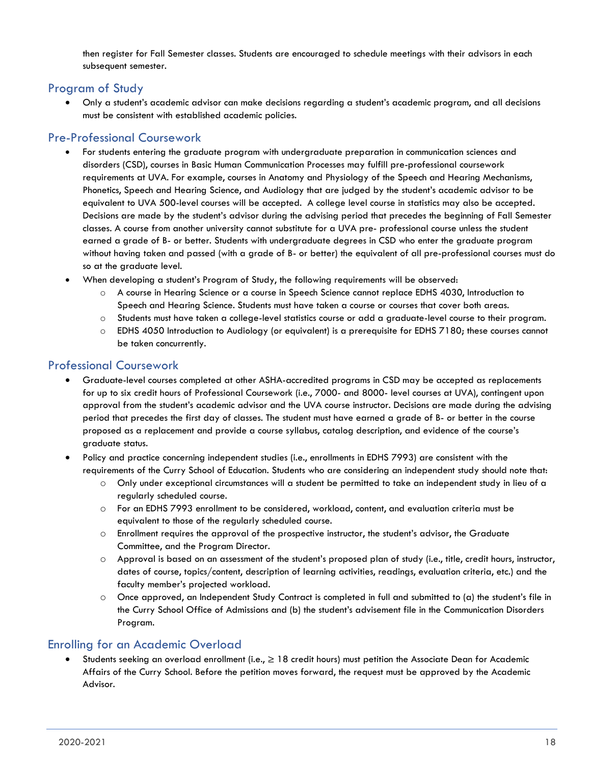then register for Fall Semester classes. Students are encouraged to schedule meetings with their advisors in each subsequent semester.

## Program of Study

- Only a student's academic advisor can make decisions regarding a student's academic program, and all decisions must be consistent with established academic policies.

## Pre-Professional Coursework

- For students entering the graduate program with undergraduate preparation in communication sciences and disorders (CSD), courses in Basic Human Communication Processes may fulfill pre-professional coursework requirements at UVA. For example, courses in Anatomy and Physiology of the Speech and Hearing Mechanisms, Phonetics, Speech and Hearing Science, and Audiology that are judged by the student's academic advisor to be equivalent to UVA 500-level courses will be accepted. A college level course in statistics may also be accepted. Decisions are made by the student's advisor during the advising period that precedes the beginning of Fall Semester classes. A course from another university cannot substitute for a UVA pre- professional course unless the student earned a grade of B- or better. Students with undergraduate degrees in CSD who enter the graduate program without having taken and passed (with a grade of B- or better) the equivalent of all pre-professional courses must do so at the graduate level.
- When developing a student's Program of Study, the following requirements will be observed:
  - A course in Hearing Science or a course in Speech Science cannot replace EDHS 4030, Introduction to Speech and Hearing Science. Students must have taken a course or courses that cover both areas.
  - Students must have taken a college-level statistics course or add a graduate-level course to their program.
  - EDHS 4050 Introduction to Audiology (or equivalent) is a prerequisite for EDHS 7180; these courses cannot be taken concurrently.

## Professional Coursework

- Graduate-level courses completed at other ASHA-accredited programs in CSD may be accepted as replacements for up to six credit hours of Professional Coursework (i.e., 7000- and 8000- level courses at UVA), contingent upon approval from the student's academic advisor and the UVA course instructor. Decisions are made during the advising period that precedes the first day of classes. The student must have earned a grade of B- or better in the course proposed as a replacement and provide a course syllabus, catalog description, and evidence of the course's graduate status.
- Policy and practice concerning independent studies (i.e., enrollments in EDHS 7993) are consistent with the requirements of the Curry School of Education. Students who are considering an independent study should note that:
  - Only under exceptional circumstances will a student be permitted to take an independent study in lieu of a regularly scheduled course.
  - For an EDHS 7993 enrollment to be considered, workload, content, and evaluation criteria must be equivalent to those of the regularly scheduled course.
  - Enrollment requires the approval of the prospective instructor, the student's advisor, the Graduate Committee, and the Program Director.
  - Approval is based on an assessment of the student's proposed plan of study (i.e., title, credit hours, instructor, dates of course, topics/content, description of learning activities, readings, evaluation criteria, etc.) and the faculty member's projected workload.
  - Once approved, an Independent Study Contract is completed in full and submitted to (a) the student's file in the Curry School Office of Admissions and (b) the student's advisement file in the Communication Disorders Program.

## Enrolling for an Academic Overload

- Students seeking an overload enrollment (i.e., ≥ 18 credit hours) must petition the Associate Dean for Academic Affairs of the Curry School. Before the petition moves forward, the request must be approved by the Academic Advisor.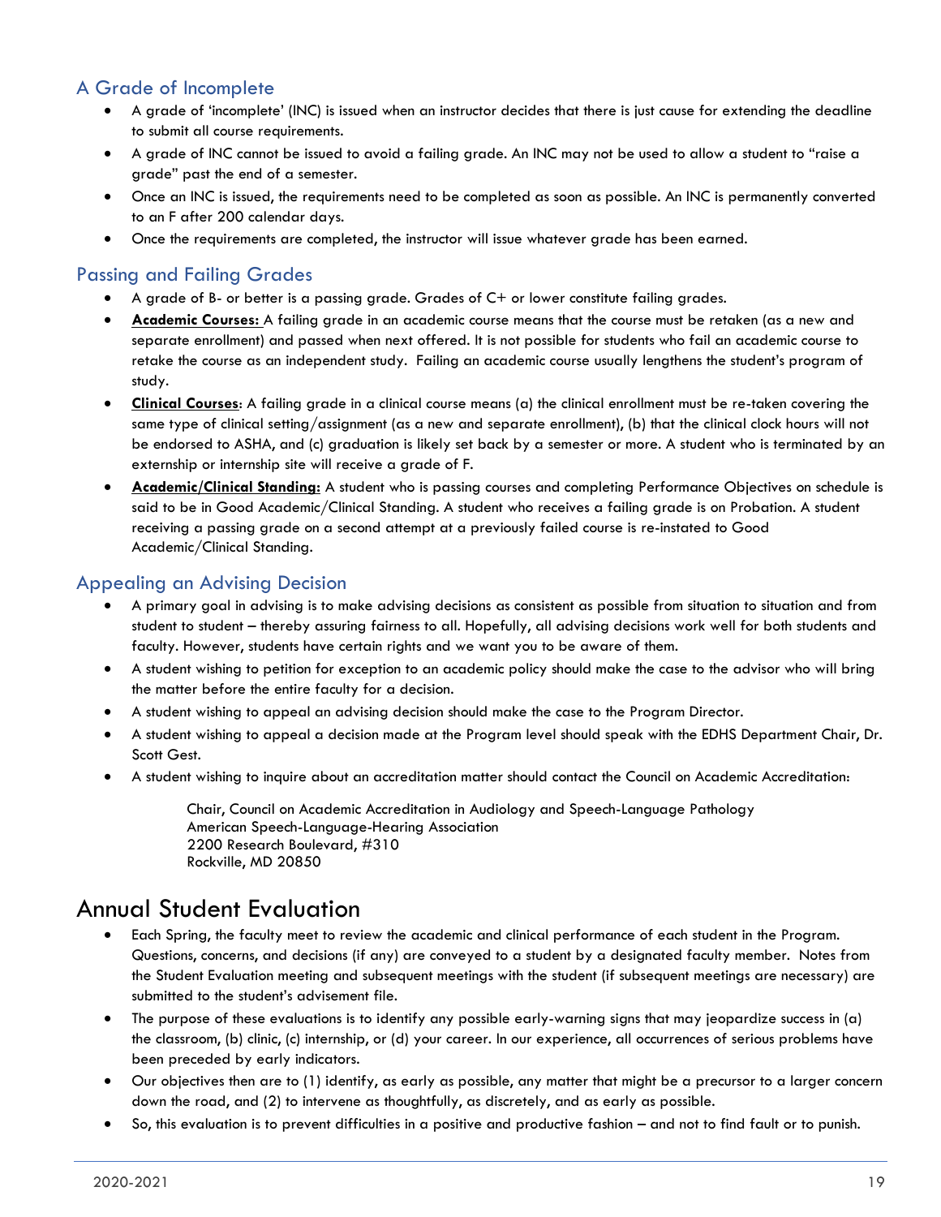### A Grade of Incomplete

- A grade of 'incomplete' (INC) is issued when an instructor decides that there is just cause for extending the deadline to submit all course requirements.
- A grade of INC cannot be issued to avoid a failing grade. An INC may not be used to allow a student to "raise a grade" past the end of a semester.
- Once an INC is issued, the requirements need to be completed as soon as possible. An INC is permanently converted to an F after 200 calendar days.
- Once the requirements are completed, the instructor will issue whatever grade has been earned.

### Passing and Failing Grades

- A grade of B- or better is a passing grade. Grades of C+ or lower constitute failing grades.
- **Academic Courses:** A failing grade in an academic course means that the course must be retaken (as a new and separate enrollment) and passed when next offered. It is not possible for students who fail an academic course to retake the course as an independent study. Failing an academic course usually lengthens the student's program of study.
- **Clinical Courses**: A failing grade in a clinical course means (a) the clinical enrollment must be re-taken covering the same type of clinical setting/assignment (as a new and separate enrollment), (b) that the clinical clock hours will not be endorsed to ASHA, and (c) graduation is likely set back by a semester or more. A student who is terminated by an externship or internship site will receive a grade of F.
- **Academic/Clinical Standing:** A student who is passing courses and completing Performance Objectives on schedule is said to be in Good Academic/Clinical Standing. A student who receives a failing grade is on Probation. A student receiving a passing grade on a second attempt at a previously failed course is re-instated to Good Academic/Clinical Standing.

### Appealing an Advising Decision

- A primary goal in advising is to make advising decisions as consistent as possible from situation to situation and from student to student – thereby assuring fairness to all. Hopefully, all advising decisions work well for both students and faculty. However, students have certain rights and we want you to be aware of them.
- A student wishing to petition for exception to an academic policy should make the case to the advisor who will bring the matter before the entire faculty for a decision.
- A student wishing to appeal an advising decision should make the case to the Program Director.
- A student wishing to appeal a decision made at the Program level should speak with the EDHS Department Chair, Dr. Scott Gest.
- A student wishing to inquire about an accreditation matter should contact the Council on Academic Accreditation:

  Chair, Council on Academic Accreditation in Audiology and Speech-Language Pathology
  American Speech-Language-Hearing Association
  2200 Research Boulevard, #310
  Rockville, MD 20850

## Annual Student Evaluation

- Each Spring, the faculty meet to review the academic and clinical performance of each student in the Program. Questions, concerns, and decisions (if any) are conveyed to a student by a designated faculty member. Notes from the Student Evaluation meeting and subsequent meetings with the student (if subsequent meetings are necessary) are submitted to the student's advisement file.
- The purpose of these evaluations is to identify any possible early-warning signs that may jeopardize success in (a) the classroom, (b) clinic, (c) internship, or (d) your career. In our experience, all occurrences of serious problems have been preceded by early indicators.
- Our objectives then are to (1) identify, as early as possible, any matter that might be a precursor to a larger concern down the road, and (2) to intervene as thoughtfully, as discretely, and as early as possible.
- So, this evaluation is to prevent difficulties in a positive and productive fashion – and not to find fault or to punish.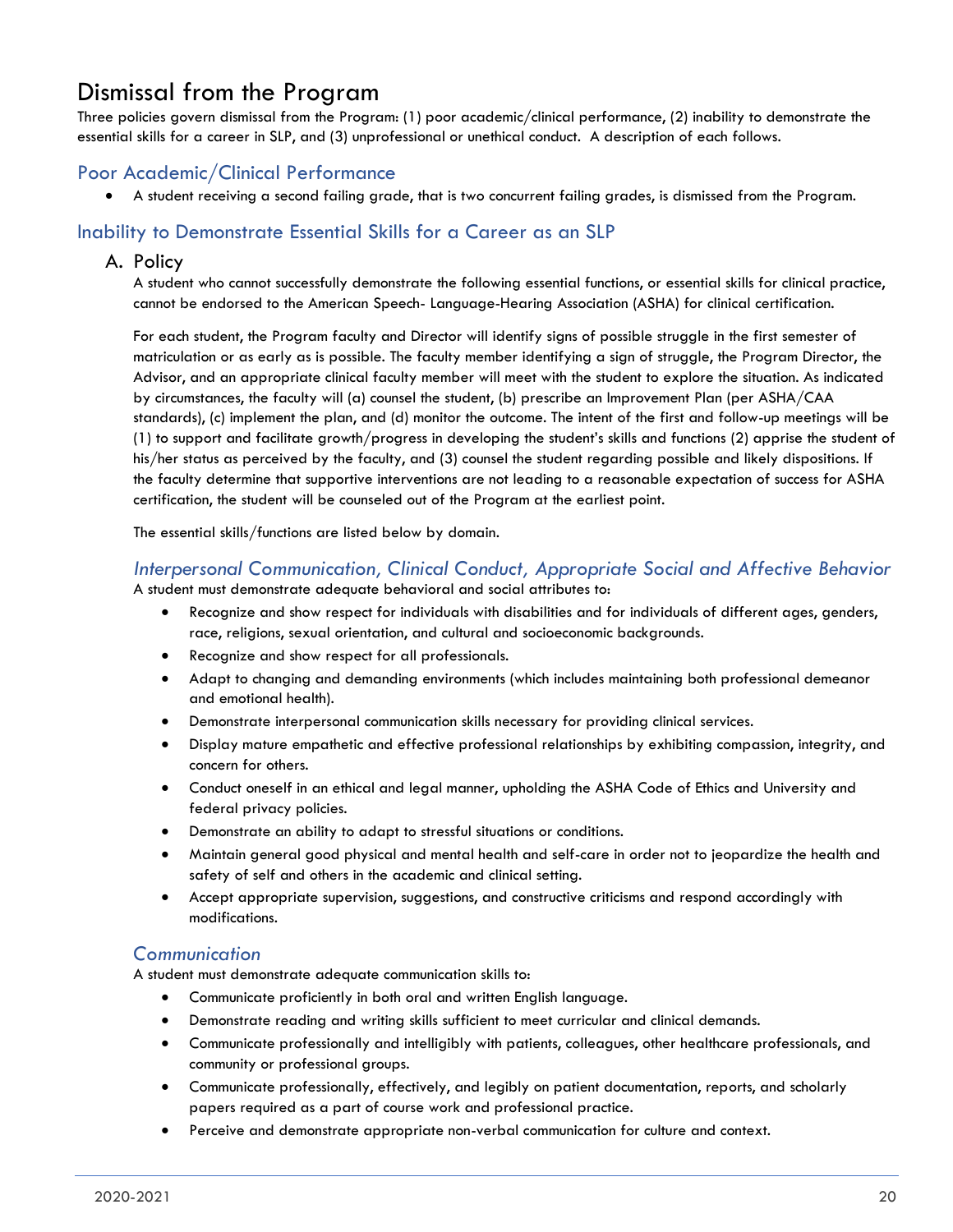# Dismissal from the Program

Three policies govern dismissal from the Program: (1) poor academic/clinical performance, (2) inability to demonstrate the essential skills for a career in SLP, and (3) unprofessional or unethical conduct. A description of each follows.

## Poor Academic/Clinical Performance

- A student receiving a second failing grade, that is two concurrent failing grades, is dismissed from the Program.

## Inability to Demonstrate Essential Skills for a Career as an SLP

### A. Policy

A student who cannot successfully demonstrate the following essential functions, or essential skills for clinical practice, cannot be endorsed to the American Speech- Language-Hearing Association (ASHA) for clinical certification.

For each student, the Program faculty and Director will identify signs of possible struggle in the first semester of matriculation or as early as is possible. The faculty member identifying a sign of struggle, the Program Director, the Advisor, and an appropriate clinical faculty member will meet with the student to explore the situation. As indicated by circumstances, the faculty will (a) counsel the student, (b) prescribe an Improvement Plan (per ASHA/CAA standards), (c) implement the plan, and (d) monitor the outcome. The intent of the first and follow-up meetings will be (1) to support and facilitate growth/progress in developing the student's skills and functions (2) apprise the student of his/her status as perceived by the faculty, and (3) counsel the student regarding possible and likely dispositions. If the faculty determine that supportive interventions are not leading to a reasonable expectation of success for ASHA certification, the student will be counseled out of the Program at the earliest point.

The essential skills/functions are listed below by domain.

#### *Interpersonal Communication, Clinical Conduct, Appropriate Social and Affective Behavior*

A student must demonstrate adequate behavioral and social attributes to:

- Recognize and show respect for individuals with disabilities and for individuals of different ages, genders, race, religions, sexual orientation, and cultural and socioeconomic backgrounds.
- Recognize and show respect for all professionals.
- Adapt to changing and demanding environments (which includes maintaining both professional demeanor and emotional health).
- Demonstrate interpersonal communication skills necessary for providing clinical services.
- Display mature empathetic and effective professional relationships by exhibiting compassion, integrity, and concern for others.
- Conduct oneself in an ethical and legal manner, upholding the ASHA Code of Ethics and University and federal privacy policies.
- Demonstrate an ability to adapt to stressful situations or conditions.
- Maintain general good physical and mental health and self-care in order not to jeopardize the health and safety of self and others in the academic and clinical setting.
- Accept appropriate supervision, suggestions, and constructive criticisms and respond accordingly with modifications.

#### *Communication*

A student must demonstrate adequate communication skills to:

- Communicate proficiently in both oral and written English language.
- Demonstrate reading and writing skills sufficient to meet curricular and clinical demands.
- Communicate professionally and intelligibly with patients, colleagues, other healthcare professionals, and community or professional groups.
- Communicate professionally, effectively, and legibly on patient documentation, reports, and scholarly papers required as a part of course work and professional practice.
- Perceive and demonstrate appropriate non-verbal communication for culture and context.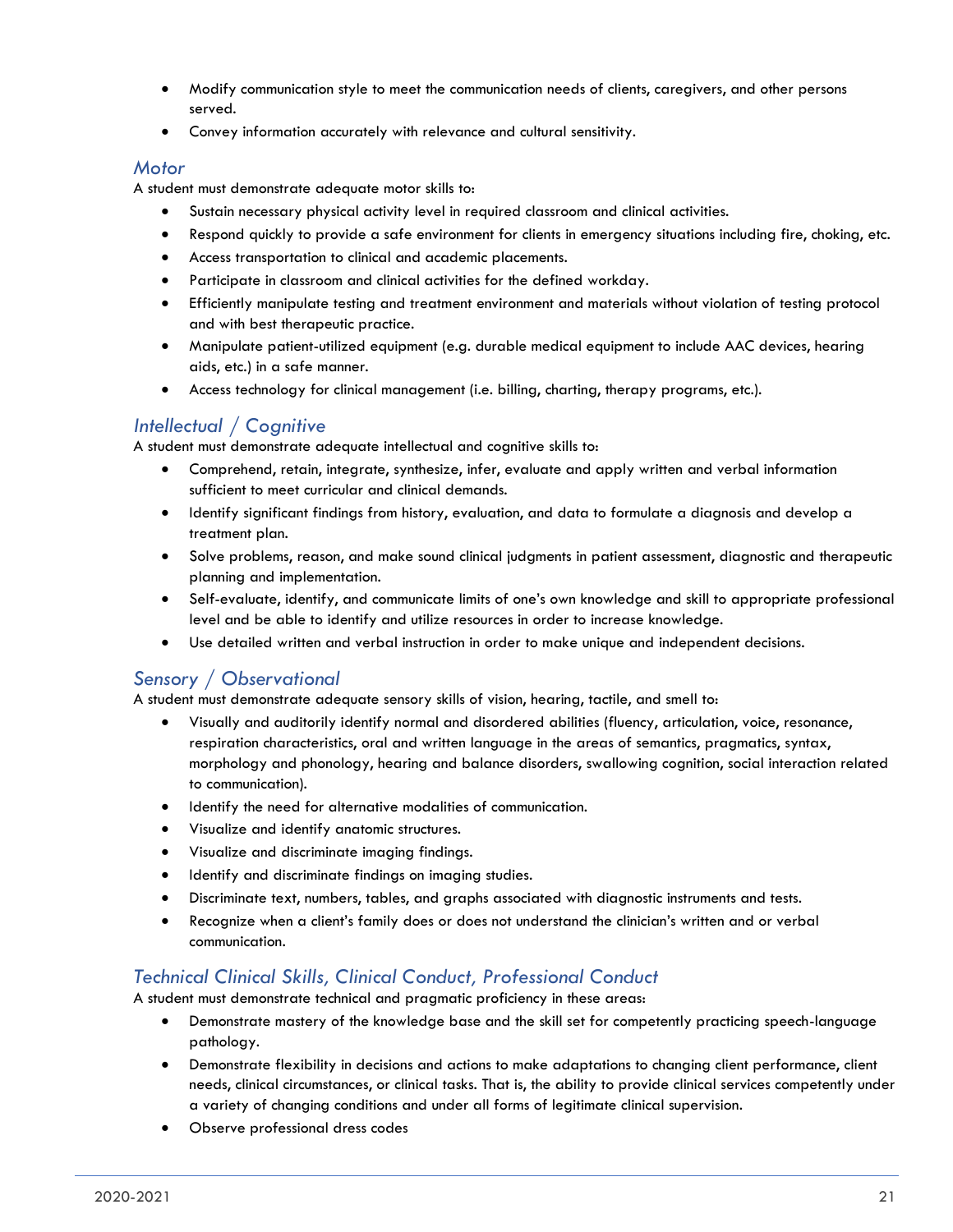- Modify communication style to meet the communication needs of clients, caregivers, and other persons served.
- Convey information accurately with relevance and cultural sensitivity.

### *Motor*

A student must demonstrate adequate motor skills to:

- Sustain necessary physical activity level in required classroom and clinical activities.
- Respond quickly to provide a safe environment for clients in emergency situations including fire, choking, etc.
- Access transportation to clinical and academic placements.
- Participate in classroom and clinical activities for the defined workday.
- Efficiently manipulate testing and treatment environment and materials without violation of testing protocol and with best therapeutic practice.
- Manipulate patient-utilized equipment (e.g. durable medical equipment to include AAC devices, hearing aids, etc.) in a safe manner.
- Access technology for clinical management (i.e. billing, charting, therapy programs, etc.).

### *Intellectual / Cognitive*

A student must demonstrate adequate intellectual and cognitive skills to:

- Comprehend, retain, integrate, synthesize, infer, evaluate and apply written and verbal information sufficient to meet curricular and clinical demands.
- Identify significant findings from history, evaluation, and data to formulate a diagnosis and develop a treatment plan.
- Solve problems, reason, and make sound clinical judgments in patient assessment, diagnostic and therapeutic planning and implementation.
- Self-evaluate, identify, and communicate limits of one's own knowledge and skill to appropriate professional level and be able to identify and utilize resources in order to increase knowledge.
- Use detailed written and verbal instruction in order to make unique and independent decisions.

### *Sensory / Observational*

A student must demonstrate adequate sensory skills of vision, hearing, tactile, and smell to:

- Visually and auditorily identify normal and disordered abilities (fluency, articulation, voice, resonance, respiration characteristics, oral and written language in the areas of semantics, pragmatics, syntax, morphology and phonology, hearing and balance disorders, swallowing cognition, social interaction related to communication).
- Identify the need for alternative modalities of communication.
- Visualize and identify anatomic structures.
- Visualize and discriminate imaging findings.
- Identify and discriminate findings on imaging studies.
- Discriminate text, numbers, tables, and graphs associated with diagnostic instruments and tests.
- Recognize when a client's family does or does not understand the clinician's written and or verbal communication.

### *Technical Clinical Skills, Clinical Conduct, Professional Conduct*

A student must demonstrate technical and pragmatic proficiency in these areas:

- Demonstrate mastery of the knowledge base and the skill set for competently practicing speech-language pathology.
- Demonstrate flexibility in decisions and actions to make adaptations to changing client performance, client needs, clinical circumstances, or clinical tasks. That is, the ability to provide clinical services competently under a variety of changing conditions and under all forms of legitimate clinical supervision.
- Observe professional dress codes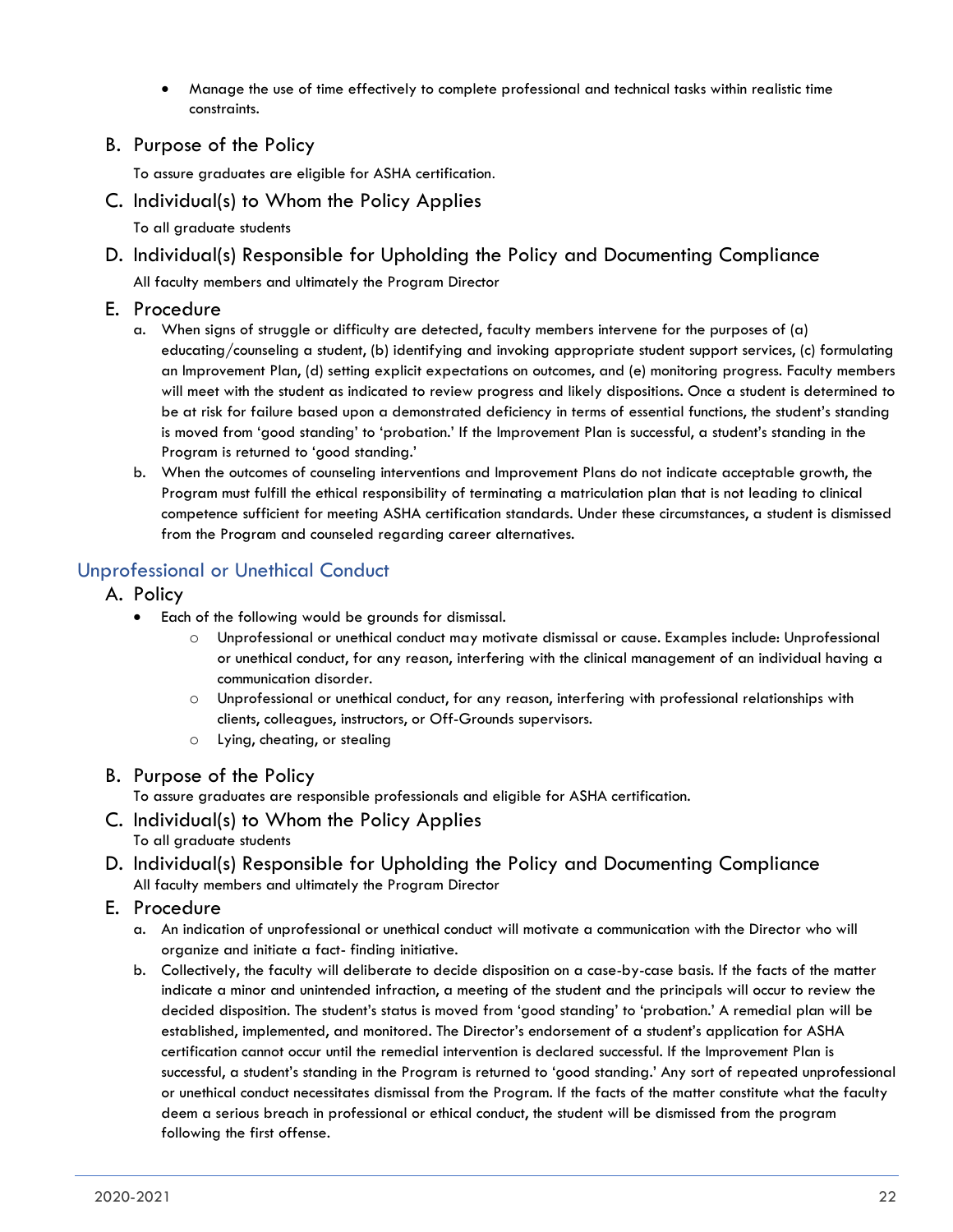- Manage the use of time effectively to complete professional and technical tasks within realistic time constraints.

### B. Purpose of the Policy

To assure graduates are eligible for ASHA certification.

### C. Individual(s) to Whom the Policy Applies

To all graduate students

### D. Individual(s) Responsible for Upholding the Policy and Documenting Compliance

All faculty members and ultimately the Program Director

### E. Procedure

a. When signs of struggle or difficulty are detected, faculty members intervene for the purposes of (a) educating/counseling a student, (b) identifying and invoking appropriate student support services, (c) formulating an Improvement Plan, (d) setting explicit expectations on outcomes, and (e) monitoring progress. Faculty members will meet with the student as indicated to review progress and likely dispositions. Once a student is determined to be at risk for failure based upon a demonstrated deficiency in terms of essential functions, the student's standing is moved from 'good standing' to 'probation.' If the Improvement Plan is successful, a student's standing in the Program is returned to 'good standing.'

b. When the outcomes of counseling interventions and Improvement Plans do not indicate acceptable growth, the Program must fulfill the ethical responsibility of terminating a matriculation plan that is not leading to clinical competence sufficient for meeting ASHA certification standards. Under these circumstances, a student is dismissed from the Program and counseled regarding career alternatives.

## Unprofessional or Unethical Conduct

### A. Policy

- Each of the following would be grounds for dismissal.
  - Unprofessional or unethical conduct may motivate dismissal or cause. Examples include: Unprofessional or unethical conduct, for any reason, interfering with the clinical management of an individual having a communication disorder.
  - Unprofessional or unethical conduct, for any reason, interfering with professional relationships with clients, colleagues, instructors, or Off-Grounds supervisors.
  - Lying, cheating, or stealing

### B. Purpose of the Policy

To assure graduates are responsible professionals and eligible for ASHA certification.

### C. Individual(s) to Whom the Policy Applies

To all graduate students

### D. Individual(s) Responsible for Upholding the Policy and Documenting Compliance

All faculty members and ultimately the Program Director

### E. Procedure

a. An indication of unprofessional or unethical conduct will motivate a communication with the Director who will organize and initiate a fact- finding initiative.

b. Collectively, the faculty will deliberate to decide disposition on a case-by-case basis. If the facts of the matter indicate a minor and unintended infraction, a meeting of the student and the principals will occur to review the decided disposition. The student's status is moved from 'good standing' to 'probation.' A remedial plan will be established, implemented, and monitored. The Director's endorsement of a student's application for ASHA certification cannot occur until the remedial intervention is declared successful. If the Improvement Plan is successful, a student's standing in the Program is returned to 'good standing.' Any sort of repeated unprofessional or unethical conduct necessitates dismissal from the Program. If the facts of the matter constitute what the faculty deem a serious breach in professional or ethical conduct, the student will be dismissed from the program following the first offense.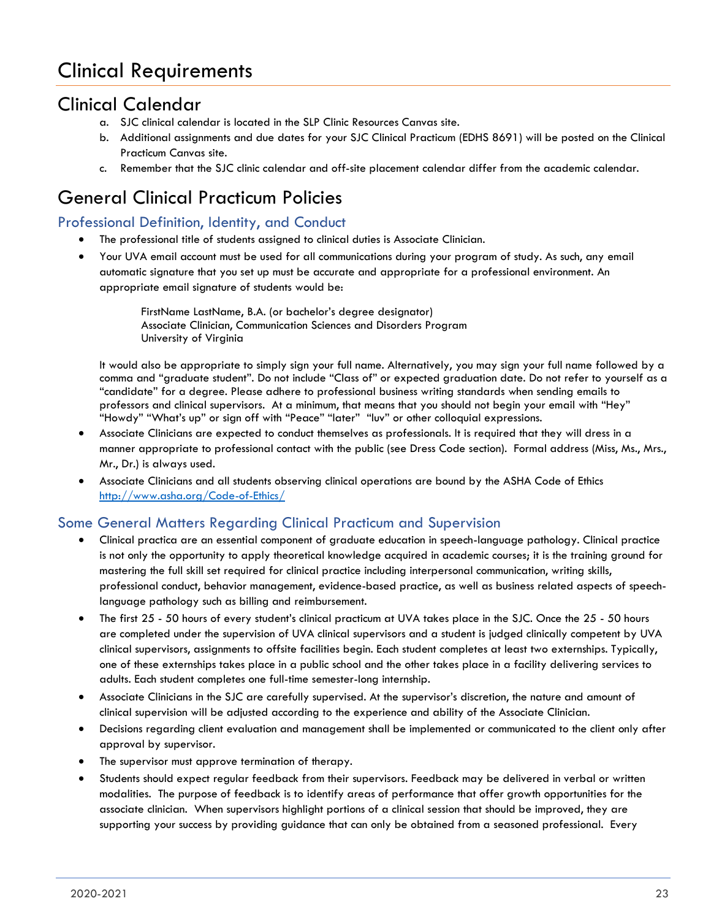# Clinical Requirements

## Clinical Calendar

a. SJC clinical calendar is located in the SLP Clinic Resources Canvas site.
b. Additional assignments and due dates for your SJC Clinical Practicum (EDHS 8691) will be posted on the Clinical Practicum Canvas site.
c. Remember that the SJC clinic calendar and off-site placement calendar differ from the academic calendar.

## General Clinical Practicum Policies

### Professional Definition, Identity, and Conduct

- The professional title of students assigned to clinical duties is Associate Clinician.
- Your UVA email account must be used for all communications during your program of study. As such, any email automatic signature that you set up must be accurate and appropriate for a professional environment. An appropriate email signature of students would be:

  FirstName LastName, B.A. (or bachelor's degree designator)
  Associate Clinician, Communication Sciences and Disorders Program
  University of Virginia

  It would also be appropriate to simply sign your full name. Alternatively, you may sign your full name followed by a comma and "graduate student". Do not include "Class of" or expected graduation date. Do not refer to yourself as a "candidate" for a degree. Please adhere to professional business writing standards when sending emails to professors and clinical supervisors. At a minimum, that means that you should not begin your email with "Hey" "Howdy" "What's up" or sign off with "Peace" "later" "luv" or other colloquial expressions.
- Associate Clinicians are expected to conduct themselves as professionals. It is required that they will dress in a manner appropriate to professional contact with the public (see Dress Code section). Formal address (Miss, Ms., Mrs., Mr., Dr.) is always used.
- Associate Clinicians and all students observing clinical operations are bound by the ASHA Code of Ethics http://www.asha.org/Code-of-Ethics/

### Some General Matters Regarding Clinical Practicum and Supervision

- Clinical practica are an essential component of graduate education in speech-language pathology. Clinical practice is not only the opportunity to apply theoretical knowledge acquired in academic courses; it is the training ground for mastering the full skill set required for clinical practice including interpersonal communication, writing skills, professional conduct, behavior management, evidence-based practice, as well as business related aspects of speech-language pathology such as billing and reimbursement.
- The first 25 - 50 hours of every student's clinical practicum at UVA takes place in the SJC. Once the 25 - 50 hours are completed under the supervision of UVA clinical supervisors and a student is judged clinically competent by UVA clinical supervisors, assignments to offsite facilities begin. Each student completes at least two externships. Typically, one of these externships takes place in a public school and the other takes place in a facility delivering services to adults. Each student completes one full-time semester-long internship.
- Associate Clinicians in the SJC are carefully supervised. At the supervisor's discretion, the nature and amount of clinical supervision will be adjusted according to the experience and ability of the Associate Clinician.
- Decisions regarding client evaluation and management shall be implemented or communicated to the client only after approval by supervisor.
- The supervisor must approve termination of therapy.
- Students should expect regular feedback from their supervisors. Feedback may be delivered in verbal or written modalities. The purpose of feedback is to identify areas of performance that offer growth opportunities for the associate clinician. When supervisors highlight portions of a clinical session that should be improved, they are supporting your success by providing guidance that can only be obtained from a seasoned professional. Every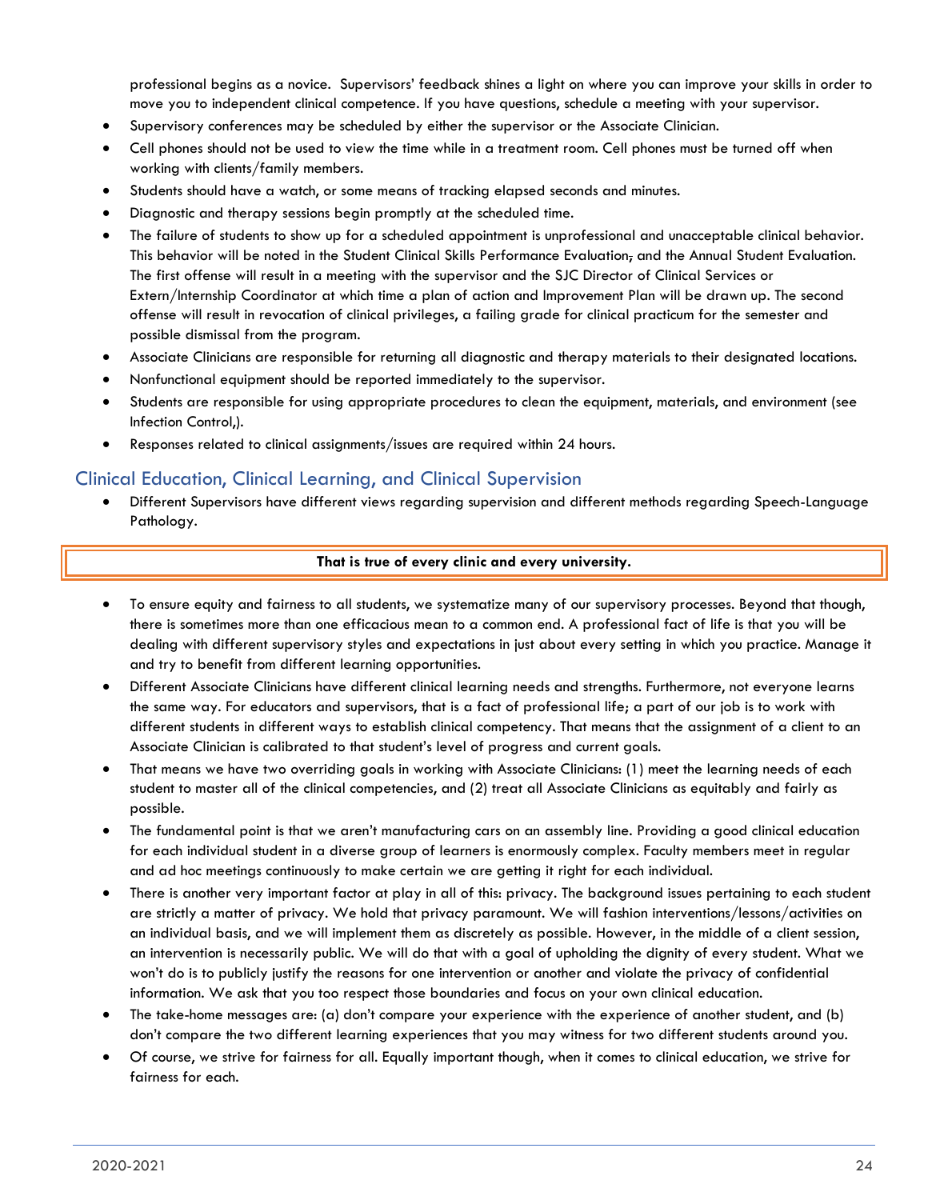professional begins as a novice. Supervisors' feedback shines a light on where you can improve your skills in order to move you to independent clinical competence. If you have questions, schedule a meeting with your supervisor.

- Supervisory conferences may be scheduled by either the supervisor or the Associate Clinician.
- Cell phones should not be used to view the time while in a treatment room. Cell phones must be turned off when working with clients/family members.
- Students should have a watch, or some means of tracking elapsed seconds and minutes.
- Diagnostic and therapy sessions begin promptly at the scheduled time.
- The failure of students to show up for a scheduled appointment is unprofessional and unacceptable clinical behavior. This behavior will be noted in the Student Clinical Skills Performance Evaluation, and the Annual Student Evaluation. The first offense will result in a meeting with the supervisor and the SJC Director of Clinical Services or Extern/Internship Coordinator at which time a plan of action and Improvement Plan will be drawn up. The second offense will result in revocation of clinical privileges, a failing grade for clinical practicum for the semester and possible dismissal from the program.
- Associate Clinicians are responsible for returning all diagnostic and therapy materials to their designated locations.
- Nonfunctional equipment should be reported immediately to the supervisor.
- Students are responsible for using appropriate procedures to clean the equipment, materials, and environment (see Infection Control,).
- Responses related to clinical assignments/issues are required within 24 hours.

## Clinical Education, Clinical Learning, and Clinical Supervision

- Different Supervisors have different views regarding supervision and different methods regarding Speech-Language Pathology.

**That is true of every clinic and every university.**

- To ensure equity and fairness to all students, we systematize many of our supervisory processes. Beyond that though, there is sometimes more than one efficacious mean to a common end. A professional fact of life is that you will be dealing with different supervisory styles and expectations in just about every setting in which you practice. Manage it and try to benefit from different learning opportunities.
- Different Associate Clinicians have different clinical learning needs and strengths. Furthermore, not everyone learns the same way. For educators and supervisors, that is a fact of professional life; a part of our job is to work with different students in different ways to establish clinical competency. That means that the assignment of a client to an Associate Clinician is calibrated to that student's level of progress and current goals.
- That means we have two overriding goals in working with Associate Clinicians: (1) meet the learning needs of each student to master all of the clinical competencies, and (2) treat all Associate Clinicians as equitably and fairly as possible.
- The fundamental point is that we aren't manufacturing cars on an assembly line. Providing a good clinical education for each individual student in a diverse group of learners is enormously complex. Faculty members meet in regular and ad hoc meetings continuously to make certain we are getting it right for each individual.
- There is another very important factor at play in all of this: privacy. The background issues pertaining to each student are strictly a matter of privacy. We hold that privacy paramount. We will fashion interventions/lessons/activities on an individual basis, and we will implement them as discretely as possible. However, in the middle of a client session, an intervention is necessarily public. We will do that with a goal of upholding the dignity of every student. What we won't do is to publicly justify the reasons for one intervention or another and violate the privacy of confidential information. We ask that you too respect those boundaries and focus on your own clinical education.
- The take-home messages are: (a) don't compare your experience with the experience of another student, and (b) don't compare the two different learning experiences that you may witness for two different students around you.
- Of course, we strive for fairness for all. Equally important though, when it comes to clinical education, we strive for fairness for each.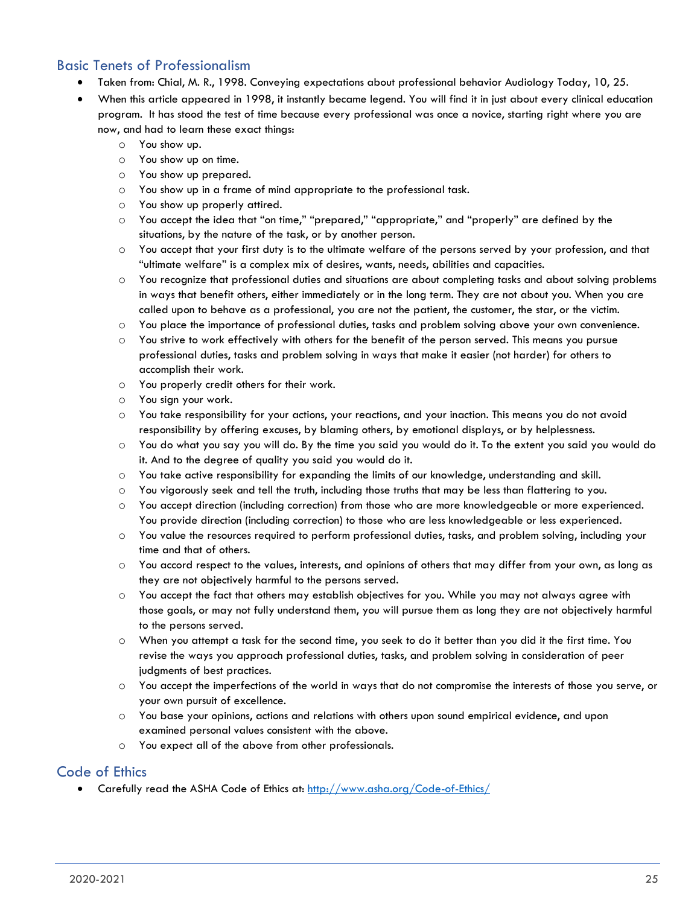## Basic Tenets of Professionalism

- Taken from: Chial, M. R., 1998. Conveying expectations about professional behavior Audiology Today, 10, 25.
- When this article appeared in 1998, it instantly became legend. You will find it in just about every clinical education program. It has stood the test of time because every professional was once a novice, starting right where you are now, and had to learn these exact things:
  - You show up.
  - You show up on time.
  - You show up prepared.
  - You show up in a frame of mind appropriate to the professional task.
  - You show up properly attired.
  - You accept the idea that "on time," "prepared," "appropriate," and "properly" are defined by the situations, by the nature of the task, or by another person.
  - You accept that your first duty is to the ultimate welfare of the persons served by your profession, and that "ultimate welfare" is a complex mix of desires, wants, needs, abilities and capacities.
  - You recognize that professional duties and situations are about completing tasks and about solving problems in ways that benefit others, either immediately or in the long term. They are not about you. When you are called upon to behave as a professional, you are not the patient, the customer, the star, or the victim.
  - You place the importance of professional duties, tasks and problem solving above your own convenience.
  - You strive to work effectively with others for the benefit of the person served. This means you pursue professional duties, tasks and problem solving in ways that make it easier (not harder) for others to accomplish their work.
  - You properly credit others for their work.
  - You sign your work.
  - You take responsibility for your actions, your reactions, and your inaction. This means you do not avoid responsibility by offering excuses, by blaming others, by emotional displays, or by helplessness.
  - You do what you say you will do. By the time you said you would do it. To the extent you said you would do it. And to the degree of quality you said you would do it.
  - You take active responsibility for expanding the limits of our knowledge, understanding and skill.
  - You vigorously seek and tell the truth, including those truths that may be less than flattering to you.
  - You accept direction (including correction) from those who are more knowledgeable or more experienced. You provide direction (including correction) to those who are less knowledgeable or less experienced.
  - You value the resources required to perform professional duties, tasks, and problem solving, including your time and that of others.
  - You accord respect to the values, interests, and opinions of others that may differ from your own, as long as they are not objectively harmful to the persons served.
  - You accept the fact that others may establish objectives for you. While you may not always agree with those goals, or may not fully understand them, you will pursue them as long they are not objectively harmful to the persons served.
  - When you attempt a task for the second time, you seek to do it better than you did it the first time. You revise the ways you approach professional duties, tasks, and problem solving in consideration of peer judgments of best practices.
  - You accept the imperfections of the world in ways that do not compromise the interests of those you serve, or your own pursuit of excellence.
  - You base your opinions, actions and relations with others upon sound empirical evidence, and upon examined personal values consistent with the above.
  - You expect all of the above from other professionals.

## Code of Ethics

- Carefully read the ASHA Code of Ethics at: http://www.asha.org/Code-of-Ethics/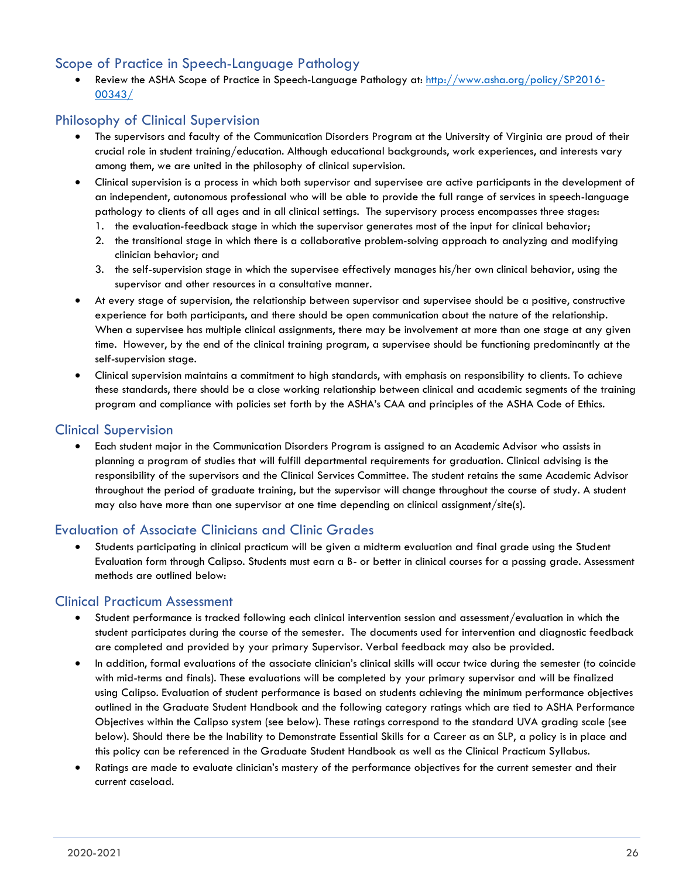## Scope of Practice in Speech-Language Pathology

- Review the ASHA Scope of Practice in Speech-Language Pathology at: http://www.asha.org/policy/SP2016-00343/

## Philosophy of Clinical Supervision

- The supervisors and faculty of the Communication Disorders Program at the University of Virginia are proud of their crucial role in student training/education. Although educational backgrounds, work experiences, and interests vary among them, we are united in the philosophy of clinical supervision.
- Clinical supervision is a process in which both supervisor and supervisee are active participants in the development of an independent, autonomous professional who will be able to provide the full range of services in speech-language pathology to clients of all ages and in all clinical settings. The supervisory process encompasses three stages:
  1. the evaluation-feedback stage in which the supervisor generates most of the input for clinical behavior;
  2. the transitional stage in which there is a collaborative problem-solving approach to analyzing and modifying clinician behavior; and
  3. the self-supervision stage in which the supervisee effectively manages his/her own clinical behavior, using the supervisor and other resources in a consultative manner.
- At every stage of supervision, the relationship between supervisor and supervisee should be a positive, constructive experience for both participants, and there should be open communication about the nature of the relationship. When a supervisee has multiple clinical assignments, there may be involvement at more than one stage at any given time. However, by the end of the clinical training program, a supervisee should be functioning predominantly at the self-supervision stage.
- Clinical supervision maintains a commitment to high standards, with emphasis on responsibility to clients. To achieve these standards, there should be a close working relationship between clinical and academic segments of the training program and compliance with policies set forth by the ASHA's CAA and principles of the ASHA Code of Ethics.

## Clinical Supervision

- Each student major in the Communication Disorders Program is assigned to an Academic Advisor who assists in planning a program of studies that will fulfill departmental requirements for graduation. Clinical advising is the responsibility of the supervisors and the Clinical Services Committee. The student retains the same Academic Advisor throughout the period of graduate training, but the supervisor will change throughout the course of study. A student may also have more than one supervisor at one time depending on clinical assignment/site(s).

## Evaluation of Associate Clinicians and Clinic Grades

- Students participating in clinical practicum will be given a midterm evaluation and final grade using the Student Evaluation form through Calipso. Students must earn a B- or better in clinical courses for a passing grade. Assessment methods are outlined below:

## Clinical Practicum Assessment

- Student performance is tracked following each clinical intervention session and assessment/evaluation in which the student participates during the course of the semester. The documents used for intervention and diagnostic feedback are completed and provided by your primary Supervisor. Verbal feedback may also be provided.
- In addition, formal evaluations of the associate clinician's clinical skills will occur twice during the semester (to coincide with mid-terms and finals). These evaluations will be completed by your primary supervisor and will be finalized using Calipso. Evaluation of student performance is based on students achieving the minimum performance objectives outlined in the Graduate Student Handbook and the following category ratings which are tied to ASHA Performance Objectives within the Calipso system (see below). These ratings correspond to the standard UVA grading scale (see below). Should there be the Inability to Demonstrate Essential Skills for a Career as an SLP, a policy is in place and this policy can be referenced in the Graduate Student Handbook as well as the Clinical Practicum Syllabus.
- Ratings are made to evaluate clinician's mastery of the performance objectives for the current semester and their current caseload.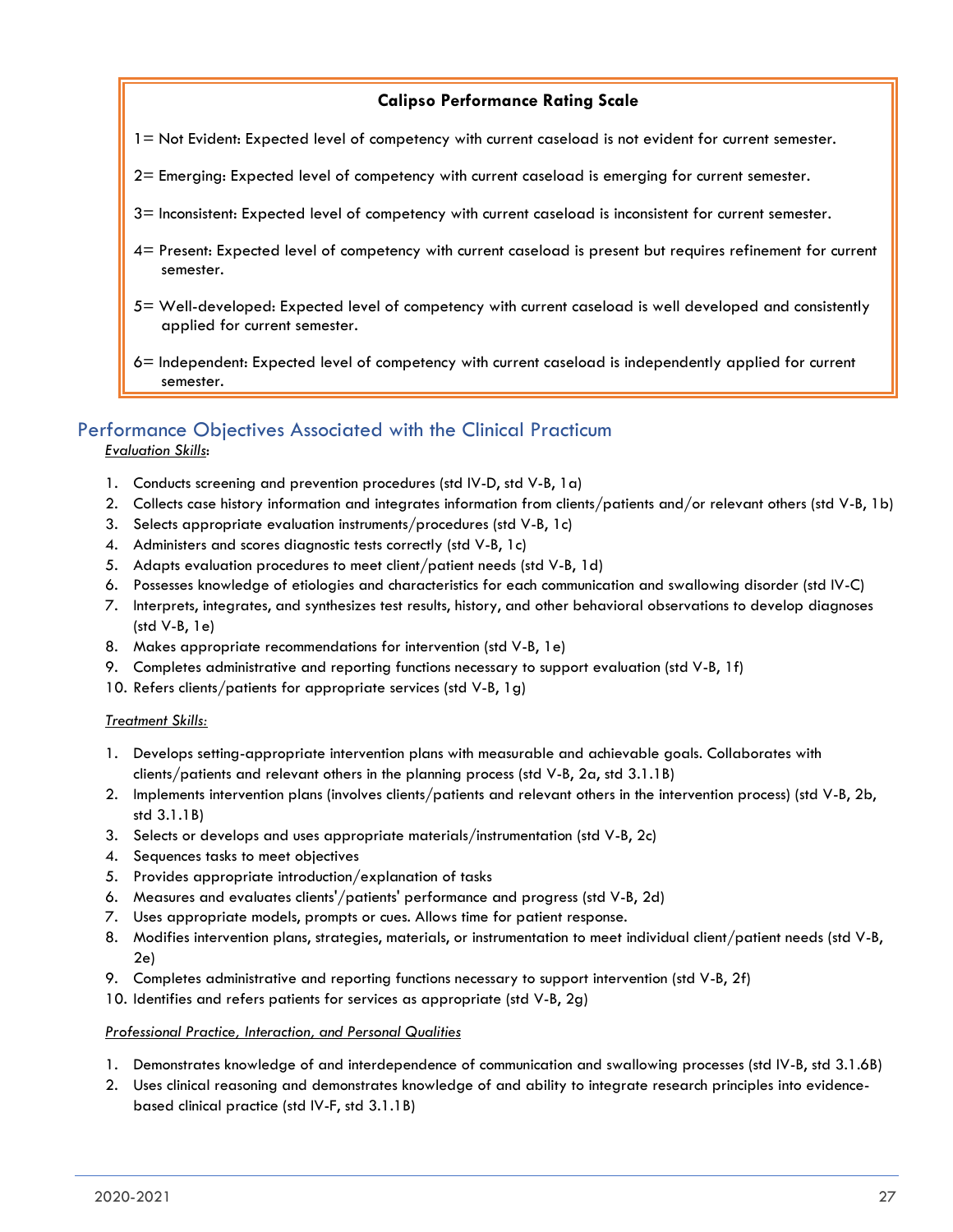**Calipso Performance Rating Scale**

1= Not Evident: Expected level of competency with current caseload is not evident for current semester.

2= Emerging: Expected level of competency with current caseload is emerging for current semester.

3= Inconsistent: Expected level of competency with current caseload is inconsistent for current semester.

4= Present: Expected level of competency with current caseload is present but requires refinement for current semester.

5= Well-developed: Expected level of competency with current caseload is well developed and consistently applied for current semester.

6= Independent: Expected level of competency with current caseload is independently applied for current semester.

## Performance Objectives Associated with the Clinical Practicum

*Evaluation Skills*:

1. Conducts screening and prevention procedures (std IV-D, std V-B, 1a)
2. Collects case history information and integrates information from clients/patients and/or relevant others (std V-B, 1b)
3. Selects appropriate evaluation instruments/procedures (std V-B, 1c)
4. Administers and scores diagnostic tests correctly (std V-B, 1c)
5. Adapts evaluation procedures to meet client/patient needs (std V-B, 1d)
6. Possesses knowledge of etiologies and characteristics for each communication and swallowing disorder (std IV-C)
7. Interprets, integrates, and synthesizes test results, history, and other behavioral observations to develop diagnoses (std V-B, 1e)
8. Makes appropriate recommendations for intervention (std V-B, 1e)
9. Completes administrative and reporting functions necessary to support evaluation (std V-B, 1f)
10. Refers clients/patients for appropriate services (std V-B, 1g)

*Treatment Skills:*

1. Develops setting-appropriate intervention plans with measurable and achievable goals. Collaborates with clients/patients and relevant others in the planning process (std V-B, 2a, std 3.1.1B)
2. Implements intervention plans (involves clients/patients and relevant others in the intervention process) (std V-B, 2b, std 3.1.1B)
3. Selects or develops and uses appropriate materials/instrumentation (std V-B, 2c)
4. Sequences tasks to meet objectives
5. Provides appropriate introduction/explanation of tasks
6. Measures and evaluates clients'/patients' performance and progress (std V-B, 2d)
7. Uses appropriate models, prompts or cues. Allows time for patient response.
8. Modifies intervention plans, strategies, materials, or instrumentation to meet individual client/patient needs (std V-B, 2e)
9. Completes administrative and reporting functions necessary to support intervention (std V-B, 2f)
10. Identifies and refers patients for services as appropriate (std V-B, 2g)

*Professional Practice, Interaction, and Personal Qualities*

1. Demonstrates knowledge of and interdependence of communication and swallowing processes (std IV-B, std 3.1.6B)
2. Uses clinical reasoning and demonstrates knowledge of and ability to integrate research principles into evidence-based clinical practice (std IV-F, std 3.1.1B)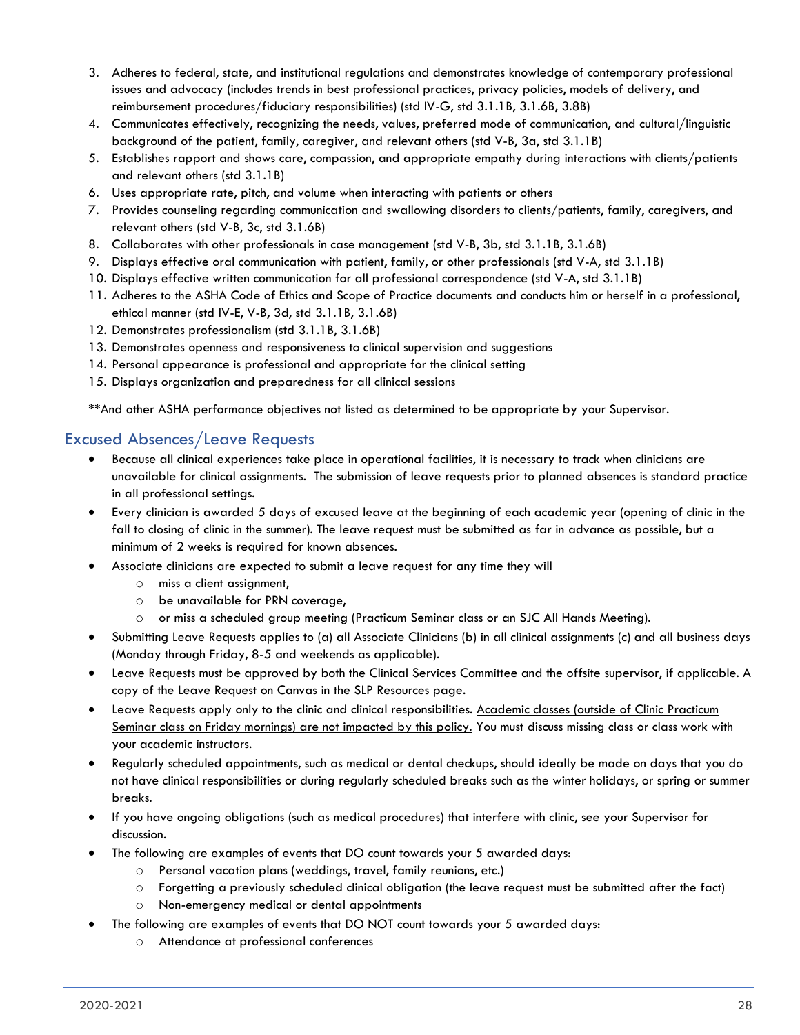3. Adheres to federal, state, and institutional regulations and demonstrates knowledge of contemporary professional issues and advocacy (includes trends in best professional practices, privacy policies, models of delivery, and reimbursement procedures/fiduciary responsibilities) (std IV-G, std 3.1.1B, 3.1.6B, 3.8B)
4. Communicates effectively, recognizing the needs, values, preferred mode of communication, and cultural/linguistic background of the patient, family, caregiver, and relevant others (std V-B, 3a, std 3.1.1B)
5. Establishes rapport and shows care, compassion, and appropriate empathy during interactions with clients/patients and relevant others (std 3.1.1B)
6. Uses appropriate rate, pitch, and volume when interacting with patients or others
7. Provides counseling regarding communication and swallowing disorders to clients/patients, family, caregivers, and relevant others (std V-B, 3c, std 3.1.6B)
8. Collaborates with other professionals in case management (std V-B, 3b, std 3.1.1B, 3.1.6B)
9. Displays effective oral communication with patient, family, or other professionals (std V-A, std 3.1.1B)
10. Displays effective written communication for all professional correspondence (std V-A, std 3.1.1B)
11. Adheres to the ASHA Code of Ethics and Scope of Practice documents and conducts him or herself in a professional, ethical manner (std IV-E, V-B, 3d, std 3.1.1B, 3.1.6B)
12. Demonstrates professionalism (std 3.1.1B, 3.1.6B)
13. Demonstrates openness and responsiveness to clinical supervision and suggestions
14. Personal appearance is professional and appropriate for the clinical setting
15. Displays organization and preparedness for all clinical sessions

**And other ASHA performance objectives not listed as determined to be appropriate by your Supervisor.

## Excused Absences/Leave Requests

- Because all clinical experiences take place in operational facilities, it is necessary to track when clinicians are unavailable for clinical assignments. The submission of leave requests prior to planned absences is standard practice in all professional settings.
- Every clinician is awarded 5 days of excused leave at the beginning of each academic year (opening of clinic in the fall to closing of clinic in the summer). The leave request must be submitted as far in advance as possible, but a minimum of 2 weeks is required for known absences.
- Associate clinicians are expected to submit a leave request for any time they will
  - miss a client assignment,
  - be unavailable for PRN coverage,
  - or miss a scheduled group meeting (Practicum Seminar class or an SJC All Hands Meeting).
- Submitting Leave Requests applies to (a) all Associate Clinicians (b) in all clinical assignments (c) and all business days (Monday through Friday, 8-5 and weekends as applicable).
- Leave Requests must be approved by both the Clinical Services Committee and the offsite supervisor, if applicable. A copy of the Leave Request on Canvas in the SLP Resources page.
- Leave Requests apply only to the clinic and clinical responsibilities. Academic classes (outside of Clinic Practicum Seminar class on Friday mornings) are not impacted by this policy. You must discuss missing class or class work with your academic instructors.
- Regularly scheduled appointments, such as medical or dental checkups, should ideally be made on days that you do not have clinical responsibilities or during regularly scheduled breaks such as the winter holidays, or spring or summer breaks.
- If you have ongoing obligations (such as medical procedures) that interfere with clinic, see your Supervisor for discussion.
- The following are examples of events that DO count towards your 5 awarded days:
  - Personal vacation plans (weddings, travel, family reunions, etc.)
  - Forgetting a previously scheduled clinical obligation (the leave request must be submitted after the fact)
  - Non-emergency medical or dental appointments
- The following are examples of events that DO NOT count towards your 5 awarded days:
  - Attendance at professional conferences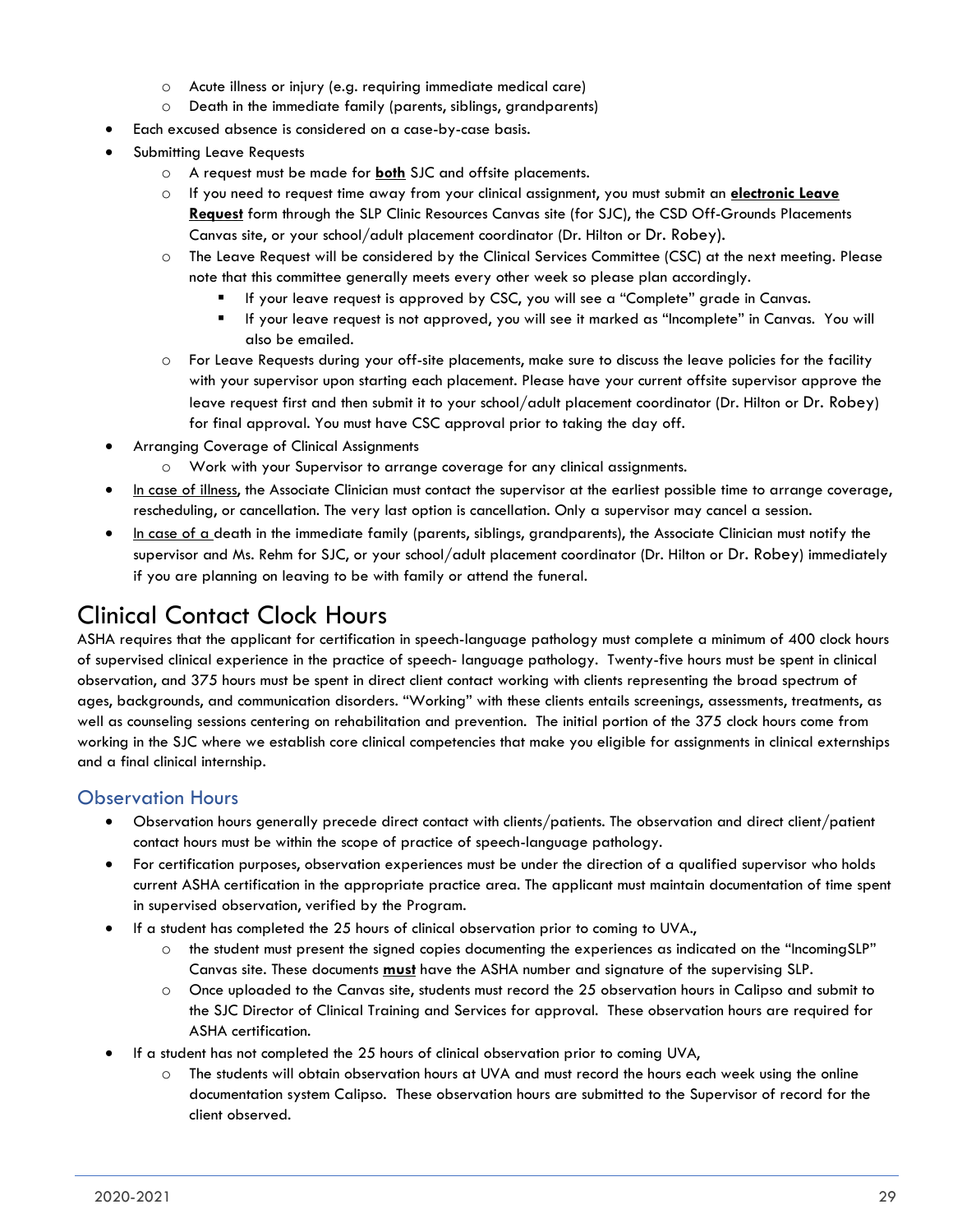- Acute illness or injury (e.g. requiring immediate medical care)
    - Death in the immediate family (parents, siblings, grandparents)
- Each excused absence is considered on a case-by-case basis.
- Submitting Leave Requests
    - A request must be made for **both** SJC and offsite placements.
    - If you need to request time away from your clinical assignment, you must submit an **electronic Leave Request** form through the SLP Clinic Resources Canvas site (for SJC), the CSD Off-Grounds Placements Canvas site, or your school/adult placement coordinator (Dr. Hilton or Dr. Robey).
    - The Leave Request will be considered by the Clinical Services Committee (CSC) at the next meeting. Please note that this committee generally meets every other week so please plan accordingly.
        - If your leave request is approved by CSC, you will see a "Complete" grade in Canvas.
        - If your leave request is not approved, you will see it marked as "Incomplete" in Canvas. You will also be emailed.
    - For Leave Requests during your off-site placements, make sure to discuss the leave policies for the facility with your supervisor upon starting each placement. Please have your current offsite supervisor approve the leave request first and then submit it to your school/adult placement coordinator (Dr. Hilton or Dr. Robey) for final approval. You must have CSC approval prior to taking the day off.
- Arranging Coverage of Clinical Assignments
    - Work with your Supervisor to arrange coverage for any clinical assignments.
- In case of illness, the Associate Clinician must contact the supervisor at the earliest possible time to arrange coverage, rescheduling, or cancellation. The very last option is cancellation. Only a supervisor may cancel a session.
- In case of a death in the immediate family (parents, siblings, grandparents), the Associate Clinician must notify the supervisor and Ms. Rehm for SJC, or your school/adult placement coordinator (Dr. Hilton or Dr. Robey) immediately if you are planning on leaving to be with family or attend the funeral.

# Clinical Contact Clock Hours

ASHA requires that the applicant for certification in speech-language pathology must complete a minimum of 400 clock hours of supervised clinical experience in the practice of speech- language pathology. Twenty-five hours must be spent in clinical observation, and 375 hours must be spent in direct client contact working with clients representing the broad spectrum of ages, backgrounds, and communication disorders. "Working" with these clients entails screenings, assessments, treatments, as well as counseling sessions centering on rehabilitation and prevention. The initial portion of the 375 clock hours come from working in the SJC where we establish core clinical competencies that make you eligible for assignments in clinical externships and a final clinical internship.

## Observation Hours

- Observation hours generally precede direct contact with clients/patients. The observation and direct client/patient contact hours must be within the scope of practice of speech-language pathology.
- For certification purposes, observation experiences must be under the direction of a qualified supervisor who holds current ASHA certification in the appropriate practice area. The applicant must maintain documentation of time spent in supervised observation, verified by the Program.
- If a student has completed the 25 hours of clinical observation prior to coming to UVA.,
    - the student must present the signed copies documenting the experiences as indicated on the "IncomingSLP" Canvas site. These documents **must** have the ASHA number and signature of the supervising SLP.
    - Once uploaded to the Canvas site, students must record the 25 observation hours in Calipso and submit to the SJC Director of Clinical Training and Services for approval. These observation hours are required for ASHA certification.
- If a student has not completed the 25 hours of clinical observation prior to coming UVA,
    - The students will obtain observation hours at UVA and must record the hours each week using the online documentation system Calipso. These observation hours are submitted to the Supervisor of record for the client observed.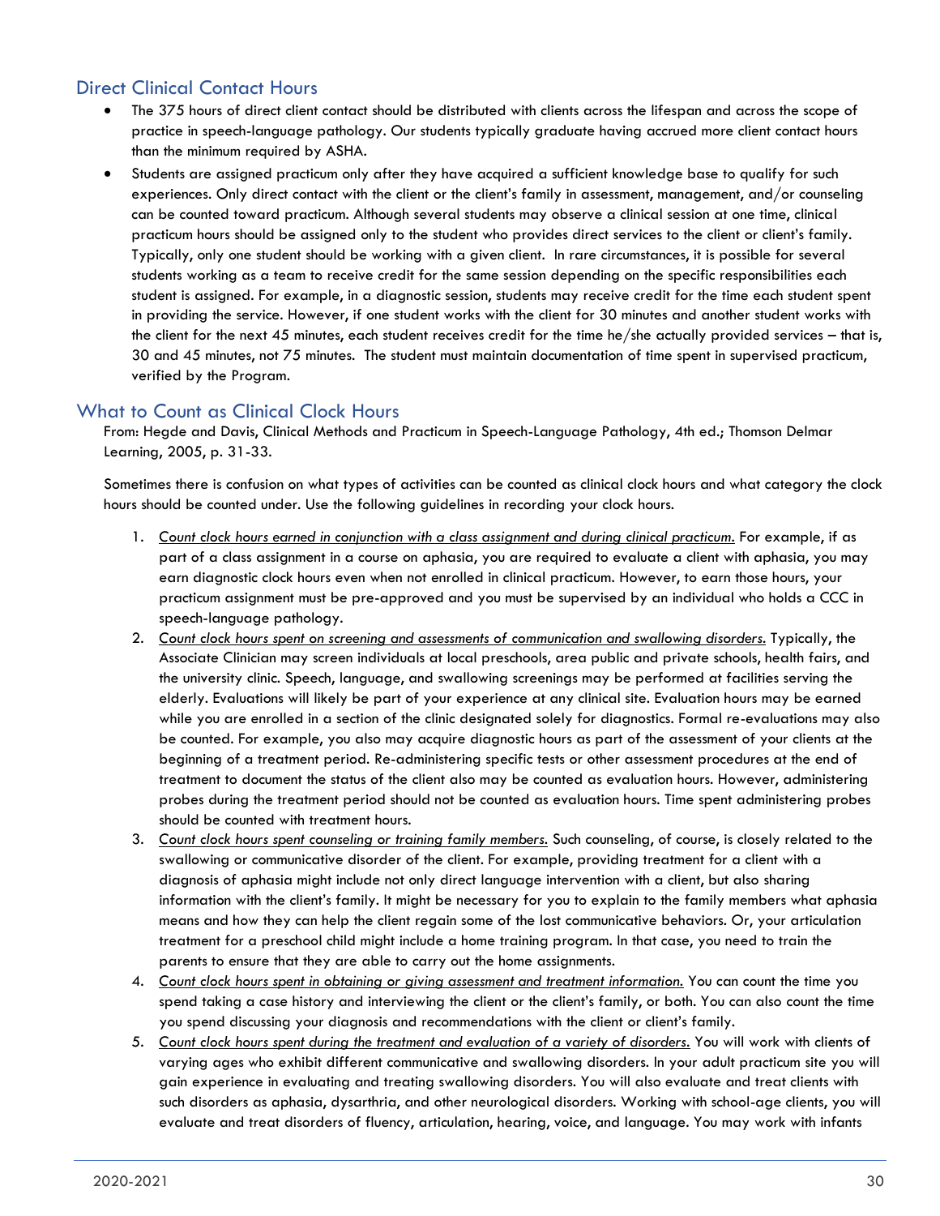## Direct Clinical Contact Hours

- The 375 hours of direct client contact should be distributed with clients across the lifespan and across the scope of practice in speech-language pathology. Our students typically graduate having accrued more client contact hours than the minimum required by ASHA.
- Students are assigned practicum only after they have acquired a sufficient knowledge base to qualify for such experiences. Only direct contact with the client or the client's family in assessment, management, and/or counseling can be counted toward practicum. Although several students may observe a clinical session at one time, clinical practicum hours should be assigned only to the student who provides direct services to the client or client's family. Typically, only one student should be working with a given client. In rare circumstances, it is possible for several students working as a team to receive credit for the same session depending on the specific responsibilities each student is assigned. For example, in a diagnostic session, students may receive credit for the time each student spent in providing the service. However, if one student works with the client for 30 minutes and another student works with the client for the next 45 minutes, each student receives credit for the time he/she actually provided services – that is, 30 and 45 minutes, not 75 minutes. The student must maintain documentation of time spent in supervised practicum, verified by the Program.

## What to Count as Clinical Clock Hours

From: Hegde and Davis, Clinical Methods and Practicum in Speech-Language Pathology, 4th ed.; Thomson Delmar Learning, 2005, p. 31-33.

Sometimes there is confusion on what types of activities can be counted as clinical clock hours and what category the clock hours should be counted under. Use the following guidelines in recording your clock hours.

1. *Count clock hours earned in conjunction with a class assignment and during clinical practicum.* For example, if as part of a class assignment in a course on aphasia, you are required to evaluate a client with aphasia, you may earn diagnostic clock hours even when not enrolled in clinical practicum. However, to earn those hours, your practicum assignment must be pre-approved and you must be supervised by an individual who holds a CCC in speech-language pathology.
2. *Count clock hours spent on screening and assessments of communication and swallowing disorders.* Typically, the Associate Clinician may screen individuals at local preschools, area public and private schools, health fairs, and the university clinic. Speech, language, and swallowing screenings may be performed at facilities serving the elderly. Evaluations will likely be part of your experience at any clinical site. Evaluation hours may be earned while you are enrolled in a section of the clinic designated solely for diagnostics. Formal re-evaluations may also be counted. For example, you also may acquire diagnostic hours as part of the assessment of your clients at the beginning of a treatment period. Re-administering specific tests or other assessment procedures at the end of treatment to document the status of the client also may be counted as evaluation hours. However, administering probes during the treatment period should not be counted as evaluation hours. Time spent administering probes should be counted with treatment hours.
3. *Count clock hours spent counseling or training family members.* Such counseling, of course, is closely related to the swallowing or communicative disorder of the client. For example, providing treatment for a client with a diagnosis of aphasia might include not only direct language intervention with a client, but also sharing information with the client's family. It might be necessary for you to explain to the family members what aphasia means and how they can help the client regain some of the lost communicative behaviors. Or, your articulation treatment for a preschool child might include a home training program. In that case, you need to train the parents to ensure that they are able to carry out the home assignments.
4. *Count clock hours spent in obtaining or giving assessment and treatment information.* You can count the time you spend taking a case history and interviewing the client or the client's family, or both. You can also count the time you spend discussing your diagnosis and recommendations with the client or client's family.
5. *Count clock hours spent during the treatment and evaluation of a variety of disorders.* You will work with clients of varying ages who exhibit different communicative and swallowing disorders. In your adult practicum site you will gain experience in evaluating and treating swallowing disorders. You will also evaluate and treat clients with such disorders as aphasia, dysarthria, and other neurological disorders. Working with school-age clients, you will evaluate and treat disorders of fluency, articulation, hearing, voice, and language. You may work with infants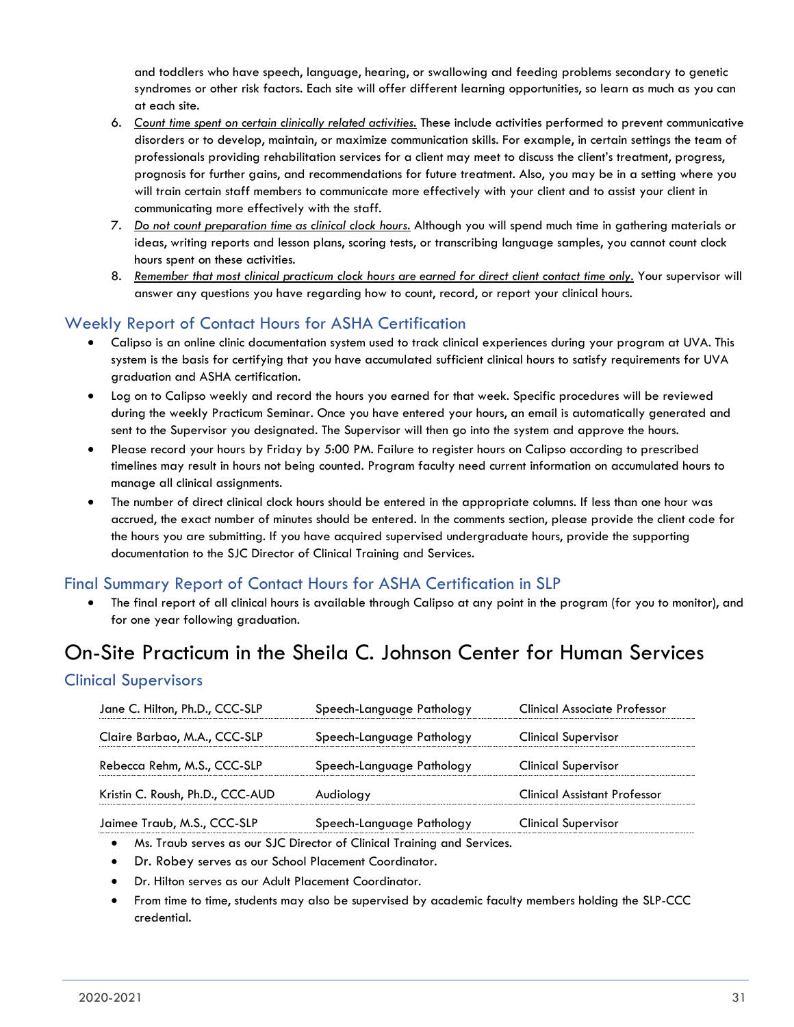and toddlers who have speech, language, hearing, or swallowing and feeding problems secondary to genetic syndromes or other risk factors. Each site will offer different learning opportunities, so learn as much as you can at each site.

6. *Count time spent on certain clinically related activities.* These include activities performed to prevent communicative disorders or to develop, maintain, or maximize communication skills. For example, in certain settings the team of professionals providing rehabilitation services for a client may meet to discuss the client's treatment, progress, prognosis for further gains, and recommendations for future treatment. Also, you may be in a setting where you will train certain staff members to communicate more effectively with your client and to assist your client in communicating more effectively with the staff.
7. *Do not count preparation time as clinical clock hours.* Although you will spend much time in gathering materials or ideas, writing reports and lesson plans, scoring tests, or transcribing language samples, you cannot count clock hours spent on these activities.
8. *Remember that most clinical practicum clock hours are earned for direct client contact time only.* Your supervisor will answer any questions you have regarding how to count, record, or report your clinical hours.

## Weekly Report of Contact Hours for ASHA Certification

- Calipso is an online clinic documentation system used to track clinical experiences during your program at UVA. This system is the basis for certifying that you have accumulated sufficient clinical hours to satisfy requirements for UVA graduation and ASHA certification.
- Log on to Calipso weekly and record the hours you earned for that week. Specific procedures will be reviewed during the weekly Practicum Seminar. Once you have entered your hours, an email is automatically generated and sent to the Supervisor you designated. The Supervisor will then go into the system and approve the hours.
- Please record your hours by Friday by 5:00 PM. Failure to register hours on Calipso according to prescribed timelines may result in hours not being counted. Program faculty need current information on accumulated hours to manage all clinical assignments.
- The number of direct clinical clock hours should be entered in the appropriate columns. If less than one hour was accrued, the exact number of minutes should be entered. In the comments section, please provide the client code for the hours you are submitting. If you have acquired supervised undergraduate hours, provide the supporting documentation to the SJC Director of Clinical Training and Services.

## Final Summary Report of Contact Hours for ASHA Certification in SLP

- The final report of all clinical hours is available through Calipso at any point in the program (for you to monitor), and for one year following graduation.

# On-Site Practicum in the Sheila C. Johnson Center for Human Services

## Clinical Supervisors

| | | |
|---|---|---|
| Jane C. Hilton, Ph.D., CCC-SLP | Speech-Language Pathology | Clinical Associate Professor |
| Claire Barbao, M.A., CCC-SLP | Speech-Language Pathology | Clinical Supervisor |
| Rebecca Rehm, M.S., CCC-SLP | Speech-Language Pathology | Clinical Supervisor |
| Kristin C. Roush, Ph.D., CCC-AUD | Audiology | Clinical Assistant Professor |
| Jaimee Traub, M.S., CCC-SLP | Speech-Language Pathology | Clinical Supervisor |

- Ms. Traub serves as our SJC Director of Clinical Training and Services.
- Dr. Robey serves as our School Placement Coordinator.
- Dr. Hilton serves as our Adult Placement Coordinator.
- From time to time, students may also be supervised by academic faculty members holding the SLP-CCC credential.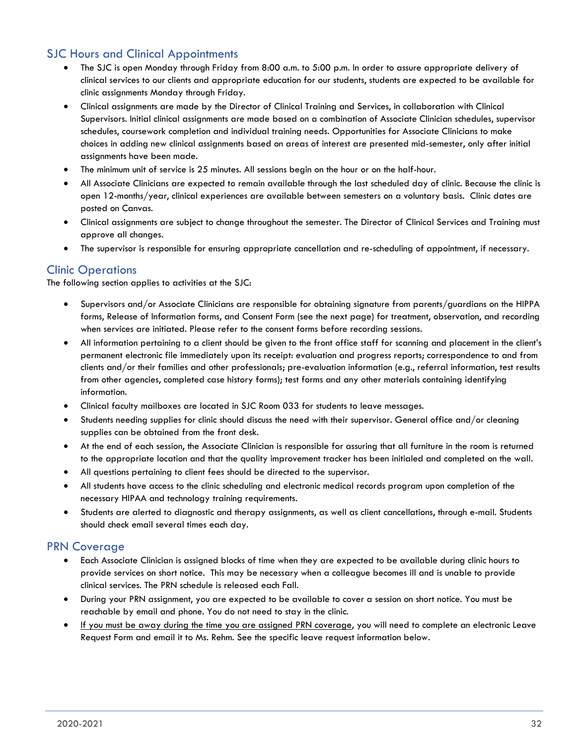## SJC Hours and Clinical Appointments

- The SJC is open Monday through Friday from 8:00 a.m. to 5:00 p.m. In order to assure appropriate delivery of clinical services to our clients and appropriate education for our students, students are expected to be available for clinic assignments Monday through Friday.
- Clinical assignments are made by the Director of Clinical Training and Services, in collaboration with Clinical Supervisors. Initial clinical assignments are made based on a combination of Associate Clinician schedules, supervisor schedules, coursework completion and individual training needs. Opportunities for Associate Clinicians to make choices in adding new clinical assignments based on areas of interest are presented mid-semester, only after initial assignments have been made.
- The minimum unit of service is 25 minutes. All sessions begin on the hour or on the half-hour.
- All Associate Clinicians are expected to remain available through the last scheduled day of clinic. Because the clinic is open 12-months/year, clinical experiences are available between semesters on a voluntary basis. Clinic dates are posted on Canvas.
- Clinical assignments are subject to change throughout the semester. The Director of Clinical Services and Training must approve all changes.
- The supervisor is responsible for ensuring appropriate cancellation and re-scheduling of appointment, if necessary.

## Clinic Operations

The following section applies to activities at the SJC:

- Supervisors and/or Associate Clinicians are responsible for obtaining signature from parents/guardians on the HIPPA forms, Release of Information forms, and Consent Form (see the next page) for treatment, observation, and recording when services are initiated. Please refer to the consent forms before recording sessions.
- All information pertaining to a client should be given to the front office staff for scanning and placement in the client's permanent electronic file immediately upon its receipt: evaluation and progress reports; correspondence to and from clients and/or their families and other professionals; pre-evaluation information (e.g., referral information, test results from other agencies, completed case history forms); test forms and any other materials containing identifying information.
- Clinical faculty mailboxes are located in SJC Room 033 for students to leave messages.
- Students needing supplies for clinic should discuss the need with their supervisor. General office and/or cleaning supplies can be obtained from the front desk.
- At the end of each session, the Associate Clinician is responsible for assuring that all furniture in the room is returned to the appropriate location and that the quality improvement tracker has been initialed and completed on the wall.
- All questions pertaining to client fees should be directed to the supervisor.
- All students have access to the clinic scheduling and electronic medical records program upon completion of the necessary HIPAA and technology training requirements.
- Students are alerted to diagnostic and therapy assignments, as well as client cancellations, through e-mail. Students should check email several times each day.

## PRN Coverage

- Each Associate Clinician is assigned blocks of time when they are expected to be available during clinic hours to provide services on short notice. This may be necessary when a colleague becomes ill and is unable to provide clinical services. The PRN schedule is released each Fall.
- During your PRN assignment, you are expected to be available to cover a session on short notice. You must be reachable by email and phone. You do not need to stay in the clinic.
- <u>If you must be away during the time you are assigned PRN coverage</u>, you will need to complete an electronic Leave Request Form and email it to Ms. Rehm. See the specific leave request information below.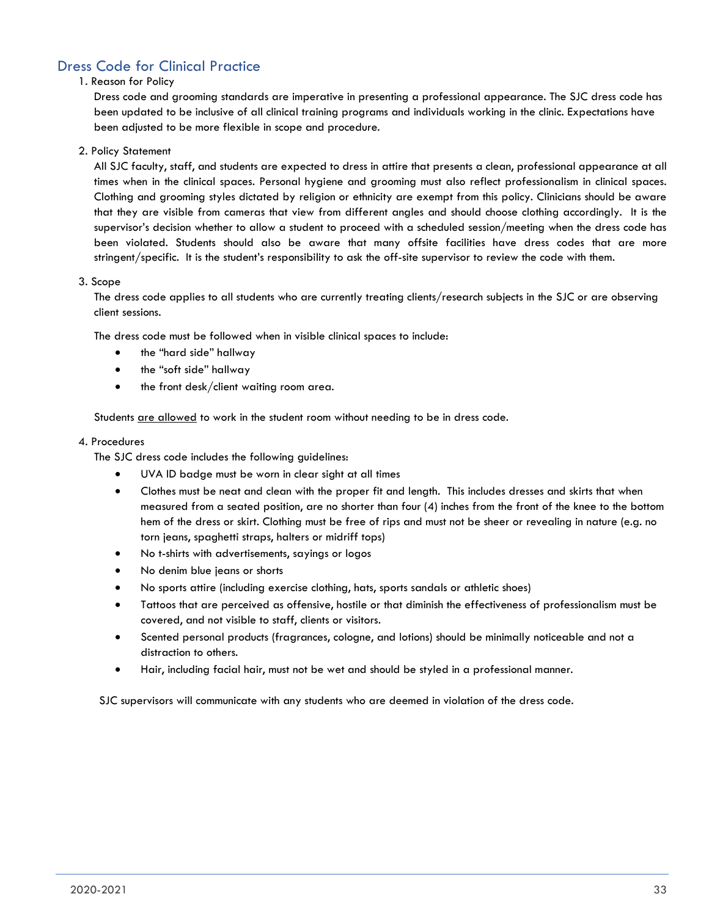## Dress Code for Clinical Practice

1. Reason for Policy

   Dress code and grooming standards are imperative in presenting a professional appearance. The SJC dress code has been updated to be inclusive of all clinical training programs and individuals working in the clinic. Expectations have been adjusted to be more flexible in scope and procedure.

2. Policy Statement

   All SJC faculty, staff, and students are expected to dress in attire that presents a clean, professional appearance at all times when in the clinical spaces. Personal hygiene and grooming must also reflect professionalism in clinical spaces. Clothing and grooming styles dictated by religion or ethnicity are exempt from this policy. Clinicians should be aware that they are visible from cameras that view from different angles and should choose clothing accordingly. It is the supervisor's decision whether to allow a student to proceed with a scheduled session/meeting when the dress code has been violated. Students should also be aware that many offsite facilities have dress codes that are more stringent/specific. It is the student's responsibility to ask the off-site supervisor to review the code with them.

3. Scope

   The dress code applies to all students who are currently treating clients/research subjects in the SJC or are observing client sessions.

   The dress code must be followed when in visible clinical spaces to include:

   - the "hard side" hallway
   - the "soft side" hallway
   - the front desk/client waiting room area.

   Students <u>are allowed</u> to work in the student room without needing to be in dress code.

4. Procedures

   The SJC dress code includes the following guidelines:

   - UVA ID badge must be worn in clear sight at all times
   - Clothes must be neat and clean with the proper fit and length. This includes dresses and skirts that when measured from a seated position, are no shorter than four (4) inches from the front of the knee to the bottom hem of the dress or skirt. Clothing must be free of rips and must not be sheer or revealing in nature (e.g. no torn jeans, spaghetti straps, halters or midriff tops)
   - No t-shirts with advertisements, sayings or logos
   - No denim blue jeans or shorts
   - No sports attire (including exercise clothing, hats, sports sandals or athletic shoes)
   - Tattoos that are perceived as offensive, hostile or that diminish the effectiveness of professionalism must be covered, and not visible to staff, clients or visitors.
   - Scented personal products (fragrances, cologne, and lotions) should be minimally noticeable and not a distraction to others.
   - Hair, including facial hair, must not be wet and should be styled in a professional manner.

   SJC supervisors will communicate with any students who are deemed in violation of the dress code.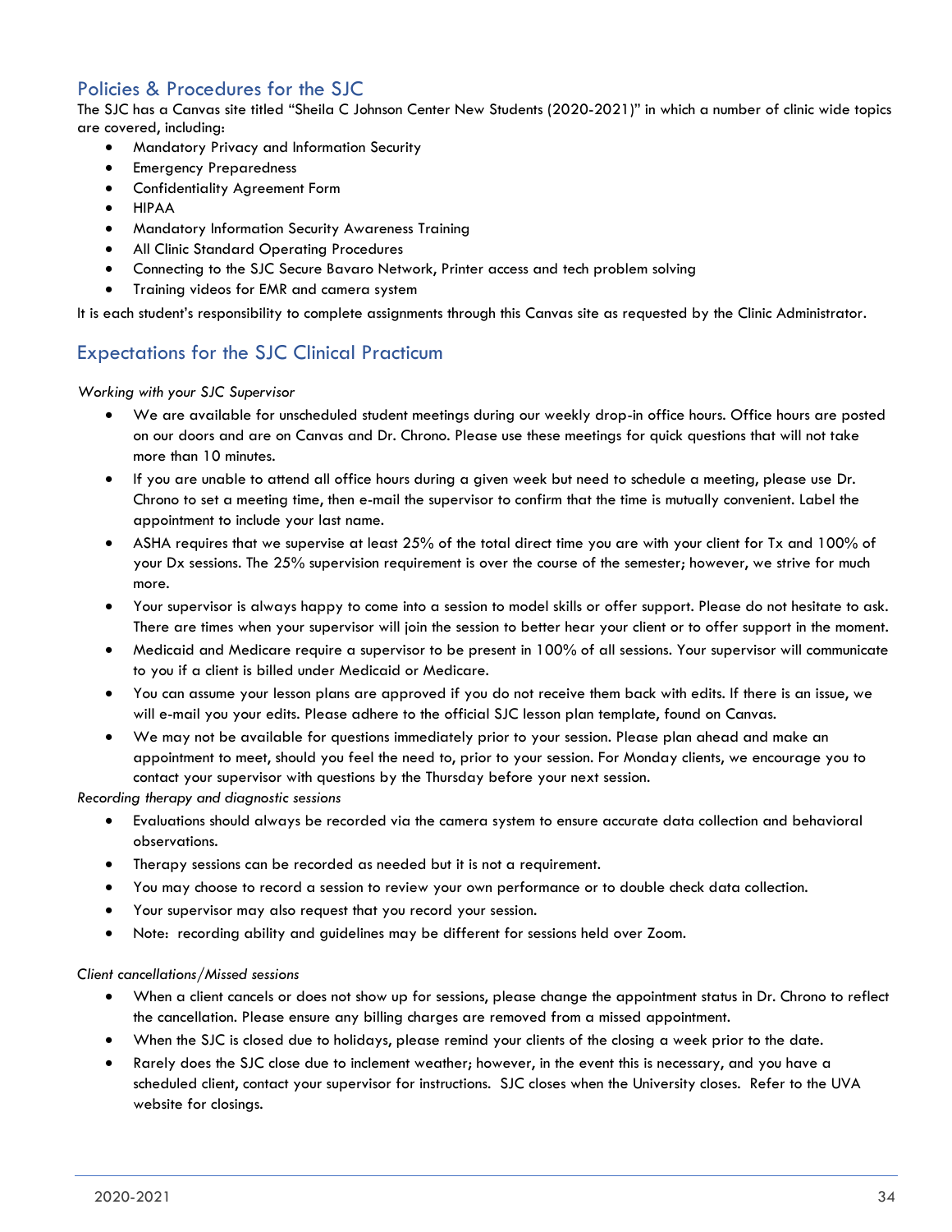## Policies & Procedures for the SJC

The SJC has a Canvas site titled "Sheila C Johnson Center New Students (2020-2021)" in which a number of clinic wide topics are covered, including:

- Mandatory Privacy and Information Security
- Emergency Preparedness
- Confidentiality Agreement Form
- HIPAA
- Mandatory Information Security Awareness Training
- All Clinic Standard Operating Procedures
- Connecting to the SJC Secure Bavaro Network, Printer access and tech problem solving
- Training videos for EMR and camera system

It is each student's responsibility to complete assignments through this Canvas site as requested by the Clinic Administrator.

## Expectations for the SJC Clinical Practicum

*Working with your SJC Supervisor*

- We are available for unscheduled student meetings during our weekly drop-in office hours. Office hours are posted on our doors and are on Canvas and Dr. Chrono. Please use these meetings for quick questions that will not take more than 10 minutes.
- If you are unable to attend all office hours during a given week but need to schedule a meeting, please use Dr. Chrono to set a meeting time, then e-mail the supervisor to confirm that the time is mutually convenient. Label the appointment to include your last name.
- ASHA requires that we supervise at least 25% of the total direct time you are with your client for Tx and 100% of your Dx sessions. The 25% supervision requirement is over the course of the semester; however, we strive for much more.
- Your supervisor is always happy to come into a session to model skills or offer support. Please do not hesitate to ask. There are times when your supervisor will join the session to better hear your client or to offer support in the moment.
- Medicaid and Medicare require a supervisor to be present in 100% of all sessions. Your supervisor will communicate to you if a client is billed under Medicaid or Medicare.
- You can assume your lesson plans are approved if you do not receive them back with edits. If there is an issue, we will e-mail you your edits. Please adhere to the official SJC lesson plan template, found on Canvas.
- We may not be available for questions immediately prior to your session. Please plan ahead and make an appointment to meet, should you feel the need to, prior to your session. For Monday clients, we encourage you to contact your supervisor with questions by the Thursday before your next session.

*Recording therapy and diagnostic sessions*

- Evaluations should always be recorded via the camera system to ensure accurate data collection and behavioral observations.
- Therapy sessions can be recorded as needed but it is not a requirement.
- You may choose to record a session to review your own performance or to double check data collection.
- Your supervisor may also request that you record your session.
- Note: recording ability and guidelines may be different for sessions held over Zoom.

*Client cancellations/Missed sessions*

- When a client cancels or does not show up for sessions, please change the appointment status in Dr. Chrono to reflect the cancellation. Please ensure any billing charges are removed from a missed appointment.
- When the SJC is closed due to holidays, please remind your clients of the closing a week prior to the date.
- Rarely does the SJC close due to inclement weather; however, in the event this is necessary, and you have a scheduled client, contact your supervisor for instructions. SJC closes when the University closes. Refer to the UVA website for closings.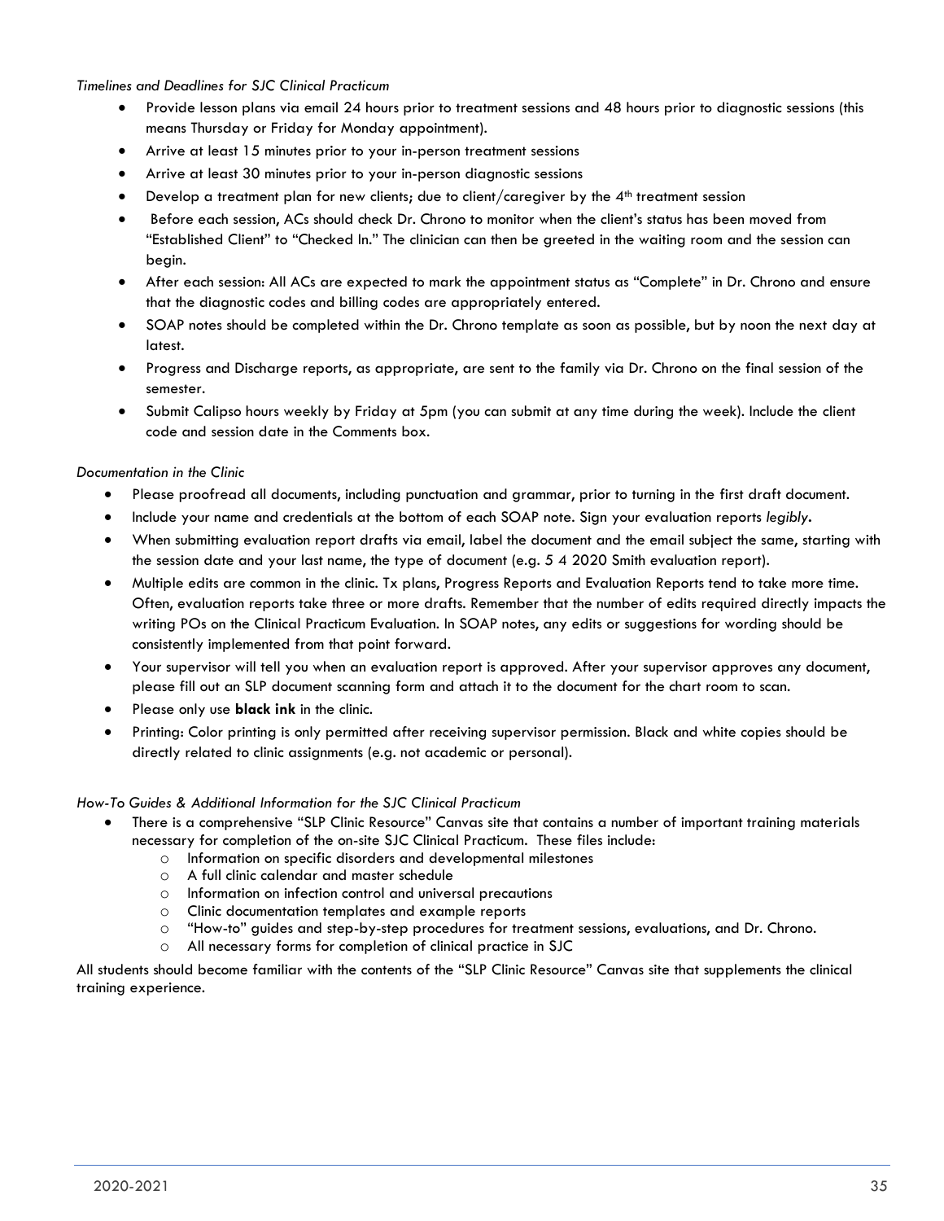*Timelines and Deadlines for SJC Clinical Practicum*

- Provide lesson plans via email 24 hours prior to treatment sessions and 48 hours prior to diagnostic sessions (this means Thursday or Friday for Monday appointment).
- Arrive at least 15 minutes prior to your in-person treatment sessions
- Arrive at least 30 minutes prior to your in-person diagnostic sessions
- Develop a treatment plan for new clients; due to client/caregiver by the 4th treatment session
- Before each session, ACs should check Dr. Chrono to monitor when the client's status has been moved from "Established Client" to "Checked In." The clinician can then be greeted in the waiting room and the session can begin.
- After each session: All ACs are expected to mark the appointment status as "Complete" in Dr. Chrono and ensure that the diagnostic codes and billing codes are appropriately entered.
- SOAP notes should be completed within the Dr. Chrono template as soon as possible, but by noon the next day at latest.
- Progress and Discharge reports, as appropriate, are sent to the family via Dr. Chrono on the final session of the semester.
- Submit Calipso hours weekly by Friday at 5pm (you can submit at any time during the week). Include the client code and session date in the Comments box.

*Documentation in the Clinic*

- Please proofread all documents, including punctuation and grammar, prior to turning in the first draft document.
- Include your name and credentials at the bottom of each SOAP note. Sign your evaluation reports *legibly*.
- When submitting evaluation report drafts via email, label the document and the email subject the same, starting with the session date and your last name, the type of document (e.g. 5 4 2020 Smith evaluation report).
- Multiple edits are common in the clinic. Tx plans, Progress Reports and Evaluation Reports tend to take more time. Often, evaluation reports take three or more drafts. Remember that the number of edits required directly impacts the writing POs on the Clinical Practicum Evaluation. In SOAP notes, any edits or suggestions for wording should be consistently implemented from that point forward.
- Your supervisor will tell you when an evaluation report is approved. After your supervisor approves any document, please fill out an SLP document scanning form and attach it to the document for the chart room to scan.
- Please only use **black ink** in the clinic.
- Printing: Color printing is only permitted after receiving supervisor permission. Black and white copies should be directly related to clinic assignments (e.g. not academic or personal).

*How-To Guides & Additional Information for the SJC Clinical Practicum*

- There is a comprehensive "SLP Clinic Resource" Canvas site that contains a number of important training materials necessary for completion of the on-site SJC Clinical Practicum. These files include:
  - Information on specific disorders and developmental milestones
  - A full clinic calendar and master schedule
  - Information on infection control and universal precautions
  - Clinic documentation templates and example reports
  - "How-to" guides and step-by-step procedures for treatment sessions, evaluations, and Dr. Chrono.
  - All necessary forms for completion of clinical practice in SJC

All students should become familiar with the contents of the "SLP Clinic Resource" Canvas site that supplements the clinical training experience.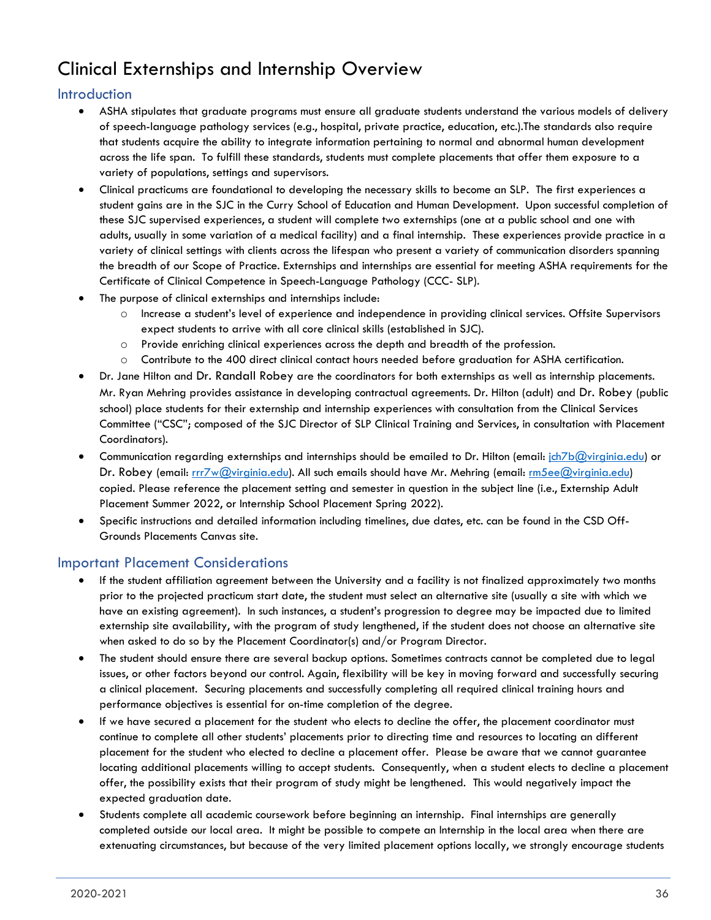# Clinical Externships and Internship Overview

## Introduction

- ASHA stipulates that graduate programs must ensure all graduate students understand the various models of delivery of speech-language pathology services (e.g., hospital, private practice, education, etc.).The standards also require that students acquire the ability to integrate information pertaining to normal and abnormal human development across the life span. To fulfill these standards, students must complete placements that offer them exposure to a variety of populations, settings and supervisors.
- Clinical practicums are foundational to developing the necessary skills to become an SLP. The first experiences a student gains are in the SJC in the Curry School of Education and Human Development. Upon successful completion of these SJC supervised experiences, a student will complete two externships (one at a public school and one with adults, usually in some variation of a medical facility) and a final internship. These experiences provide practice in a variety of clinical settings with clients across the lifespan who present a variety of communication disorders spanning the breadth of our Scope of Practice. Externships and internships are essential for meeting ASHA requirements for the Certificate of Clinical Competence in Speech-Language Pathology (CCC- SLP).
- The purpose of clinical externships and internships include:
  - Increase a student's level of experience and independence in providing clinical services. Offsite Supervisors expect students to arrive with all core clinical skills (established in SJC).
  - Provide enriching clinical experiences across the depth and breadth of the profession.
  - Contribute to the 400 direct clinical contact hours needed before graduation for ASHA certification.
- Dr. Jane Hilton and Dr. Randall Robey are the coordinators for both externships as well as internship placements. Mr. Ryan Mehring provides assistance in developing contractual agreements. Dr. Hilton (adult) and Dr. Robey (public school) place students for their externship and internship experiences with consultation from the Clinical Services Committee ("CSC"; composed of the SJC Director of SLP Clinical Training and Services, in consultation with Placement Coordinators).
- Communication regarding externships and internships should be emailed to Dr. Hilton (email: jch7b@virginia.edu) or Dr. Robey (email: rrr7w@virginia.edu). All such emails should have Mr. Mehring (email: rm5ee@virginia.edu) copied. Please reference the placement setting and semester in question in the subject line (i.e., Externship Adult Placement Summer 2022, or Internship School Placement Spring 2022).
- Specific instructions and detailed information including timelines, due dates, etc. can be found in the CSD Off-Grounds Placements Canvas site.

## Important Placement Considerations

- If the student affiliation agreement between the University and a facility is not finalized approximately two months prior to the projected practicum start date, the student must select an alternative site (usually a site with which we have an existing agreement). In such instances, a student's progression to degree may be impacted due to limited externship site availability, with the program of study lengthened, if the student does not choose an alternative site when asked to do so by the Placement Coordinator(s) and/or Program Director.
- The student should ensure there are several backup options. Sometimes contracts cannot be completed due to legal issues, or other factors beyond our control. Again, flexibility will be key in moving forward and successfully securing a clinical placement. Securing placements and successfully completing all required clinical training hours and performance objectives is essential for on-time completion of the degree.
- If we have secured a placement for the student who elects to decline the offer, the placement coordinator must continue to complete all other students' placements prior to directing time and resources to locating an different placement for the student who elected to decline a placement offer. Please be aware that we cannot guarantee locating additional placements willing to accept students. Consequently, when a student elects to decline a placement offer, the possibility exists that their program of study might be lengthened. This would negatively impact the expected graduation date.
- Students complete all academic coursework before beginning an internship. Final internships are generally completed outside our local area. It might be possible to compete an Internship in the local area when there are extenuating circumstances, but because of the very limited placement options locally, we strongly encourage students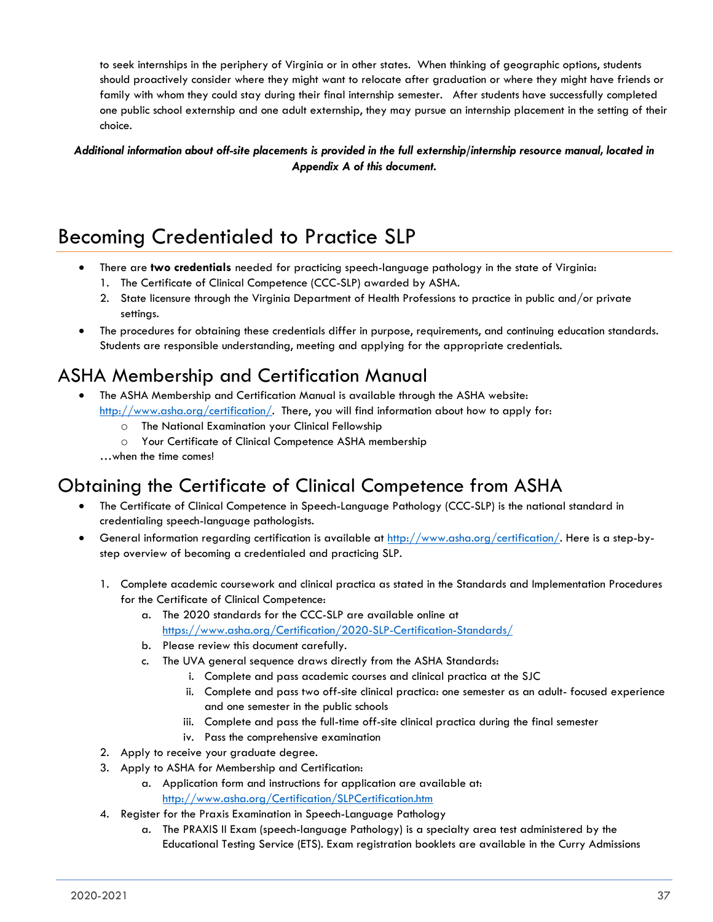to seek internships in the periphery of Virginia or in other states. When thinking of geographic options, students should proactively consider where they might want to relocate after graduation or where they might have friends or family with whom they could stay during their final internship semester. After students have successfully completed one public school externship and one adult externship, they may pursue an internship placement in the setting of their choice.

***Additional information about off-site placements is provided in the full externship/internship resource manual, located in Appendix A of this document.***

# Becoming Credentialed to Practice SLP

- There are **two credentials** needed for practicing speech-language pathology in the state of Virginia:
  1. The Certificate of Clinical Competence (CCC-SLP) awarded by ASHA.
  2. State licensure through the Virginia Department of Health Professions to practice in public and/or private settings.
- The procedures for obtaining these credentials differ in purpose, requirements, and continuing education standards. Students are responsible understanding, meeting and applying for the appropriate credentials.

## ASHA Membership and Certification Manual

- The ASHA Membership and Certification Manual is available through the ASHA website: http://www.asha.org/certification/. There, you will find information about how to apply for:
  - The National Examination your Clinical Fellowship
  - Your Certificate of Clinical Competence ASHA membership

…when the time comes!

## Obtaining the Certificate of Clinical Competence from ASHA

- The Certificate of Clinical Competence in Speech-Language Pathology (CCC-SLP) is the national standard in credentialing speech-language pathologists.
- General information regarding certification is available at http://www.asha.org/certification/. Here is a step-by-step overview of becoming a credentialed and practicing SLP.

1. Complete academic coursework and clinical practica as stated in the Standards and Implementation Procedures for the Certificate of Clinical Competence:
   a. The 2020 standards for the CCC-SLP are available online at https://www.asha.org/Certification/2020-SLP-Certification-Standards/
   b. Please review this document carefully.
   c. The UVA general sequence draws directly from the ASHA Standards:
      i. Complete and pass academic courses and clinical practica at the SJC
      ii. Complete and pass two off-site clinical practica: one semester as an adult- focused experience and one semester in the public schools
      iii. Complete and pass the full-time off-site clinical practica during the final semester
      iv. Pass the comprehensive examination
2. Apply to receive your graduate degree.
3. Apply to ASHA for Membership and Certification:
   a. Application form and instructions for application are available at: http://www.asha.org/Certification/SLPCertification.htm
4. Register for the Praxis Examination in Speech-Language Pathology
   a. The PRAXIS II Exam (speech-language Pathology) is a specialty area test administered by the Educational Testing Service (ETS). Exam registration booklets are available in the Curry Admissions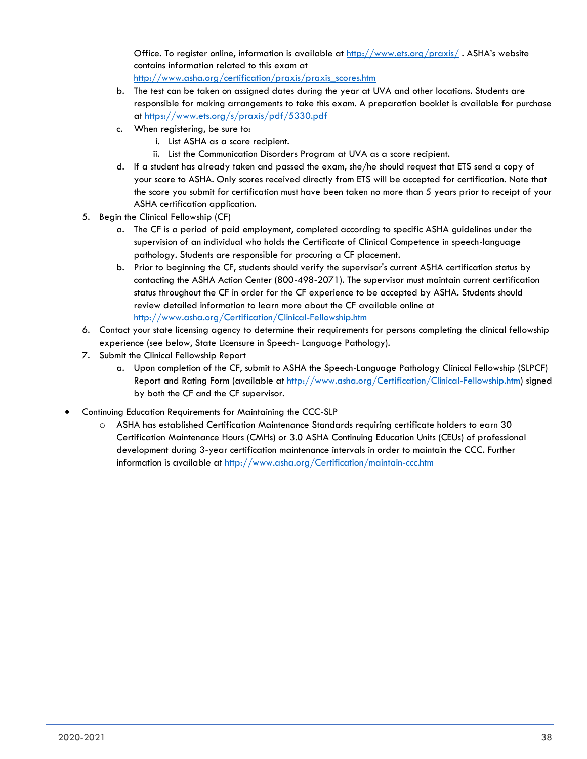Office. To register online, information is available at http://www.ets.org/praxis/ . ASHA's website contains information related to this exam at http://www.asha.org/certification/praxis/praxis_scores.htm

   b. The test can be taken on assigned dates during the year at UVA and other locations. Students are responsible for making arrangements to take this exam. A preparation booklet is available for purchase at https://www.ets.org/s/praxis/pdf/5330.pdf
   c. When registering, be sure to:
      i. List ASHA as a score recipient.
      ii. List the Communication Disorders Program at UVA as a score recipient.
   d. If a student has already taken and passed the exam, she/he should request that ETS send a copy of your score to ASHA. Only scores received directly from ETS will be accepted for certification. Note that the score you submit for certification must have been taken no more than 5 years prior to receipt of your ASHA certification application.

5. Begin the Clinical Fellowship (CF)
   a. The CF is a period of paid employment, completed according to specific ASHA guidelines under the supervision of an individual who holds the Certificate of Clinical Competence in speech-language pathology. Students are responsible for procuring a CF placement.
   b. Prior to beginning the CF, students should verify the supervisor's current ASHA certification status by contacting the ASHA Action Center (800-498-2071). The supervisor must maintain current certification status throughout the CF in order for the CF experience to be accepted by ASHA. Students should review detailed information to learn more about the CF available online at http://www.asha.org/Certification/Clinical-Fellowship.htm
6. Contact your state licensing agency to determine their requirements for persons completing the clinical fellowship experience (see below, State Licensure in Speech- Language Pathology).
7. Submit the Clinical Fellowship Report
   a. Upon completion of the CF, submit to ASHA the Speech-Language Pathology Clinical Fellowship (SLPCF) Report and Rating Form (available at http://www.asha.org/Certification/Clinical-Fellowship.htm) signed by both the CF and the CF supervisor.

- Continuing Education Requirements for Maintaining the CCC-SLP
  - ASHA has established Certification Maintenance Standards requiring certificate holders to earn 30 Certification Maintenance Hours (CMHs) or 3.0 ASHA Continuing Education Units (CEUs) of professional development during 3-year certification maintenance intervals in order to maintain the CCC. Further information is available at http://www.asha.org/Certification/maintain-ccc.htm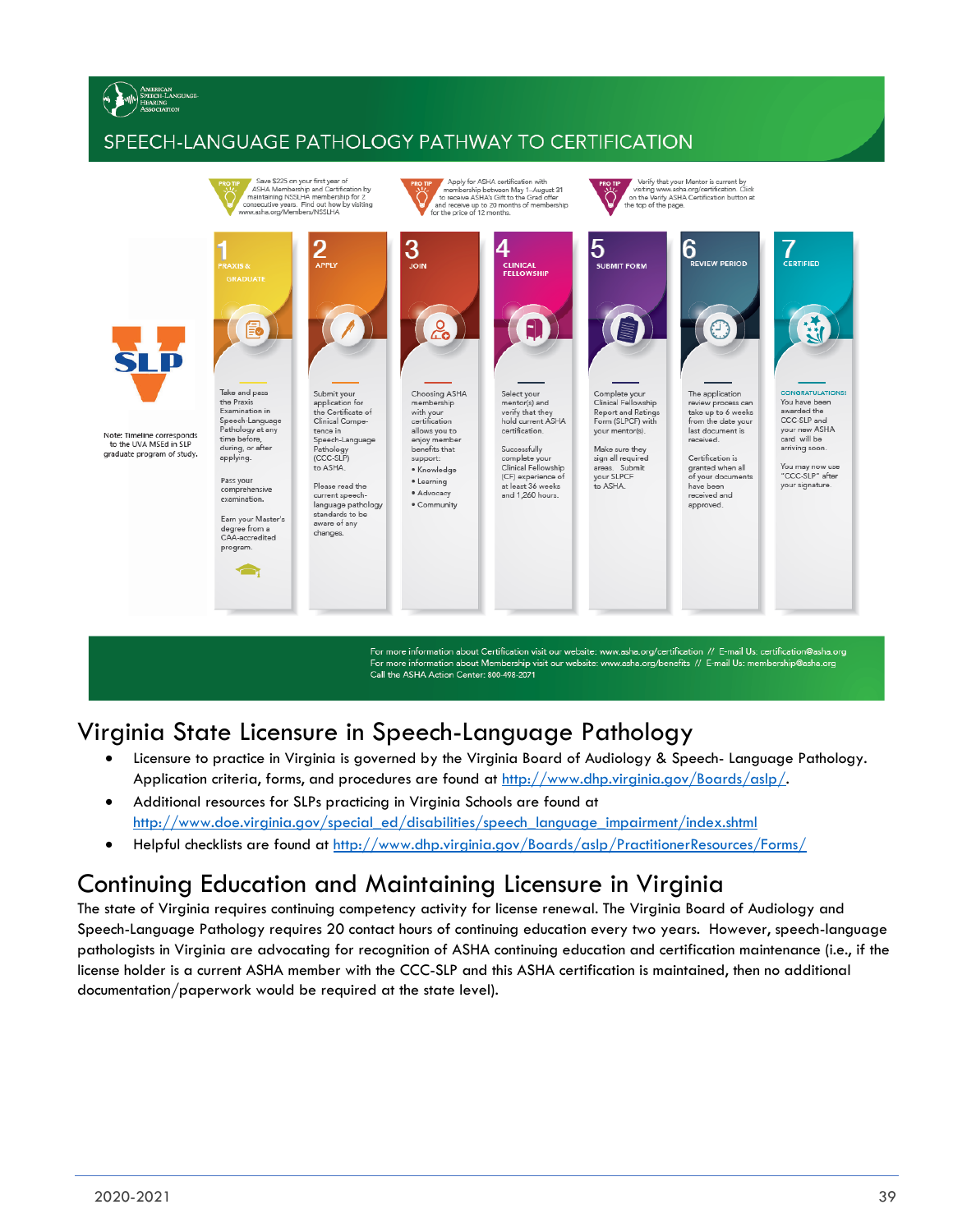AMERICAN SPEECH-LANGUAGE-HEARING ASSOCIATION

## SPEECH-LANGUAGE PATHOLOGY PATHWAY TO CERTIFICATION

PRO TIP: Save $225 on your first year of ASHA Membership and Certification by maintaining NSSLHA membership for 2 consecutive years. Find out how by visiting www.asha.org/Members/NSSLHA

PRO TIP: Apply for ASHA certification with membership between May 1–August 31 to receive ASHA's Gift to the Grad offer and receive up to 20 months of membership for the price of 12 months.

PRO TIP: Verify that your Mentor is current by visiting www.asha.org/certification. Click on the Verify ASHA Certification button at the top of the page.

SLP

Note: Timeline corresponds to the UVA MSEd in SLP graduate program of study.

**1 PRAXIS & GRADUATE**

Take and pass the Praxis Examination in Speech-Language Pathology at any time before, during, or after applying.

Pass your comprehensive examination.

Earn your Master's degree from a CAA-accredited program.

**2 APPLY**

Submit your application for the Certificate of Clinical Competence in Speech-Language Pathology (CCC-SLP) to ASHA.

Please read the current speech-language pathology standards to be aware of any changes.

**3 JOIN**

Choosing ASHA membership with your certification allows you to enjoy member benefits that support:

- Knowledge
- Learning
- Advocacy
- Community

**4 CLINICAL FELLOWSHIP**

Select your mentor(s) and verify that they hold current ASHA certification.

Successfully complete your Clinical Fellowship (CF) experience of at least 36 weeks and 1,260 hours.

**5 SUBMIT FORM**

Complete your Clinical Fellowship Report and Ratings Form (SLPCF) with your mentor(s).

Make sure they sign all required areas. Submit your SLPCF to ASHA.

**6 REVIEW PERIOD**

The application review process can take up to 6 weeks from the date your last document is received.

Certification is granted when all of your documents have been received and approved.

**7 CERTIFIED**

CONGRATULATIONS! You have been awarded the CCC-SLP and your new ASHA card will be arriving soon.

You may now use "CCC-SLP" after your signature.

For more information about Certification visit our website: www.asha.org/certification // E-mail Us: certification@asha.org
For more information about Membership visit our website: www.asha.org/benefits // E-mail Us: membership@asha.org
Call the ASHA Action Center: 800-498-2071

# Virginia State Licensure in Speech-Language Pathology

- Licensure to practice in Virginia is governed by the Virginia Board of Audiology & Speech- Language Pathology. Application criteria, forms, and procedures are found at http://www.dhp.virginia.gov/Boards/aslp/.
- Additional resources for SLPs practicing in Virginia Schools are found at http://www.doe.virginia.gov/special_ed/disabilities/speech_language_impairment/index.shtml
- Helpful checklists are found at http://www.dhp.virginia.gov/Boards/aslp/PractitionerResources/Forms/

# Continuing Education and Maintaining Licensure in Virginia

The state of Virginia requires continuing competency activity for license renewal. The Virginia Board of Audiology and Speech-Language Pathology requires 20 contact hours of continuing education every two years. However, speech-language pathologists in Virginia are advocating for recognition of ASHA continuing education and certification maintenance (i.e., if the license holder is a current ASHA member with the CCC-SLP and this ASHA certification is maintained, then no additional documentation/paperwork would be required at the state level).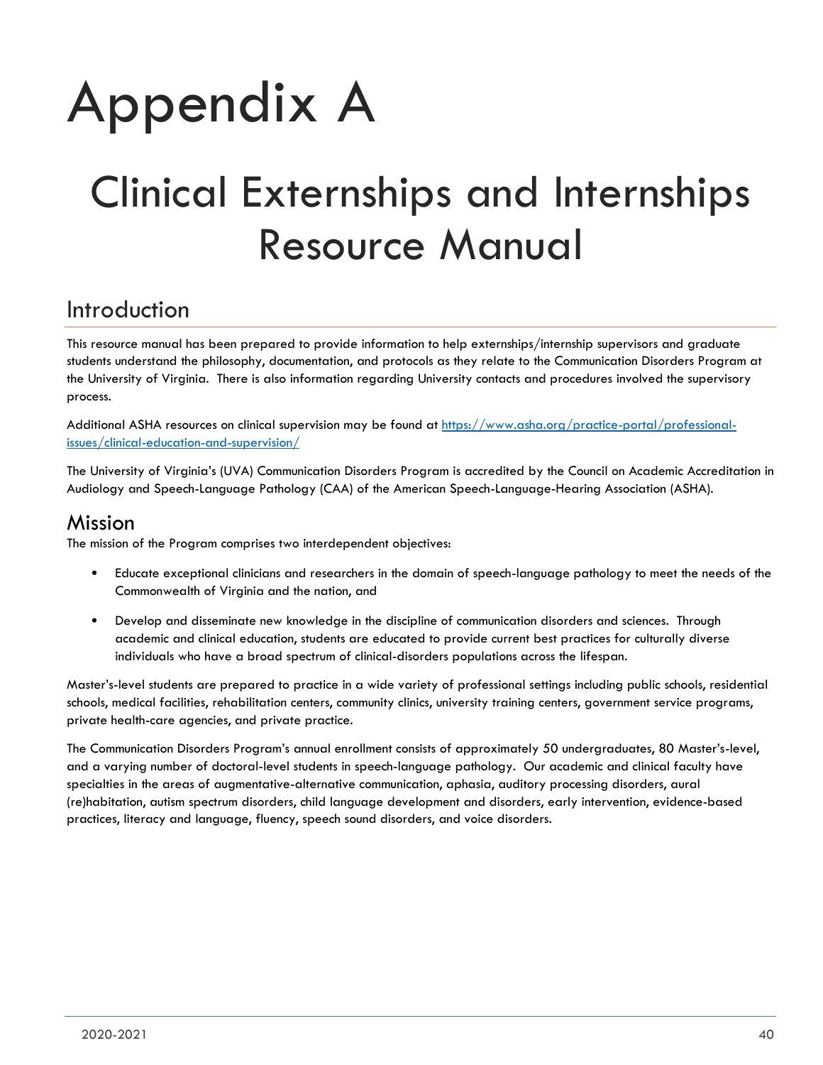# Appendix A

# Clinical Externships and Internships Resource Manual

## Introduction

This resource manual has been prepared to provide information to help externships/internship supervisors and graduate students understand the philosophy, documentation, and protocols as they relate to the Communication Disorders Program at the University of Virginia. There is also information regarding University contacts and procedures involved the supervisory process.

Additional ASHA resources on clinical supervision may be found at [https://www.asha.org/practice-portal/professional-issues/clinical-education-and-supervision/](https://www.asha.org/practice-portal/professional-issues/clinical-education-and-supervision/)

The University of Virginia's (UVA) Communication Disorders Program is accredited by the Council on Academic Accreditation in Audiology and Speech-Language Pathology (CAA) of the American Speech-Language-Hearing Association (ASHA).

## Mission

The mission of the Program comprises two interdependent objectives:

- Educate exceptional clinicians and researchers in the domain of speech-language pathology to meet the needs of the Commonwealth of Virginia and the nation, and
- Develop and disseminate new knowledge in the discipline of communication disorders and sciences. Through academic and clinical education, students are educated to provide current best practices for culturally diverse individuals who have a broad spectrum of clinical-disorders populations across the lifespan.

Master's-level students are prepared to practice in a wide variety of professional settings including public schools, residential schools, medical facilities, rehabilitation centers, community clinics, university training centers, government service programs, private health-care agencies, and private practice.

The Communication Disorders Program's annual enrollment consists of approximately 50 undergraduates, 80 Master's-level, and a varying number of doctoral-level students in speech-language pathology. Our academic and clinical faculty have specialties in the areas of augmentative-alternative communication, aphasia, auditory processing disorders, aural (re)habitation, autism spectrum disorders, child language development and disorders, early intervention, evidence-based practices, literacy and language, fluency, speech sound disorders, and voice disorders.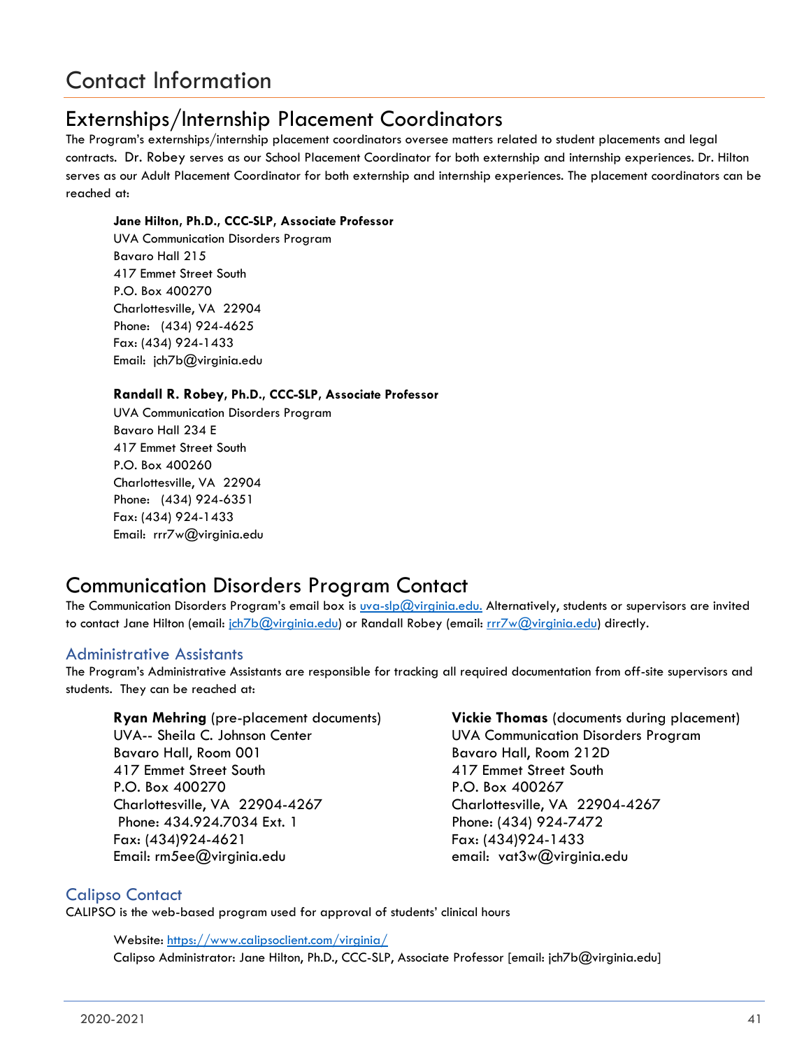# Contact Information

## Externships/Internship Placement Coordinators

The Program's externships/internship placement coordinators oversee matters related to student placements and legal contracts. Dr. Robey serves as our School Placement Coordinator for both externship and internship experiences. Dr. Hilton serves as our Adult Placement Coordinator for both externship and internship experiences. The placement coordinators can be reached at:

**Jane Hilton, Ph.D., CCC-SLP, Associate Professor**
UVA Communication Disorders Program
Bavaro Hall 215
417 Emmet Street South
P.O. Box 400270
Charlottesville, VA 22904
Phone: (434) 924-4625
Fax: (434) 924-1433
Email: jch7b@virginia.edu

**Randall R. Robey, Ph.D., CCC-SLP, Associate Professor**
UVA Communication Disorders Program
Bavaro Hall 234 E
417 Emmet Street South
P.O. Box 400260
Charlottesville, VA 22904
Phone: (434) 924-6351
Fax: (434) 924-1433
Email: rrr7w@virginia.edu

## Communication Disorders Program Contact

The Communication Disorders Program's email box is uva-slp@virginia.edu. Alternatively, students or supervisors are invited to contact Jane Hilton (email: jch7b@virginia.edu) or Randall Robey (email: rrr7w@virginia.edu) directly.

### Administrative Assistants

The Program's Administrative Assistants are responsible for tracking all required documentation from off-site supervisors and students. They can be reached at:

**Ryan Mehring** (pre-placement documents)
UVA-- Sheila C. Johnson Center
Bavaro Hall, Room 001
417 Emmet Street South
P.O. Box 400270
Charlottesville, VA 22904-4267
Phone: 434.924.7034 Ext. 1
Fax: (434)924-4621
Email: rm5ee@virginia.edu

**Vickie Thomas** (documents during placement)
UVA Communication Disorders Program
Bavaro Hall, Room 212D
417 Emmet Street South
P.O. Box 400267
Charlottesville, VA 22904-4267
Phone: (434) 924-7472
Fax: (434)924-1433
email: vat3w@virginia.edu

### Calipso Contact

CALIPSO is the web-based program used for approval of students' clinical hours

Website: https://www.calipsoclient.com/virginia/
Calipso Administrator: Jane Hilton, Ph.D., CCC-SLP, Associate Professor [email: jch7b@virginia.edu]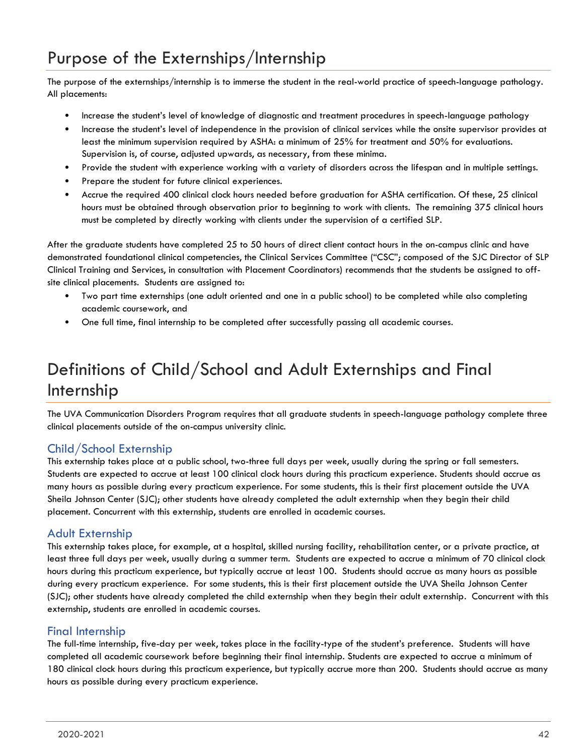# Purpose of the Externships/Internship

The purpose of the externships/internship is to immerse the student in the real-world practice of speech-language pathology. All placements:

- Increase the student's level of knowledge of diagnostic and treatment procedures in speech-language pathology
- Increase the student's level of independence in the provision of clinical services while the onsite supervisor provides at least the minimum supervision required by ASHA: a minimum of 25% for treatment and 50% for evaluations. Supervision is, of course, adjusted upwards, as necessary, from these minima.
- Provide the student with experience working with a variety of disorders across the lifespan and in multiple settings.
- Prepare the student for future clinical experiences.
- Accrue the required 400 clinical clock hours needed before graduation for ASHA certification. Of these, 25 clinical hours must be obtained through observation prior to beginning to work with clients. The remaining 375 clinical hours must be completed by directly working with clients under the supervision of a certified SLP.

After the graduate students have completed 25 to 50 hours of direct client contact hours in the on-campus clinic and have demonstrated foundational clinical competencies, the Clinical Services Committee ("CSC"; composed of the SJC Director of SLP Clinical Training and Services, in consultation with Placement Coordinators) recommends that the students be assigned to off-site clinical placements. Students are assigned to:

- Two part time externships (one adult oriented and one in a public school) to be completed while also completing academic coursework, and
- One full time, final internship to be completed after successfully passing all academic courses.

# Definitions of Child/School and Adult Externships and Final Internship

The UVA Communication Disorders Program requires that all graduate students in speech-language pathology complete three clinical placements outside of the on-campus university clinic.

## Child/School Externship

This externship takes place at a public school, two-three full days per week, usually during the spring or fall semesters. Students are expected to accrue at least 100 clinical clock hours during this practicum experience. Students should accrue as many hours as possible during every practicum experience. For some students, this is their first placement outside the UVA Sheila Johnson Center (SJC); other students have already completed the adult externship when they begin their child placement. Concurrent with this externship, students are enrolled in academic courses.

## Adult Externship

This externship takes place, for example, at a hospital, skilled nursing facility, rehabilitation center, or a private practice, at least three full days per week, usually during a summer term. Students are expected to accrue a minimum of 70 clinical clock hours during this practicum experience, but typically accrue at least 100. Students should accrue as many hours as possible during every practicum experience. For some students, this is their first placement outside the UVA Sheila Johnson Center (SJC); other students have already completed the child externship when they begin their adult externship. Concurrent with this externship, students are enrolled in academic courses.

## Final Internship

The full-time internship, five-day per week, takes place in the facility-type of the student's preference. Students will have completed all academic coursework before beginning their final internship. Students are expected to accrue a minimum of 180 clinical clock hours during this practicum experience, but typically accrue more than 200. Students should accrue as many hours as possible during every practicum experience.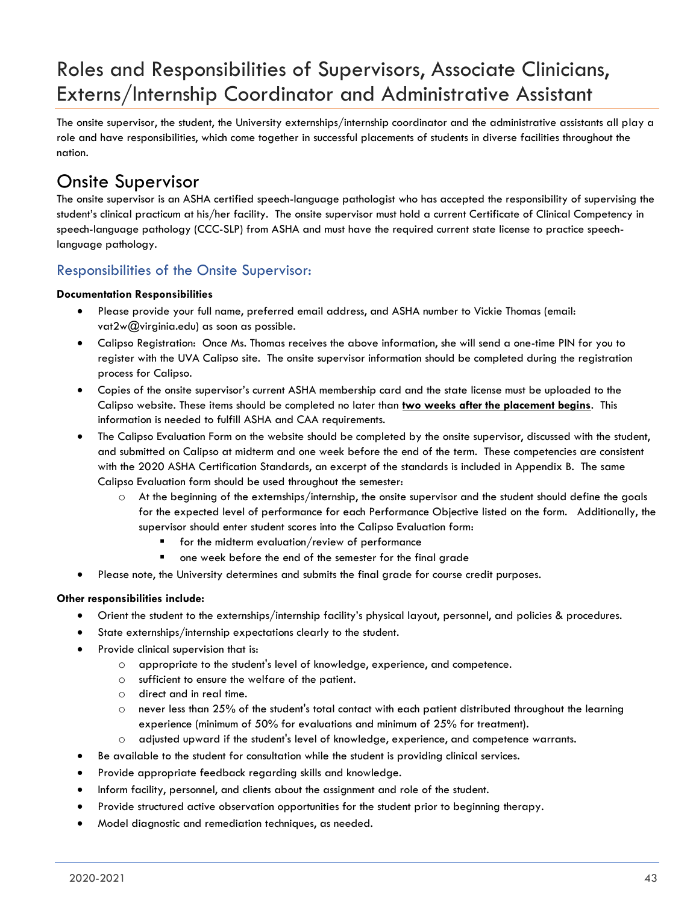# Roles and Responsibilities of Supervisors, Associate Clinicians, Externs/Internship Coordinator and Administrative Assistant

The onsite supervisor, the student, the University externships/internship coordinator and the administrative assistants all play a role and have responsibilities, which come together in successful placements of students in diverse facilities throughout the nation.

## Onsite Supervisor

The onsite supervisor is an ASHA certified speech-language pathologist who has accepted the responsibility of supervising the student's clinical practicum at his/her facility. The onsite supervisor must hold a current Certificate of Clinical Competency in speech-language pathology (CCC-SLP) from ASHA and must have the required current state license to practice speech-language pathology.

### Responsibilities of the Onsite Supervisor:

**Documentation Responsibilities**

- Please provide your full name, preferred email address, and ASHA number to Vickie Thomas (email: vat2w@virginia.edu) as soon as possible.
- Calipso Registration: Once Ms. Thomas receives the above information, she will send a one-time PIN for you to register with the UVA Calipso site. The onsite supervisor information should be completed during the registration process for Calipso.
- Copies of the onsite supervisor's current ASHA membership card and the state license must be uploaded to the Calipso website. These items should be completed no later than **two weeks after the placement begins**. This information is needed to fulfill ASHA and CAA requirements.
- The Calipso Evaluation Form on the website should be completed by the onsite supervisor, discussed with the student, and submitted on Calipso at midterm and one week before the end of the term. These competencies are consistent with the 2020 ASHA Certification Standards, an excerpt of the standards is included in Appendix B. The same Calipso Evaluation form should be used throughout the semester:
  - At the beginning of the externships/internship, the onsite supervisor and the student should define the goals for the expected level of performance for each Performance Objective listed on the form. Additionally, the supervisor should enter student scores into the Calipso Evaluation form:
    - for the midterm evaluation/review of performance
    - one week before the end of the semester for the final grade
- Please note, the University determines and submits the final grade for course credit purposes.

**Other responsibilities include:**

- Orient the student to the externships/internship facility's physical layout, personnel, and policies & procedures.
- State externships/internship expectations clearly to the student.
- Provide clinical supervision that is:
  - appropriate to the student's level of knowledge, experience, and competence.
  - sufficient to ensure the welfare of the patient.
  - direct and in real time.
  - never less than 25% of the student's total contact with each patient distributed throughout the learning experience (minimum of 50% for evaluations and minimum of 25% for treatment).
  - adjusted upward if the student's level of knowledge, experience, and competence warrants.
- Be available to the student for consultation while the student is providing clinical services.
- Provide appropriate feedback regarding skills and knowledge.
- Inform facility, personnel, and clients about the assignment and role of the student.
- Provide structured active observation opportunities for the student prior to beginning therapy.
- Model diagnostic and remediation techniques, as needed.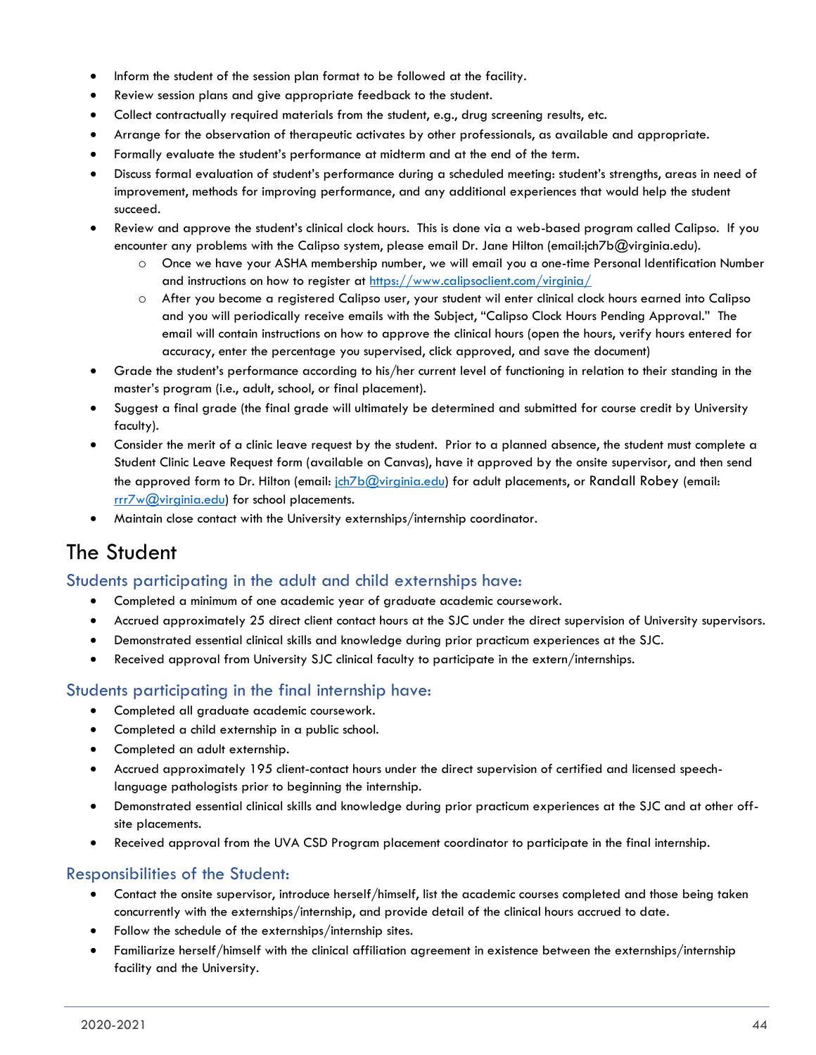- Inform the student of the session plan format to be followed at the facility.
- Review session plans and give appropriate feedback to the student.
- Collect contractually required materials from the student, e.g., drug screening results, etc.
- Arrange for the observation of therapeutic activates by other professionals, as available and appropriate.
- Formally evaluate the student's performance at midterm and at the end of the term.
- Discuss formal evaluation of student's performance during a scheduled meeting: student's strengths, areas in need of improvement, methods for improving performance, and any additional experiences that would help the student succeed.
- Review and approve the student's clinical clock hours. This is done via a web-based program called Calipso. If you encounter any problems with the Calipso system, please email Dr. Jane Hilton (email:jch7b@virginia.edu).
  - Once we have your ASHA membership number, we will email you a one-time Personal Identification Number and instructions on how to register at https://www.calipsoclient.com/virginia/
  - After you become a registered Calipso user, your student wil enter clinical clock hours earned into Calipso and you will periodically receive emails with the Subject, "Calipso Clock Hours Pending Approval." The email will contain instructions on how to approve the clinical hours (open the hours, verify hours entered for accuracy, enter the percentage you supervised, click approved, and save the document)
- Grade the student's performance according to his/her current level of functioning in relation to their standing in the master's program (i.e., adult, school, or final placement).
- Suggest a final grade (the final grade will ultimately be determined and submitted for course credit by University faculty).
- Consider the merit of a clinic leave request by the student. Prior to a planned absence, the student must complete a Student Clinic Leave Request form (available on Canvas), have it approved by the onsite supervisor, and then send the approved form to Dr. Hilton (email: jch7b@virginia.edu) for adult placements, or Randall Robey (email: rrr7w@virginia.edu) for school placements.
- Maintain close contact with the University externships/internship coordinator.

# The Student

## Students participating in the adult and child externships have:

- Completed a minimum of one academic year of graduate academic coursework.
- Accrued approximately 25 direct client contact hours at the SJC under the direct supervision of University supervisors.
- Demonstrated essential clinical skills and knowledge during prior practicum experiences at the SJC.
- Received approval from University SJC clinical faculty to participate in the extern/internships.

## Students participating in the final internship have:

- Completed all graduate academic coursework.
- Completed a child externship in a public school.
- Completed an adult externship.
- Accrued approximately 195 client-contact hours under the direct supervision of certified and licensed speech-language pathologists prior to beginning the internship.
- Demonstrated essential clinical skills and knowledge during prior practicum experiences at the SJC and at other off-site placements.
- Received approval from the UVA CSD Program placement coordinator to participate in the final internship.

## Responsibilities of the Student:

- Contact the onsite supervisor, introduce herself/himself, list the academic courses completed and those being taken concurrently with the externships/internship, and provide detail of the clinical hours accrued to date.
- Follow the schedule of the externships/internship sites.
- Familiarize herself/himself with the clinical affiliation agreement in existence between the externships/internship facility and the University.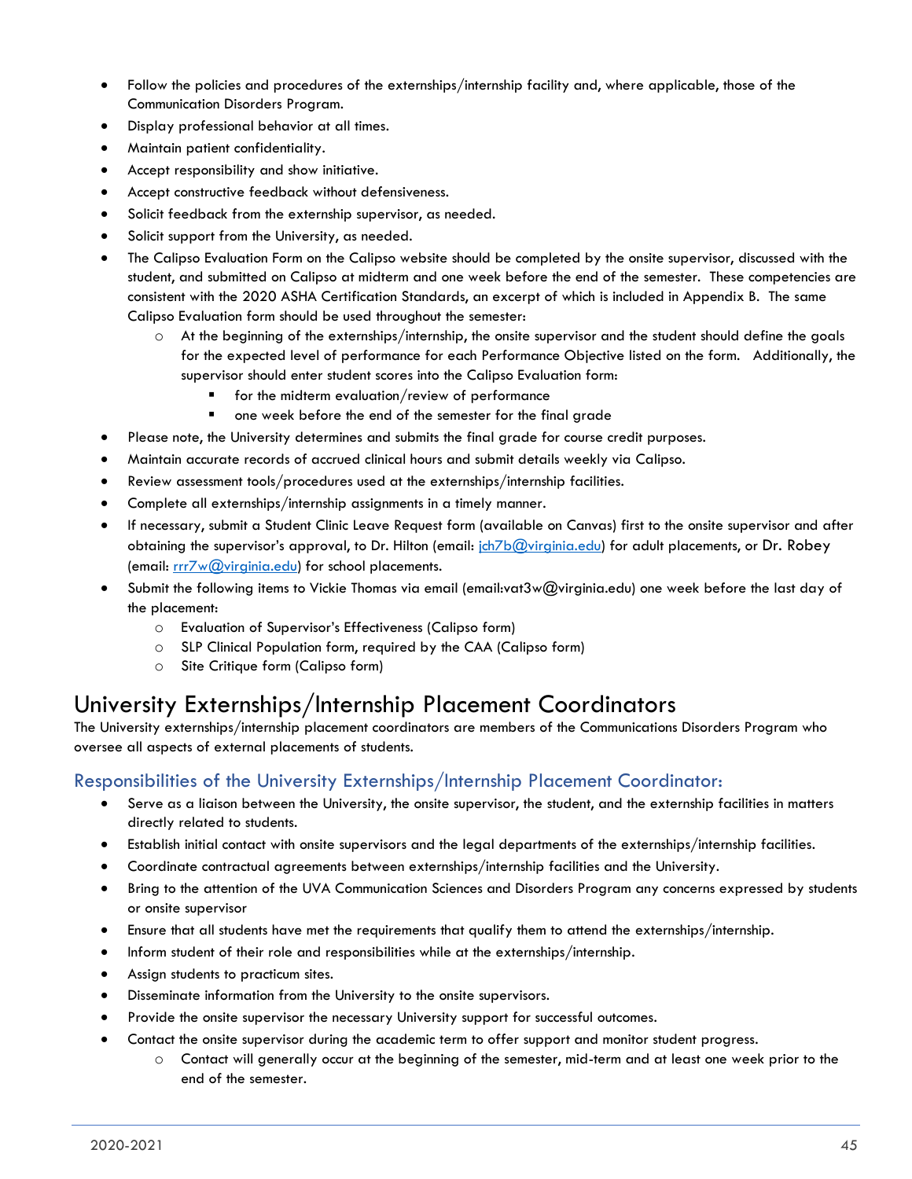- Follow the policies and procedures of the externships/internship facility and, where applicable, those of the Communication Disorders Program.
- Display professional behavior at all times.
- Maintain patient confidentiality.
- Accept responsibility and show initiative.
- Accept constructive feedback without defensiveness.
- Solicit feedback from the externship supervisor, as needed.
- Solicit support from the University, as needed.
- The Calipso Evaluation Form on the Calipso website should be completed by the onsite supervisor, discussed with the student, and submitted on Calipso at midterm and one week before the end of the semester. These competencies are consistent with the 2020 ASHA Certification Standards, an excerpt of which is included in Appendix B. The same Calipso Evaluation form should be used throughout the semester:
    - At the beginning of the externships/internship, the onsite supervisor and the student should define the goals for the expected level of performance for each Performance Objective listed on the form. Additionally, the supervisor should enter student scores into the Calipso Evaluation form:
        - for the midterm evaluation/review of performance
        - one week before the end of the semester for the final grade
- Please note, the University determines and submits the final grade for course credit purposes.
- Maintain accurate records of accrued clinical hours and submit details weekly via Calipso.
- Review assessment tools/procedures used at the externships/internship facilities.
- Complete all externships/internship assignments in a timely manner.
- If necessary, submit a Student Clinic Leave Request form (available on Canvas) first to the onsite supervisor and after obtaining the supervisor's approval, to Dr. Hilton (email: jch7b@virginia.edu) for adult placements, or Dr. Robey (email: rrr7w@virginia.edu) for school placements.
- Submit the following items to Vickie Thomas via email (email:vat3w@virginia.edu) one week before the last day of the placement:
    - Evaluation of Supervisor's Effectiveness (Calipso form)
    - SLP Clinical Population form, required by the CAA (Calipso form)
    - Site Critique form (Calipso form)

# University Externships/Internship Placement Coordinators

The University externships/internship placement coordinators are members of the Communications Disorders Program who oversee all aspects of external placements of students.

## Responsibilities of the University Externships/Internship Placement Coordinator:

- Serve as a liaison between the University, the onsite supervisor, the student, and the externship facilities in matters directly related to students.
- Establish initial contact with onsite supervisors and the legal departments of the externships/internship facilities.
- Coordinate contractual agreements between externships/internship facilities and the University.
- Bring to the attention of the UVA Communication Sciences and Disorders Program any concerns expressed by students or onsite supervisor
- Ensure that all students have met the requirements that qualify them to attend the externships/internship.
- Inform student of their role and responsibilities while at the externships/internship.
- Assign students to practicum sites.
- Disseminate information from the University to the onsite supervisors.
- Provide the onsite supervisor the necessary University support for successful outcomes.
- Contact the onsite supervisor during the academic term to offer support and monitor student progress.
    - Contact will generally occur at the beginning of the semester, mid-term and at least one week prior to the end of the semester.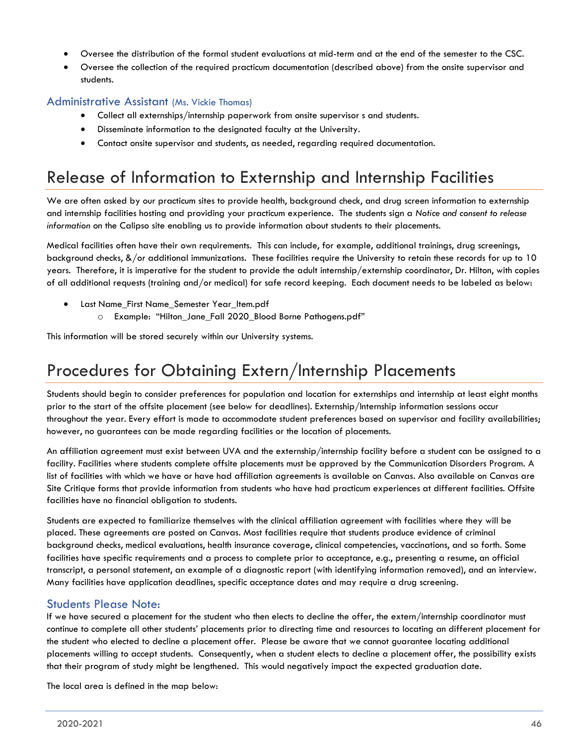- Oversee the distribution of the formal student evaluations at mid-term and at the end of the semester to the CSC.
- Oversee the collection of the required practicum documentation (described above) from the onsite supervisor and students.

### Administrative Assistant (Ms. Vickie Thomas)

- Collect all externships/internship paperwork from onsite supervisor s and students.
- Disseminate information to the designated faculty at the University.
- Contact onsite supervisor and students, as needed, regarding required documentation.

## Release of Information to Externship and Internship Facilities

We are often asked by our practicum sites to provide health, background check, and drug screen information to externship and internship facilities hosting and providing your practicum experience. The students sign a *Notice and consent to release information* on the Calipso site enabling us to provide information about students to their placements.

Medical facilities often have their own requirements. This can include, for example, additional trainings, drug screenings, background checks, &/or additional immunizations. These facilities require the University to retain these records for up to 10 years. Therefore, it is imperative for the student to provide the adult internship/externship coordinator, Dr. Hilton, with copies of all additional requests (training and/or medical) for safe record keeping. Each document needs to be labeled as below:

- Last Name_First Name_Semester Year_Item.pdf
  - Example: "Hilton_Jane_Fall 2020_Blood Borne Pathogens.pdf"

This information will be stored securely within our University systems.

## Procedures for Obtaining Extern/Internship Placements

Students should begin to consider preferences for population and location for externships and internship at least eight months prior to the start of the offsite placement (see below for deadlines). Externship/Internship information sessions occur throughout the year. Every effort is made to accommodate student preferences based on supervisor and facility availabilities; however, no guarantees can be made regarding facilities or the location of placements.

An affiliation agreement must exist between UVA and the externship/internship facility before a student can be assigned to a facility. Facilities where students complete offsite placements must be approved by the Communication Disorders Program. A list of facilities with which we have or have had affiliation agreements is available on Canvas. Also available on Canvas are Site Critique forms that provide information from students who have had practicum experiences at different facilities. Offsite facilities have no financial obligation to students.

Students are expected to familiarize themselves with the clinical affiliation agreement with facilities where they will be placed. These agreements are posted on Canvas. Most facilities require that students produce evidence of criminal background checks, medical evaluations, health insurance coverage, clinical competencies, vaccinations, and so forth. Some facilities have specific requirements and a process to complete prior to acceptance, e.g., presenting a resume, an official transcript, a personal statement, an example of a diagnostic report (with identifying information removed), and an interview. Many facilities have application deadlines, specific acceptance dates and may require a drug screening.

### Students Please Note:

If we have secured a placement for the student who then elects to decline the offer, the extern/internship coordinator must continue to complete all other students' placements prior to directing time and resources to locating an different placement for the student who elected to decline a placement offer. Please be aware that we cannot guarantee locating additional placements willing to accept students. Consequently, when a student elects to decline a placement offer, the possibility exists that their program of study might be lengthened. This would negatively impact the expected graduation date.

The local area is defined in the map below: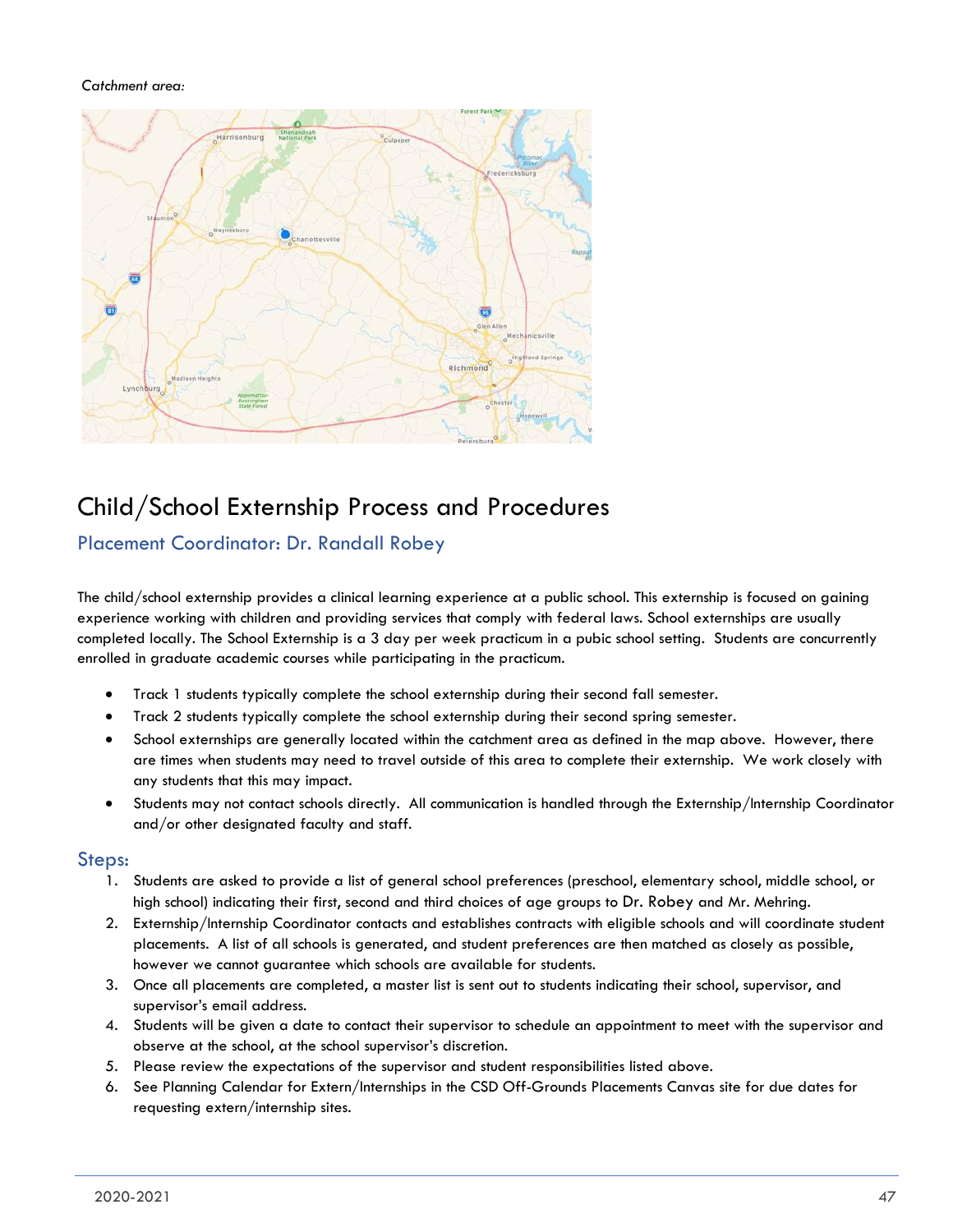*Catchment area:*

# Child/School Externship Process and Procedures

## Placement Coordinator: Dr. Randall Robey

The child/school externship provides a clinical learning experience at a public school. This externship is focused on gaining experience working with children and providing services that comply with federal laws. School externships are usually completed locally. The School Externship is a 3 day per week practicum in a pubic school setting. Students are concurrently enrolled in graduate academic courses while participating in the practicum.

- Track 1 students typically complete the school externship during their second fall semester.
- Track 2 students typically complete the school externship during their second spring semester.
- School externships are generally located within the catchment area as defined in the map above. However, there are times when students may need to travel outside of this area to complete their externship. We work closely with any students that this may impact.
- Students may not contact schools directly. All communication is handled through the Externship/Internship Coordinator and/or other designated faculty and staff.

## Steps:

1. Students are asked to provide a list of general school preferences (preschool, elementary school, middle school, or high school) indicating their first, second and third choices of age groups to Dr. Robey and Mr. Mehring.
2. Externship/Internship Coordinator contacts and establishes contracts with eligible schools and will coordinate student placements. A list of all schools is generated, and student preferences are then matched as closely as possible, however we cannot guarantee which schools are available for students.
3. Once all placements are completed, a master list is sent out to students indicating their school, supervisor, and supervisor's email address.
4. Students will be given a date to contact their supervisor to schedule an appointment to meet with the supervisor and observe at the school, at the school supervisor's discretion.
5. Please review the expectations of the supervisor and student responsibilities listed above.
6. See Planning Calendar for Extern/Internships in the CSD Off-Grounds Placements Canvas site for due dates for requesting extern/internship sites.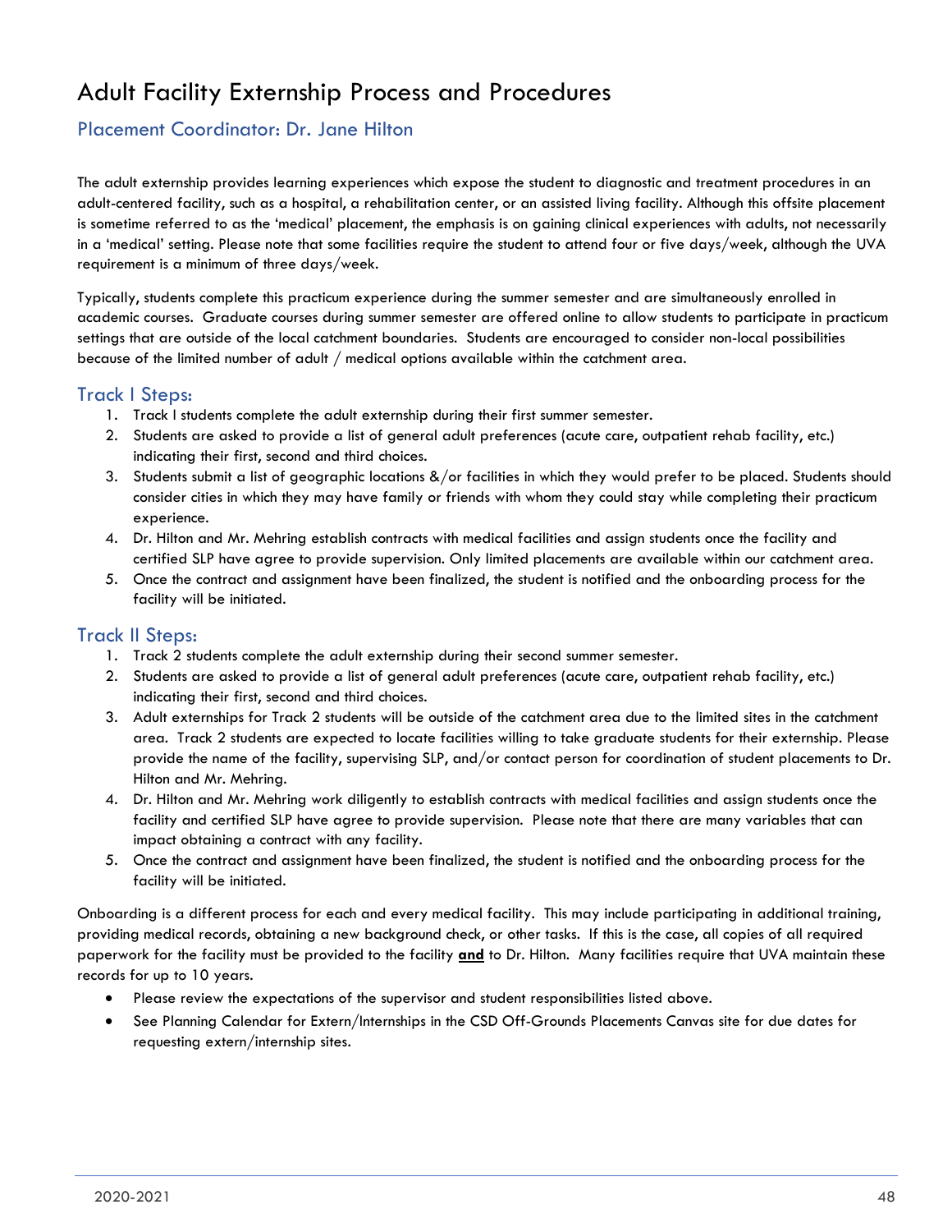# Adult Facility Externship Process and Procedures

## Placement Coordinator: Dr. Jane Hilton

The adult externship provides learning experiences which expose the student to diagnostic and treatment procedures in an adult-centered facility, such as a hospital, a rehabilitation center, or an assisted living facility. Although this offsite placement is sometime referred to as the 'medical' placement, the emphasis is on gaining clinical experiences with adults, not necessarily in a 'medical' setting. Please note that some facilities require the student to attend four or five days/week, although the UVA requirement is a minimum of three days/week.

Typically, students complete this practicum experience during the summer semester and are simultaneously enrolled in academic courses. Graduate courses during summer semester are offered online to allow students to participate in practicum settings that are outside of the local catchment boundaries. Students are encouraged to consider non-local possibilities because of the limited number of adult / medical options available within the catchment area.

## Track I Steps:

1. Track I students complete the adult externship during their first summer semester.
2. Students are asked to provide a list of general adult preferences (acute care, outpatient rehab facility, etc.) indicating their first, second and third choices.
3. Students submit a list of geographic locations &/or facilities in which they would prefer to be placed. Students should consider cities in which they may have family or friends with whom they could stay while completing their practicum experience.
4. Dr. Hilton and Mr. Mehring establish contracts with medical facilities and assign students once the facility and certified SLP have agree to provide supervision. Only limited placements are available within our catchment area.
5. Once the contract and assignment have been finalized, the student is notified and the onboarding process for the facility will be initiated.

## Track II Steps:

1. Track 2 students complete the adult externship during their second summer semester.
2. Students are asked to provide a list of general adult preferences (acute care, outpatient rehab facility, etc.) indicating their first, second and third choices.
3. Adult externships for Track 2 students will be outside of the catchment area due to the limited sites in the catchment area. Track 2 students are expected to locate facilities willing to take graduate students for their externship. Please provide the name of the facility, supervising SLP, and/or contact person for coordination of student placements to Dr. Hilton and Mr. Mehring.
4. Dr. Hilton and Mr. Mehring work diligently to establish contracts with medical facilities and assign students once the facility and certified SLP have agree to provide supervision. Please note that there are many variables that can impact obtaining a contract with any facility.
5. Once the contract and assignment have been finalized, the student is notified and the onboarding process for the facility will be initiated.

Onboarding is a different process for each and every medical facility. This may include participating in additional training, providing medical records, obtaining a new background check, or other tasks. If this is the case, all copies of all required paperwork for the facility must be provided to the facility **and** to Dr. Hilton. Many facilities require that UVA maintain these records for up to 10 years.

- Please review the expectations of the supervisor and student responsibilities listed above.
- See Planning Calendar for Extern/Internships in the CSD Off-Grounds Placements Canvas site for due dates for requesting extern/internship sites.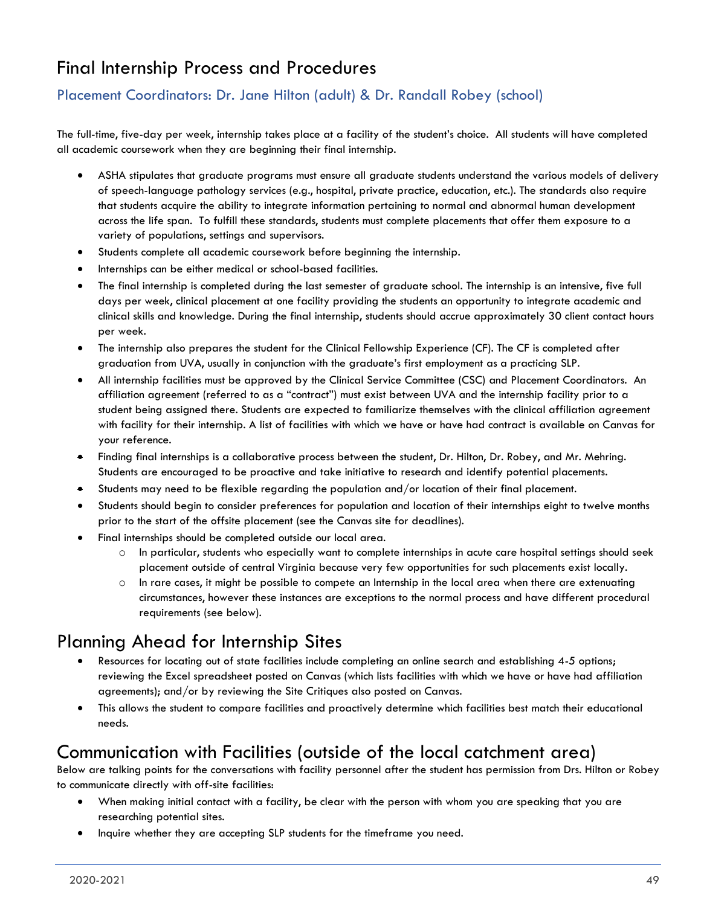# Final Internship Process and Procedures

### Placement Coordinators: Dr. Jane Hilton (adult) & Dr. Randall Robey (school)

The full-time, five-day per week, internship takes place at a facility of the student's choice. All students will have completed all academic coursework when they are beginning their final internship.

- ASHA stipulates that graduate programs must ensure all graduate students understand the various models of delivery of speech-language pathology services (e.g., hospital, private practice, education, etc.). The standards also require that students acquire the ability to integrate information pertaining to normal and abnormal human development across the life span. To fulfill these standards, students must complete placements that offer them exposure to a variety of populations, settings and supervisors.
- Students complete all academic coursework before beginning the internship.
- Internships can be either medical or school-based facilities.
- The final internship is completed during the last semester of graduate school. The internship is an intensive, five full days per week, clinical placement at one facility providing the students an opportunity to integrate academic and clinical skills and knowledge. During the final internship, students should accrue approximately 30 client contact hours per week.
- The internship also prepares the student for the Clinical Fellowship Experience (CF). The CF is completed after graduation from UVA, usually in conjunction with the graduate's first employment as a practicing SLP.
- All internship facilities must be approved by the Clinical Service Committee (CSC) and Placement Coordinators. An affiliation agreement (referred to as a "contract") must exist between UVA and the internship facility prior to a student being assigned there. Students are expected to familiarize themselves with the clinical affiliation agreement with facility for their internship. A list of facilities with which we have or have had contract is available on Canvas for your reference.
- Finding final internships is a collaborative process between the student, Dr. Hilton, Dr. Robey, and Mr. Mehring. Students are encouraged to be proactive and take initiative to research and identify potential placements.
- Students may need to be flexible regarding the population and/or location of their final placement.
- Students should begin to consider preferences for population and location of their internships eight to twelve months prior to the start of the offsite placement (see the Canvas site for deadlines).
- Final internships should be completed outside our local area.
  - In particular, students who especially want to complete internships in acute care hospital settings should seek placement outside of central Virginia because very few opportunities for such placements exist locally.
  - In rare cases, it might be possible to compete an Internship in the local area when there are extenuating circumstances, however these instances are exceptions to the normal process and have different procedural requirements (see below).

# Planning Ahead for Internship Sites

- Resources for locating out of state facilities include completing an online search and establishing 4-5 options; reviewing the Excel spreadsheet posted on Canvas (which lists facilities with which we have or have had affiliation agreements); and/or by reviewing the Site Critiques also posted on Canvas.
- This allows the student to compare facilities and proactively determine which facilities best match their educational needs.

# Communication with Facilities (outside of the local catchment area)

Below are talking points for the conversations with facility personnel after the student has permission from Drs. Hilton or Robey to communicate directly with off-site facilities:

- When making initial contact with a facility, be clear with the person with whom you are speaking that you are researching potential sites.
- Inquire whether they are accepting SLP students for the timeframe you need.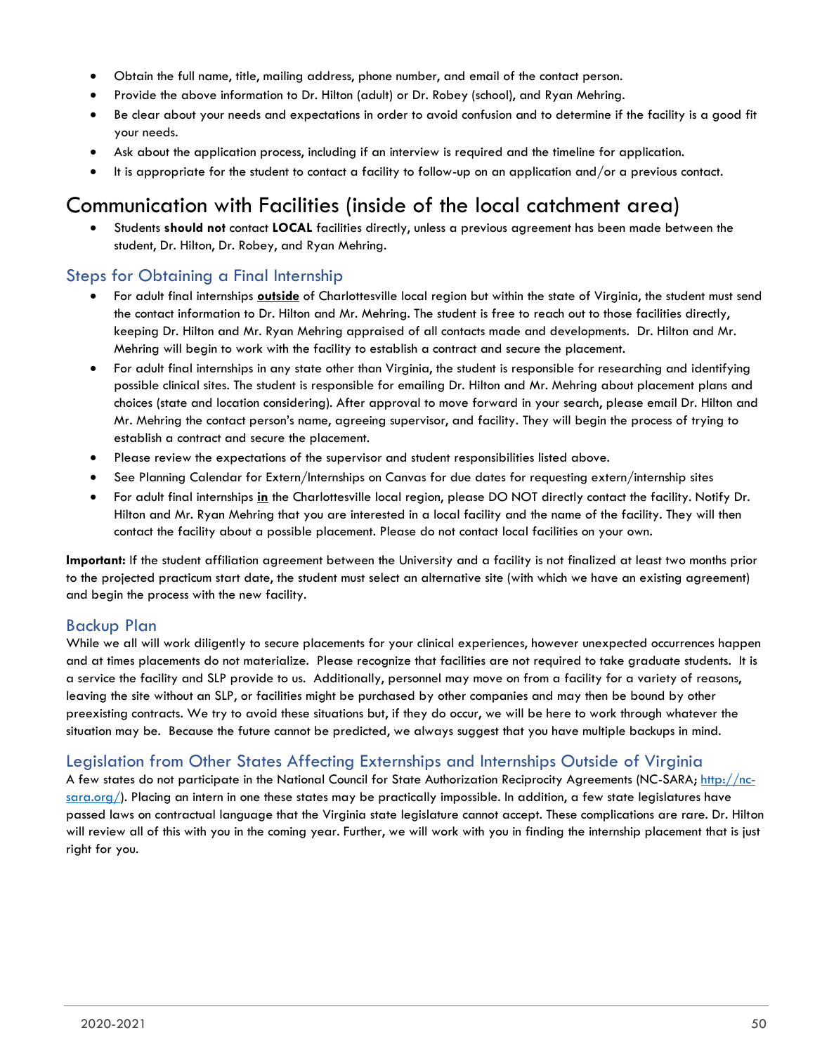- Obtain the full name, title, mailing address, phone number, and email of the contact person.
- Provide the above information to Dr. Hilton (adult) or Dr. Robey (school), and Ryan Mehring.
- Be clear about your needs and expectations in order to avoid confusion and to determine if the facility is a good fit your needs.
- Ask about the application process, including if an interview is required and the timeline for application.
- It is appropriate for the student to contact a facility to follow-up on an application and/or a previous contact.

# Communication with Facilities (inside of the local catchment area)

- Students **should not** contact **LOCAL** facilities directly, unless a previous agreement has been made between the student, Dr. Hilton, Dr. Robey, and Ryan Mehring.

## Steps for Obtaining a Final Internship

- For adult final internships **outside** of Charlottesville local region but within the state of Virginia, the student must send the contact information to Dr. Hilton and Mr. Mehring. The student is free to reach out to those facilities directly, keeping Dr. Hilton and Mr. Ryan Mehring appraised of all contacts made and developments. Dr. Hilton and Mr. Mehring will begin to work with the facility to establish a contract and secure the placement.
- For adult final internships in any state other than Virginia, the student is responsible for researching and identifying possible clinical sites. The student is responsible for emailing Dr. Hilton and Mr. Mehring about placement plans and choices (state and location considering). After approval to move forward in your search, please email Dr. Hilton and Mr. Mehring the contact person's name, agreeing supervisor, and facility. They will begin the process of trying to establish a contract and secure the placement.
- Please review the expectations of the supervisor and student responsibilities listed above.
- See Planning Calendar for Extern/Internships on Canvas for due dates for requesting extern/internship sites
- For adult final internships **in** the Charlottesville local region, please DO NOT directly contact the facility. Notify Dr. Hilton and Mr. Ryan Mehring that you are interested in a local facility and the name of the facility. They will then contact the facility about a possible placement. Please do not contact local facilities on your own.

**Important:** If the student affiliation agreement between the University and a facility is not finalized at least two months prior to the projected practicum start date, the student must select an alternative site (with which we have an existing agreement) and begin the process with the new facility.

## Backup Plan

While we all will work diligently to secure placements for your clinical experiences, however unexpected occurrences happen and at times placements do not materialize. Please recognize that facilities are not required to take graduate students. It is a service the facility and SLP provide to us. Additionally, personnel may move on from a facility for a variety of reasons, leaving the site without an SLP, or facilities might be purchased by other companies and may then be bound by other preexisting contracts. We try to avoid these situations but, if they do occur, we will be here to work through whatever the situation may be. Because the future cannot be predicted, we always suggest that you have multiple backups in mind.

## Legislation from Other States Affecting Externships and Internships Outside of Virginia

A few states do not participate in the National Council for State Authorization Reciprocity Agreements (NC-SARA; [http://nc-sara.org/](http://nc-sara.org/)). Placing an intern in one these states may be practically impossible. In addition, a few state legislatures have passed laws on contractual language that the Virginia state legislature cannot accept. These complications are rare. Dr. Hilton will review all of this with you in the coming year. Further, we will work with you in finding the internship placement that is just right for you.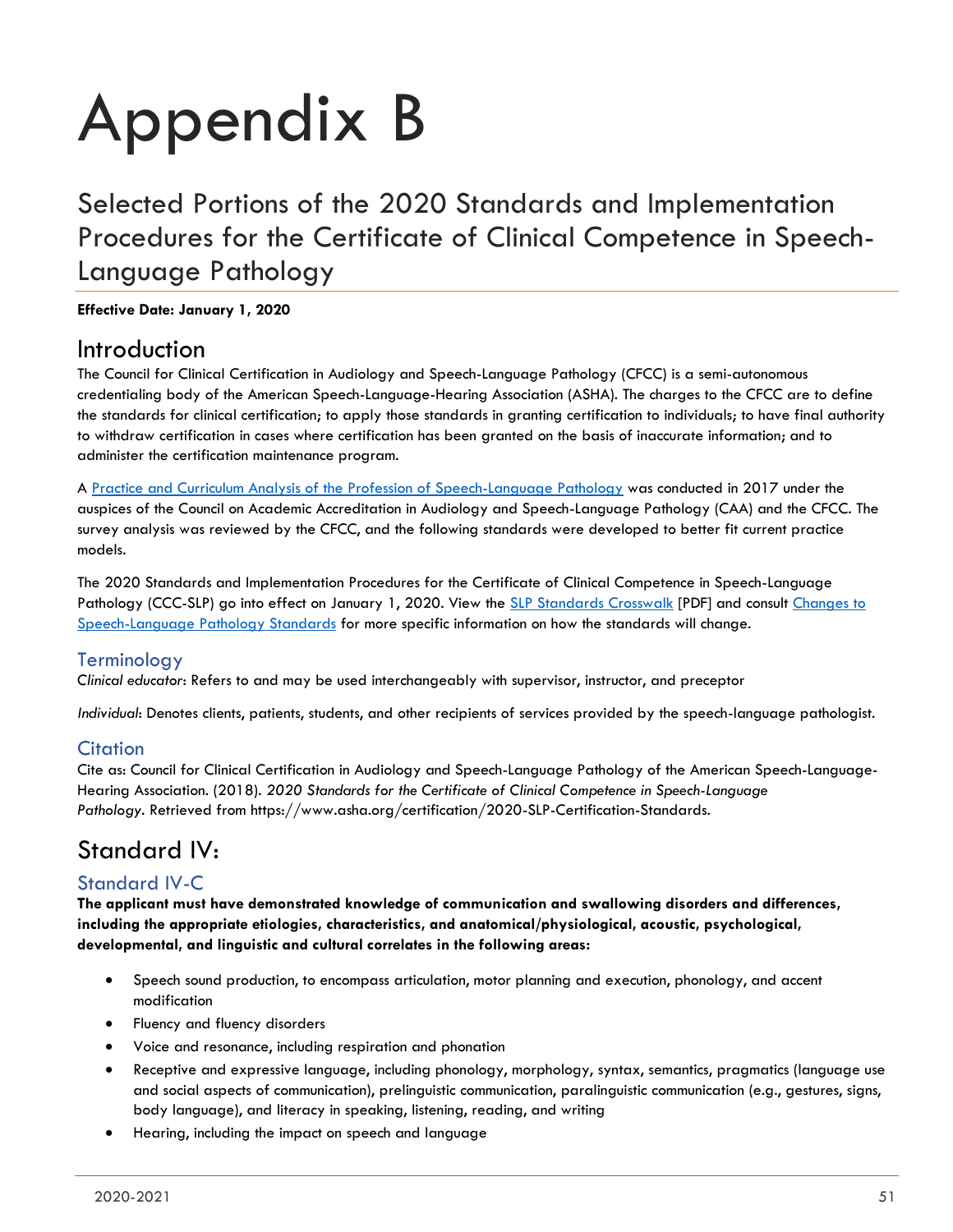# Appendix B

## Selected Portions of the 2020 Standards and Implementation Procedures for the Certificate of Clinical Competence in Speech-Language Pathology

**Effective Date: January 1, 2020**

## Introduction

The Council for Clinical Certification in Audiology and Speech-Language Pathology (CFCC) is a semi-autonomous credentialing body of the American Speech-Language-Hearing Association (ASHA). The charges to the CFCC are to define the standards for clinical certification; to apply those standards in granting certification to individuals; to have final authority to withdraw certification in cases where certification has been granted on the basis of inaccurate information; and to administer the certification maintenance program.

A Practice and Curriculum Analysis of the Profession of Speech-Language Pathology was conducted in 2017 under the auspices of the Council on Academic Accreditation in Audiology and Speech-Language Pathology (CAA) and the CFCC. The survey analysis was reviewed by the CFCC, and the following standards were developed to better fit current practice models.

The 2020 Standards and Implementation Procedures for the Certificate of Clinical Competence in Speech-Language Pathology (CCC-SLP) go into effect on January 1, 2020. View the SLP Standards Crosswalk [PDF] and consult Changes to Speech-Language Pathology Standards for more specific information on how the standards will change.

### Terminology

*Clinical educator*: Refers to and may be used interchangeably with supervisor, instructor, and preceptor

*Individual*: Denotes clients, patients, students, and other recipients of services provided by the speech-language pathologist.

### Citation

Cite as: Council for Clinical Certification in Audiology and Speech-Language Pathology of the American Speech-Language-Hearing Association. (2018). *2020 Standards for the Certificate of Clinical Competence in Speech-Language Pathology*. Retrieved from https://www.asha.org/certification/2020-SLP-Certification-Standards.

## Standard IV:

### Standard IV-C

**The applicant must have demonstrated knowledge of communication and swallowing disorders and differences, including the appropriate etiologies, characteristics, and anatomical/physiological, acoustic, psychological, developmental, and linguistic and cultural correlates in the following areas:**

- Speech sound production, to encompass articulation, motor planning and execution, phonology, and accent modification
- Fluency and fluency disorders
- Voice and resonance, including respiration and phonation
- Receptive and expressive language, including phonology, morphology, syntax, semantics, pragmatics (language use and social aspects of communication), prelinguistic communication, paralinguistic communication (e.g., gestures, signs, body language), and literacy in speaking, listening, reading, and writing
- Hearing, including the impact on speech and language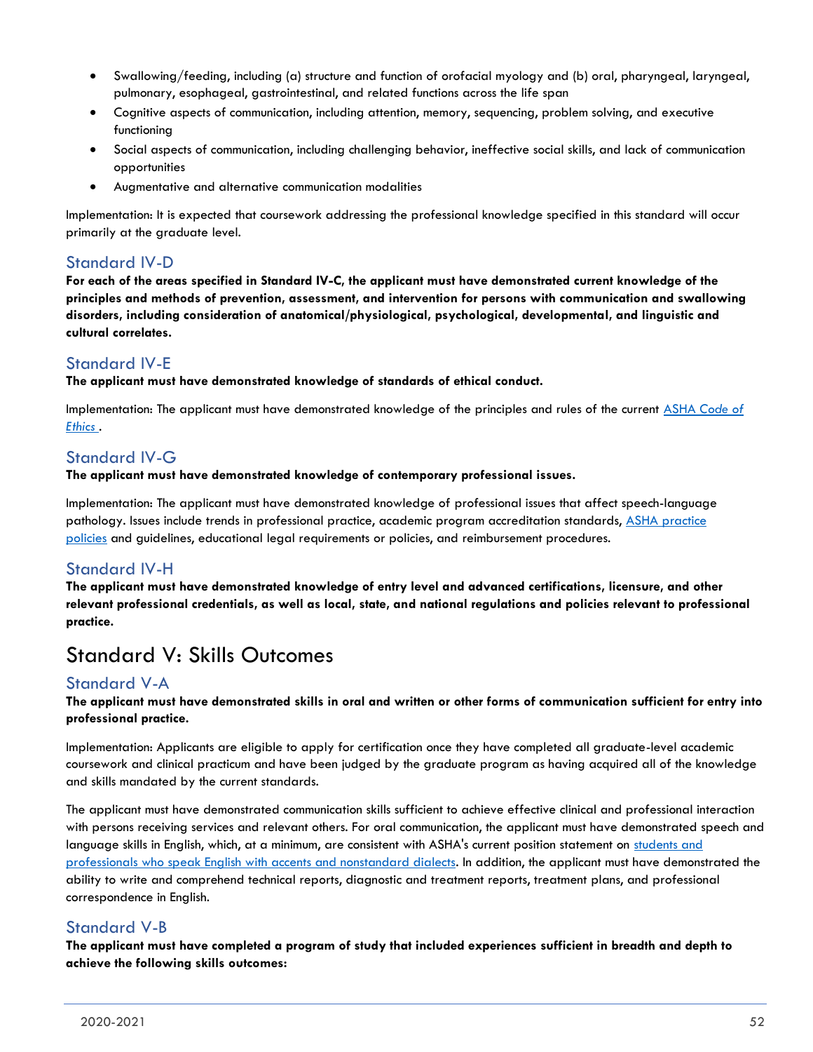- Swallowing/feeding, including (a) structure and function of orofacial myology and (b) oral, pharyngeal, laryngeal, pulmonary, esophageal, gastrointestinal, and related functions across the life span
- Cognitive aspects of communication, including attention, memory, sequencing, problem solving, and executive functioning
- Social aspects of communication, including challenging behavior, ineffective social skills, and lack of communication opportunities
- Augmentative and alternative communication modalities

Implementation: It is expected that coursework addressing the professional knowledge specified in this standard will occur primarily at the graduate level.

### Standard IV-D

**For each of the areas specified in Standard IV-C, the applicant must have demonstrated current knowledge of the principles and methods of prevention, assessment, and intervention for persons with communication and swallowing disorders, including consideration of anatomical/physiological, psychological, developmental, and linguistic and cultural correlates.**

### Standard IV-E

**The applicant must have demonstrated knowledge of standards of ethical conduct.**

Implementation: The applicant must have demonstrated knowledge of the principles and rules of the current *ASHA Code of Ethics* .

### Standard IV-G

**The applicant must have demonstrated knowledge of contemporary professional issues.**

Implementation: The applicant must have demonstrated knowledge of professional issues that affect speech-language pathology. Issues include trends in professional practice, academic program accreditation standards, ASHA practice policies and guidelines, educational legal requirements or policies, and reimbursement procedures.

### Standard IV-H

**The applicant must have demonstrated knowledge of entry level and advanced certifications, licensure, and other relevant professional credentials, as well as local, state, and national regulations and policies relevant to professional practice.**

## Standard V: Skills Outcomes

### Standard V-A

**The applicant must have demonstrated skills in oral and written or other forms of communication sufficient for entry into professional practice.**

Implementation: Applicants are eligible to apply for certification once they have completed all graduate-level academic coursework and clinical practicum and have been judged by the graduate program as having acquired all of the knowledge and skills mandated by the current standards.

The applicant must have demonstrated communication skills sufficient to achieve effective clinical and professional interaction with persons receiving services and relevant others. For oral communication, the applicant must have demonstrated speech and language skills in English, which, at a minimum, are consistent with ASHA's current position statement on students and professionals who speak English with accents and nonstandard dialects. In addition, the applicant must have demonstrated the ability to write and comprehend technical reports, diagnostic and treatment reports, treatment plans, and professional correspondence in English.

### Standard V-B

**The applicant must have completed a program of study that included experiences sufficient in breadth and depth to achieve the following skills outcomes:**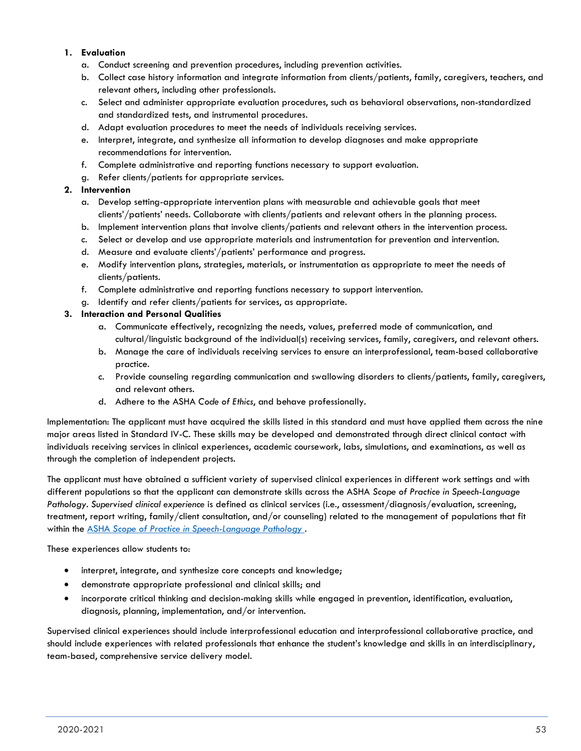1. **Evaluation**
   a. Conduct screening and prevention procedures, including prevention activities.
   b. Collect case history information and integrate information from clients/patients, family, caregivers, teachers, and relevant others, including other professionals.
   c. Select and administer appropriate evaluation procedures, such as behavioral observations, non-standardized and standardized tests, and instrumental procedures.
   d. Adapt evaluation procedures to meet the needs of individuals receiving services.
   e. Interpret, integrate, and synthesize all information to develop diagnoses and make appropriate recommendations for intervention.
   f. Complete administrative and reporting functions necessary to support evaluation.
   g. Refer clients/patients for appropriate services.
2. **Intervention**
   a. Develop setting-appropriate intervention plans with measurable and achievable goals that meet clients'/patients' needs. Collaborate with clients/patients and relevant others in the planning process.
   b. Implement intervention plans that involve clients/patients and relevant others in the intervention process.
   c. Select or develop and use appropriate materials and instrumentation for prevention and intervention.
   d. Measure and evaluate clients'/patients' performance and progress.
   e. Modify intervention plans, strategies, materials, or instrumentation as appropriate to meet the needs of clients/patients.
   f. Complete administrative and reporting functions necessary to support intervention.
   g. Identify and refer clients/patients for services, as appropriate.
3. **Interaction and Personal Qualities**
   a. Communicate effectively, recognizing the needs, values, preferred mode of communication, and cultural/linguistic background of the individual(s) receiving services, family, caregivers, and relevant others.
   b. Manage the care of individuals receiving services to ensure an interprofessional, team-based collaborative practice.
   c. Provide counseling regarding communication and swallowing disorders to clients/patients, family, caregivers, and relevant others.
   d. Adhere to the ASHA *Code of Ethics*, and behave professionally.

Implementation: The applicant must have acquired the skills listed in this standard and must have applied them across the nine major areas listed in Standard IV-C. These skills may be developed and demonstrated through direct clinical contact with individuals receiving services in clinical experiences, academic coursework, labs, simulations, and examinations, as well as through the completion of independent projects.

The applicant must have obtained a sufficient variety of supervised clinical experiences in different work settings and with different populations so that the applicant can demonstrate skills across the ASHA *Scope of Practice in Speech-Language Pathology*. *Supervised clinical experience* is defined as clinical services (i.e., assessment/diagnosis/evaluation, screening, treatment, report writing, family/client consultation, and/or counseling) related to the management of populations that fit within the [ASHA *Scope of Practice in Speech-Language Pathology*](ASHA Scope of Practice in Speech-Language Pathology).

These experiences allow students to:

- interpret, integrate, and synthesize core concepts and knowledge;
- demonstrate appropriate professional and clinical skills; and
- incorporate critical thinking and decision-making skills while engaged in prevention, identification, evaluation, diagnosis, planning, implementation, and/or intervention.

Supervised clinical experiences should include interprofessional education and interprofessional collaborative practice, and should include experiences with related professionals that enhance the student's knowledge and skills in an interdisciplinary, team-based, comprehensive service delivery model.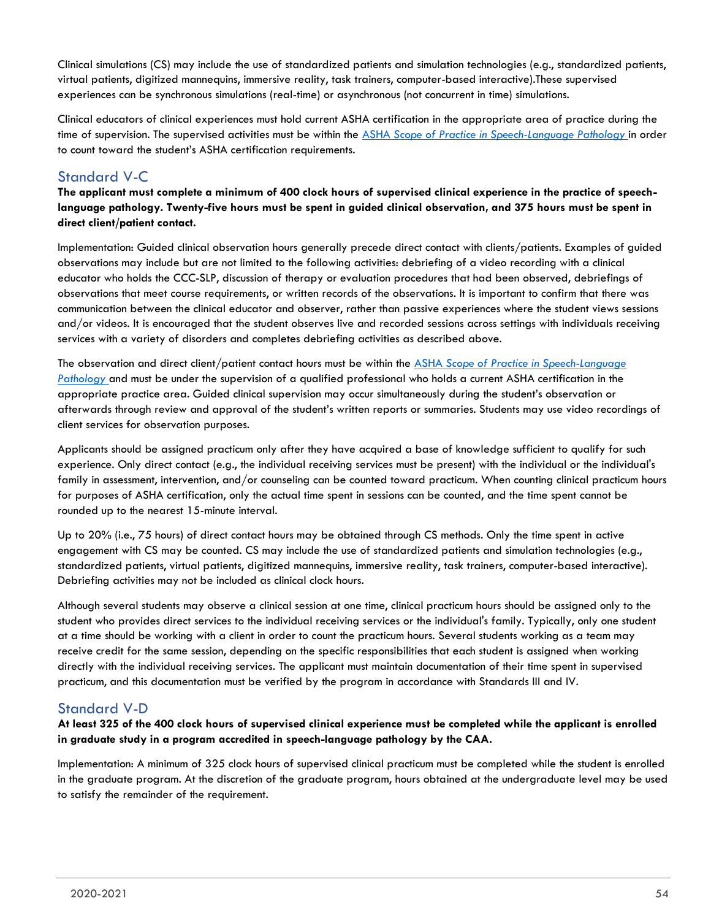Clinical simulations (CS) may include the use of standardized patients and simulation technologies (e.g., standardized patients, virtual patients, digitized mannequins, immersive reality, task trainers, computer-based interactive).These supervised experiences can be synchronous simulations (real-time) or asynchronous (not concurrent in time) simulations.

Clinical educators of clinical experiences must hold current ASHA certification in the appropriate area of practice during the time of supervision. The supervised activities must be within the [ASHA *Scope of Practice in Speech-Language Pathology*] in order to count toward the student's ASHA certification requirements.

## Standard V-C

**The applicant must complete a minimum of 400 clock hours of supervised clinical experience in the practice of speech-language pathology. Twenty-five hours must be spent in guided clinical observation, and 375 hours must be spent in direct client/patient contact.**

Implementation: Guided clinical observation hours generally precede direct contact with clients/patients. Examples of guided observations may include but are not limited to the following activities: debriefing of a video recording with a clinical educator who holds the CCC-SLP, discussion of therapy or evaluation procedures that had been observed, debriefings of observations that meet course requirements, or written records of the observations. It is important to confirm that there was communication between the clinical educator and observer, rather than passive experiences where the student views sessions and/or videos. It is encouraged that the student observes live and recorded sessions across settings with individuals receiving services with a variety of disorders and completes debriefing activities as described above.

The observation and direct client/patient contact hours must be within the [ASHA *Scope of Practice in Speech-Language Pathology*] and must be under the supervision of a qualified professional who holds a current ASHA certification in the appropriate practice area. Guided clinical supervision may occur simultaneously during the student's observation or afterwards through review and approval of the student's written reports or summaries. Students may use video recordings of client services for observation purposes.

Applicants should be assigned practicum only after they have acquired a base of knowledge sufficient to qualify for such experience. Only direct contact (e.g., the individual receiving services must be present) with the individual or the individual's family in assessment, intervention, and/or counseling can be counted toward practicum. When counting clinical practicum hours for purposes of ASHA certification, only the actual time spent in sessions can be counted, and the time spent cannot be rounded up to the nearest 15-minute interval.

Up to 20% (i.e., 75 hours) of direct contact hours may be obtained through CS methods. Only the time spent in active engagement with CS may be counted. CS may include the use of standardized patients and simulation technologies (e.g., standardized patients, virtual patients, digitized mannequins, immersive reality, task trainers, computer-based interactive). Debriefing activities may not be included as clinical clock hours.

Although several students may observe a clinical session at one time, clinical practicum hours should be assigned only to the student who provides direct services to the individual receiving services or the individual's family. Typically, only one student at a time should be working with a client in order to count the practicum hours. Several students working as a team may receive credit for the same session, depending on the specific responsibilities that each student is assigned when working directly with the individual receiving services. The applicant must maintain documentation of their time spent in supervised practicum, and this documentation must be verified by the program in accordance with Standards III and IV.

## Standard V-D

**At least 325 of the 400 clock hours of supervised clinical experience must be completed while the applicant is enrolled in graduate study in a program accredited in speech-language pathology by the CAA.**

Implementation: A minimum of 325 clock hours of supervised clinical practicum must be completed while the student is enrolled in the graduate program. At the discretion of the graduate program, hours obtained at the undergraduate level may be used to satisfy the remainder of the requirement.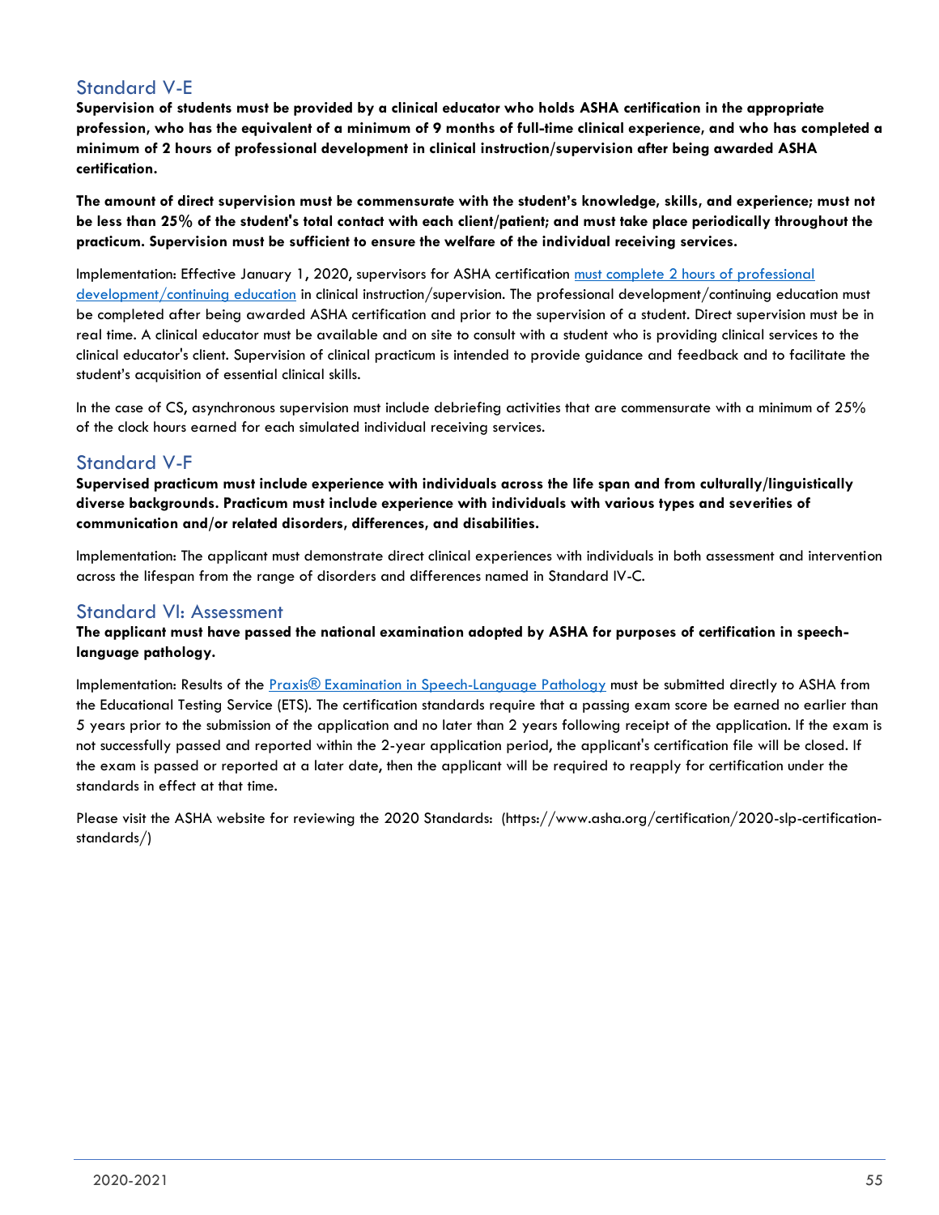## Standard V-E

**Supervision of students must be provided by a clinical educator who holds ASHA certification in the appropriate profession, who has the equivalent of a minimum of 9 months of full-time clinical experience, and who has completed a minimum of 2 hours of professional development in clinical instruction/supervision after being awarded ASHA certification.**

**The amount of direct supervision must be commensurate with the student's knowledge, skills, and experience; must not be less than 25% of the student's total contact with each client/patient; and must take place periodically throughout the practicum. Supervision must be sufficient to ensure the welfare of the individual receiving services.**

Implementation: Effective January 1, 2020, supervisors for ASHA certification must complete 2 hours of professional development/continuing education in clinical instruction/supervision. The professional development/continuing education must be completed after being awarded ASHA certification and prior to the supervision of a student. Direct supervision must be in real time. A clinical educator must be available and on site to consult with a student who is providing clinical services to the clinical educator's client. Supervision of clinical practicum is intended to provide guidance and feedback and to facilitate the student's acquisition of essential clinical skills.

In the case of CS, asynchronous supervision must include debriefing activities that are commensurate with a minimum of 25% of the clock hours earned for each simulated individual receiving services.

## Standard V-F

**Supervised practicum must include experience with individuals across the life span and from culturally/linguistically diverse backgrounds. Practicum must include experience with individuals with various types and severities of communication and/or related disorders, differences, and disabilities.**

Implementation: The applicant must demonstrate direct clinical experiences with individuals in both assessment and intervention across the lifespan from the range of disorders and differences named in Standard IV-C.

## Standard VI: Assessment

**The applicant must have passed the national examination adopted by ASHA for purposes of certification in speech-language pathology.**

Implementation: Results of the Praxis® Examination in Speech-Language Pathology must be submitted directly to ASHA from the Educational Testing Service (ETS). The certification standards require that a passing exam score be earned no earlier than 5 years prior to the submission of the application and no later than 2 years following receipt of the application. If the exam is not successfully passed and reported within the 2-year application period, the applicant's certification file will be closed. If the exam is passed or reported at a later date, then the applicant will be required to reapply for certification under the standards in effect at that time.

Please visit the ASHA website for reviewing the 2020 Standards: (https://www.asha.org/certification/2020-slp-certification-standards/)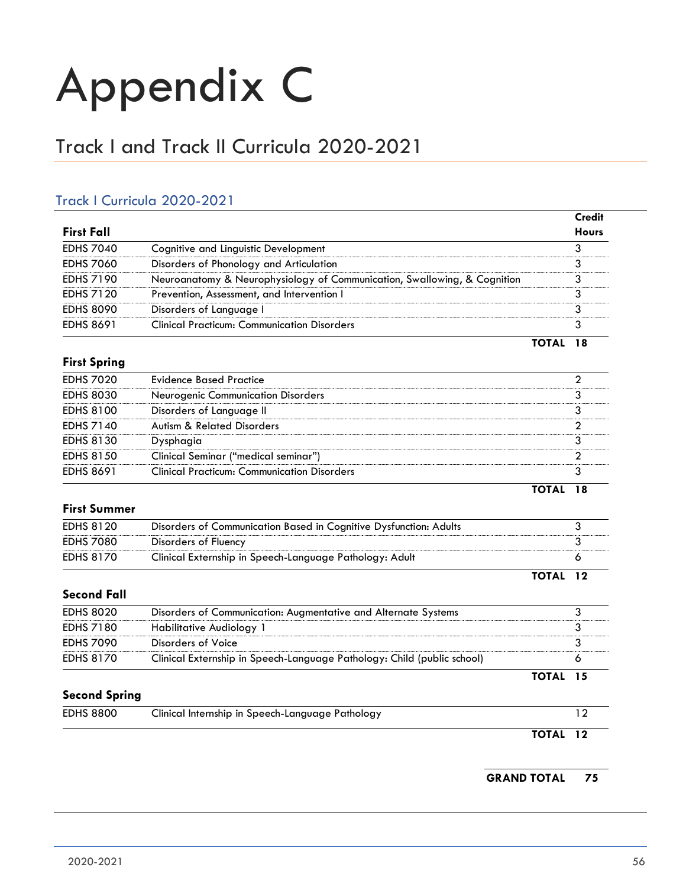# Appendix C

## Track I and Track II Curricula 2020-2021

### Track I Curricula 2020-2021

| **First Fall** | | **Credit Hours** |
|---|---|---|
| EDHS 7040 | Cognitive and Linguistic Development | 3 |
| EDHS 7060 | Disorders of Phonology and Articulation | 3 |
| EDHS 7190 | Neuroanatomy & Neurophysiology of Communication, Swallowing, & Cognition | 3 |
| EDHS 7120 | Prevention, Assessment, and Intervention I | 3 |
| EDHS 8090 | Disorders of Language I | 3 |
| EDHS 8691 | Clinical Practicum: Communication Disorders | 3 |
| | **TOTAL** | **18** |

| **First Spring** | | |
|---|---|---|
| EDHS 7020 | Evidence Based Practice | 2 |
| EDHS 8030 | Neurogenic Communication Disorders | 3 |
| EDHS 8100 | Disorders of Language II | 3 |
| EDHS 7140 | Autism & Related Disorders | 2 |
| EDHS 8130 | Dysphagia | 3 |
| EDHS 8150 | Clinical Seminar ("medical seminar") | 2 |
| EDHS 8691 | Clinical Practicum: Communication Disorders | 3 |
| | **TOTAL** | **18** |

| **First Summer** | | |
|---|---|---|
| EDHS 8120 | Disorders of Communication Based in Cognitive Dysfunction: Adults | 3 |
| EDHS 7080 | Disorders of Fluency | 3 |
| EDHS 8170 | Clinical Externship in Speech-Language Pathology: Adult | 6 |
| | **TOTAL** | **12** |

| **Second Fall** | | |
|---|---|---|
| EDHS 8020 | Disorders of Communication: Augmentative and Alternate Systems | 3 |
| EDHS 7180 | Habilitative Audiology 1 | 3 |
| EDHS 7090 | Disorders of Voice | 3 |
| EDHS 8170 | Clinical Externship in Speech-Language Pathology: Child (public school) | 6 |
| | **TOTAL** | **15** |

| **Second Spring** | | |
|---|---|---|
| EDHS 8800 | Clinical Internship in Speech-Language Pathology | 12 |
| | **TOTAL** | **12** |

**GRAND TOTAL** **75**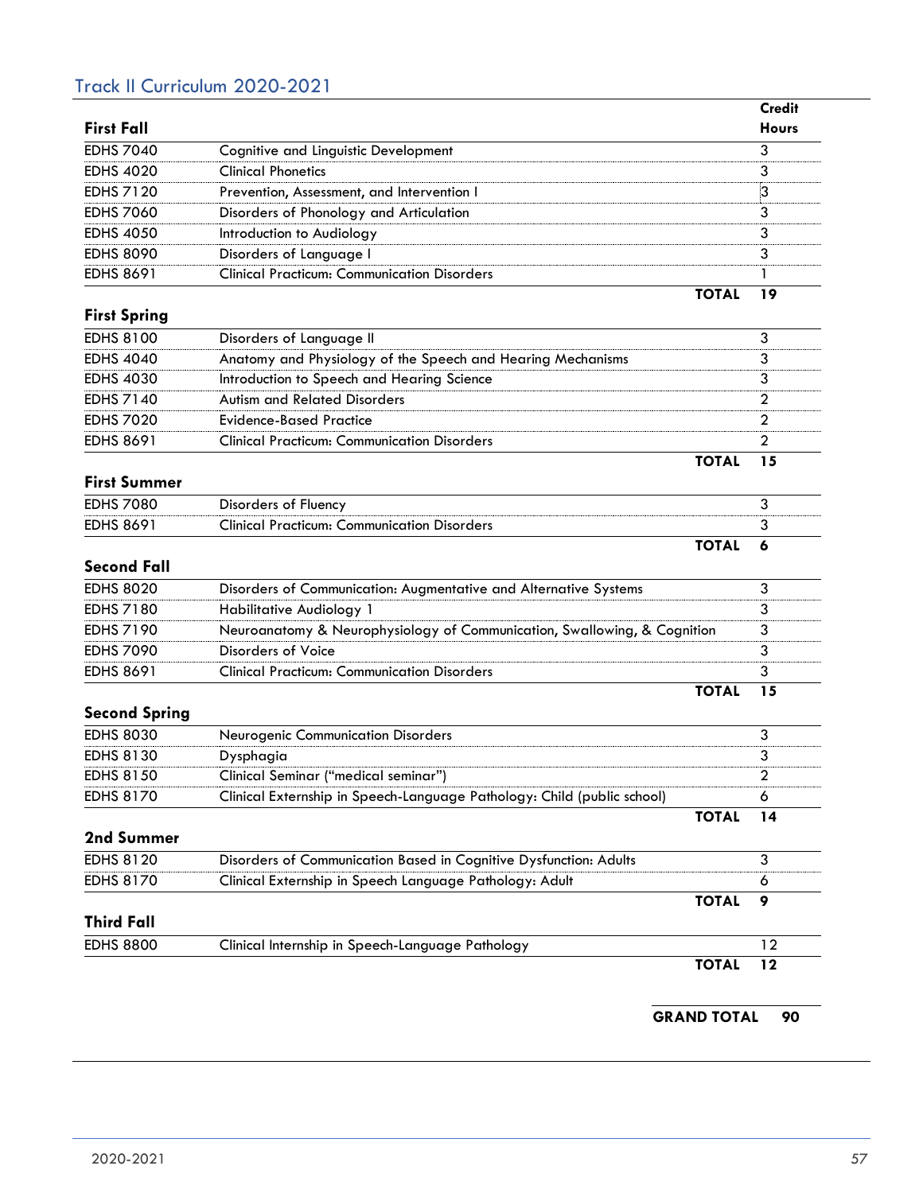## Track II Curriculum 2020-2021

| First Fall | | Credit Hours |
|---|---|---|
| EDHS 7040 | Cognitive and Linguistic Development | 3 |
| EDHS 4020 | Clinical Phonetics | 3 |
| EDHS 7120 | Prevention, Assessment, and Intervention I | 3 |
| EDHS 7060 | Disorders of Phonology and Articulation | 3 |
| EDHS 4050 | Introduction to Audiology | 3 |
| EDHS 8090 | Disorders of Language I | 3 |
| EDHS 8691 | Clinical Practicum: Communication Disorders | 1 |
| | **TOTAL** | **19** |

| First Spring | | |
|---|---|---|
| EDHS 8100 | Disorders of Language II | 3 |
| EDHS 4040 | Anatomy and Physiology of the Speech and Hearing Mechanisms | 3 |
| EDHS 4030 | Introduction to Speech and Hearing Science | 3 |
| EDHS 7140 | Autism and Related Disorders | 2 |
| EDHS 7020 | Evidence-Based Practice | 2 |
| EDHS 8691 | Clinical Practicum: Communication Disorders | 2 |
| | **TOTAL** | **15** |

| First Summer | | |
|---|---|---|
| EDHS 7080 | Disorders of Fluency | 3 |
| EDHS 8691 | Clinical Practicum: Communication Disorders | 3 |
| | **TOTAL** | **6** |

| Second Fall | | |
|---|---|---|
| EDHS 8020 | Disorders of Communication: Augmentative and Alternative Systems | 3 |
| EDHS 7180 | Habilitative Audiology 1 | 3 |
| EDHS 7190 | Neuroanatomy & Neurophysiology of Communication, Swallowing, & Cognition | 3 |
| EDHS 7090 | Disorders of Voice | 3 |
| EDHS 8691 | Clinical Practicum: Communication Disorders | 3 |
| | **TOTAL** | **15** |

| Second Spring | | |
|---|---|---|
| EDHS 8030 | Neurogenic Communication Disorders | 3 |
| EDHS 8130 | Dysphagia | 3 |
| EDHS 8150 | Clinical Seminar ("medical seminar") | 2 |
| EDHS 8170 | Clinical Externship in Speech-Language Pathology: Child (public school) | 6 |
| | **TOTAL** | **14** |

| 2nd Summer | | |
|---|---|---|
| EDHS 8120 | Disorders of Communication Based in Cognitive Dysfunction: Adults | 3 |
| EDHS 8170 | Clinical Externship in Speech Language Pathology: Adult | 6 |
| | **TOTAL** | **9** |

| Third Fall | | |
|---|---|---|
| EDHS 8800 | Clinical Internship in Speech-Language Pathology | 12 |
| | **TOTAL** | **12** |

**GRAND TOTAL 90**